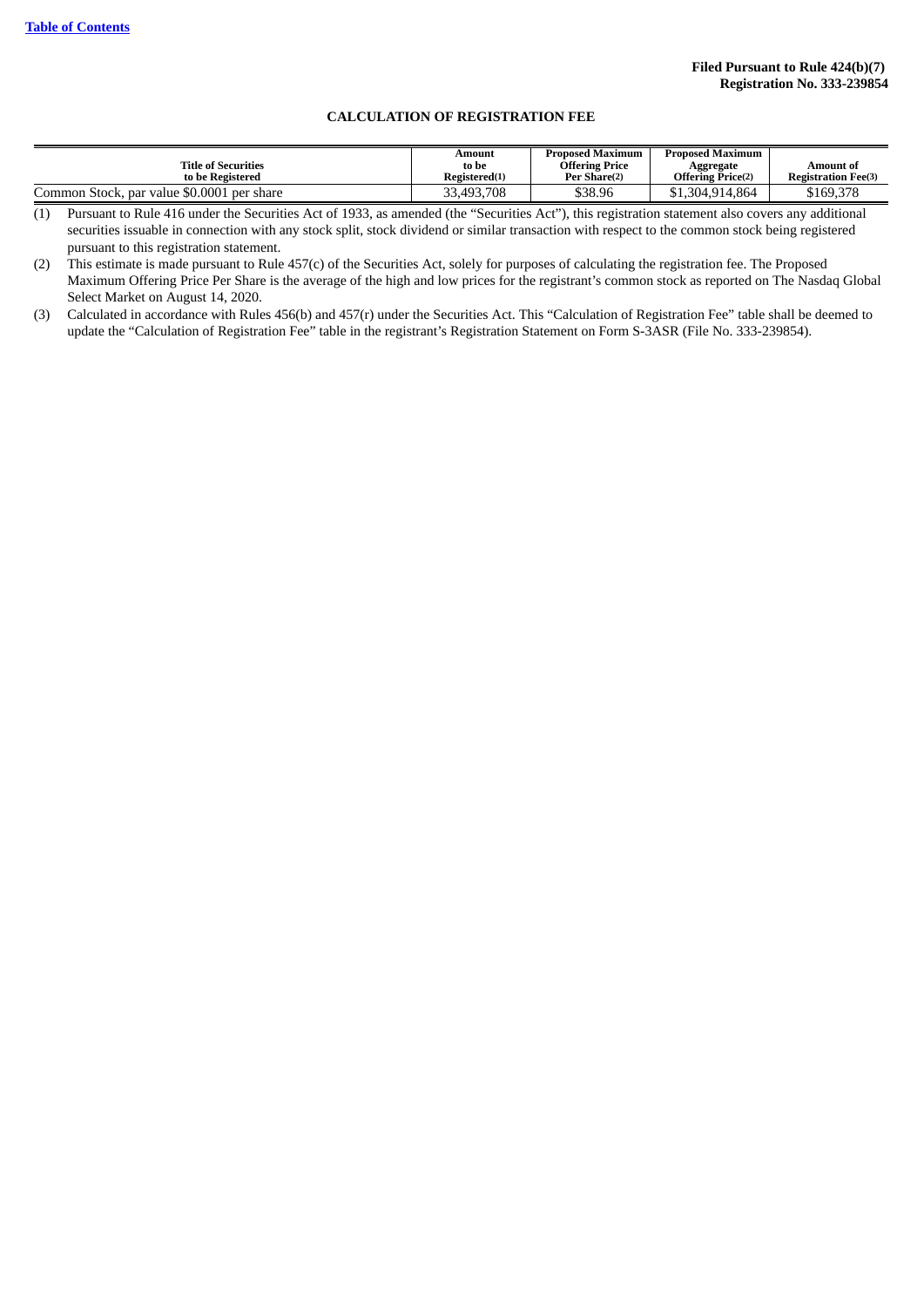[Table of Contents](#)

**Filed Pursuant to Rule 424(b)(7)**
**Registration No. 333-239854**

## CALCULATION OF REGISTRATION FEE

| Title of Securities to be Registered | Amount to be Registered(1) | Proposed Maximum Offering Price Per Share(2) | Proposed Maximum Aggregate Offering Price(2) | Amount of Registration Fee(3) |
|---|---|---|---|---|
| Common Stock, par value $0.0001 per share | 33,493,708 | $38.96 | $1,304,914,864 | $169,378 |

(1) Pursuant to Rule 416 under the Securities Act of 1933, as amended (the "Securities Act"), this registration statement also covers any additional securities issuable in connection with any stock split, stock dividend or similar transaction with respect to the common stock being registered pursuant to this registration statement.

(2) This estimate is made pursuant to Rule 457(c) of the Securities Act, solely for purposes of calculating the registration fee. The Proposed Maximum Offering Price Per Share is the average of the high and low prices for the registrant's common stock as reported on The Nasdaq Global Select Market on August 14, 2020.

(3) Calculated in accordance with Rules 456(b) and 457(r) under the Securities Act. This "Calculation of Registration Fee" table shall be deemed to update the "Calculation of Registration Fee" table in the registrant's Registration Statement on Form S-3ASR (File No. 333-239854).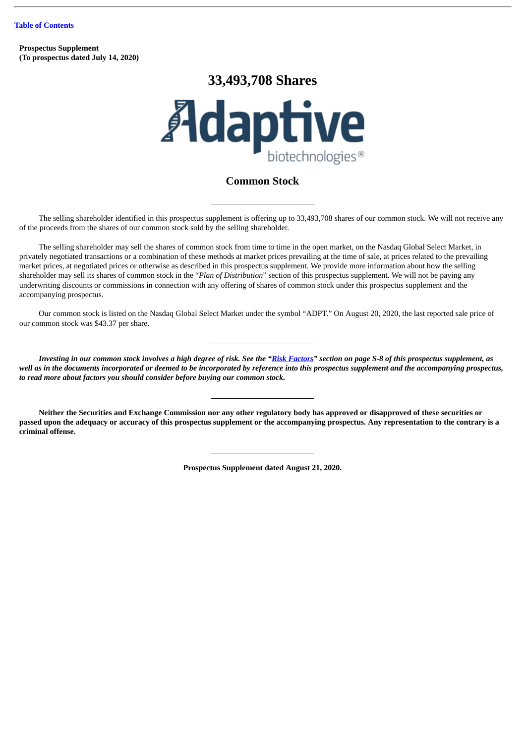[Table of Contents](#)

**Prospectus Supplement**
**(To prospectus dated July 14, 2020)**

# 33,493,708 Shares

Adaptive biotechnologies®

## Common Stock

---

The selling shareholder identified in this prospectus supplement is offering up to 33,493,708 shares of our common stock. We will not receive any of the proceeds from the shares of our common stock sold by the selling shareholder.

The selling shareholder may sell the shares of common stock from time to time in the open market, on the Nasdaq Global Select Market, in privately negotiated transactions or a combination of these methods at market prices prevailing at the time of sale, at prices related to the prevailing market prices, at negotiated prices or otherwise as described in this prospectus supplement. We provide more information about how the selling shareholder may sell its shares of common stock in the "*Plan of Distribution*" section of this prospectus supplement. We will not be paying any underwriting discounts or commissions in connection with any offering of shares of common stock under this prospectus supplement and the accompanying prospectus.

Our common stock is listed on the Nasdaq Global Select Market under the symbol "ADPT." On August 20, 2020, the last reported sale price of our common stock was $43.37 per share.

---

***Investing in our common stock involves a high degree of risk. See the "[Risk Factors](#)" section on page S-8 of this prospectus supplement, as well as in the documents incorporated or deemed to be incorporated by reference into this prospectus supplement and the accompanying prospectus, to read more about factors you should consider before buying our common stock.***

---

**Neither the Securities and Exchange Commission nor any other regulatory body has approved or disapproved of these securities or passed upon the adequacy or accuracy of this prospectus supplement or the accompanying prospectus. Any representation to the contrary is a criminal offense.**

---

**Prospectus Supplement dated August 21, 2020.**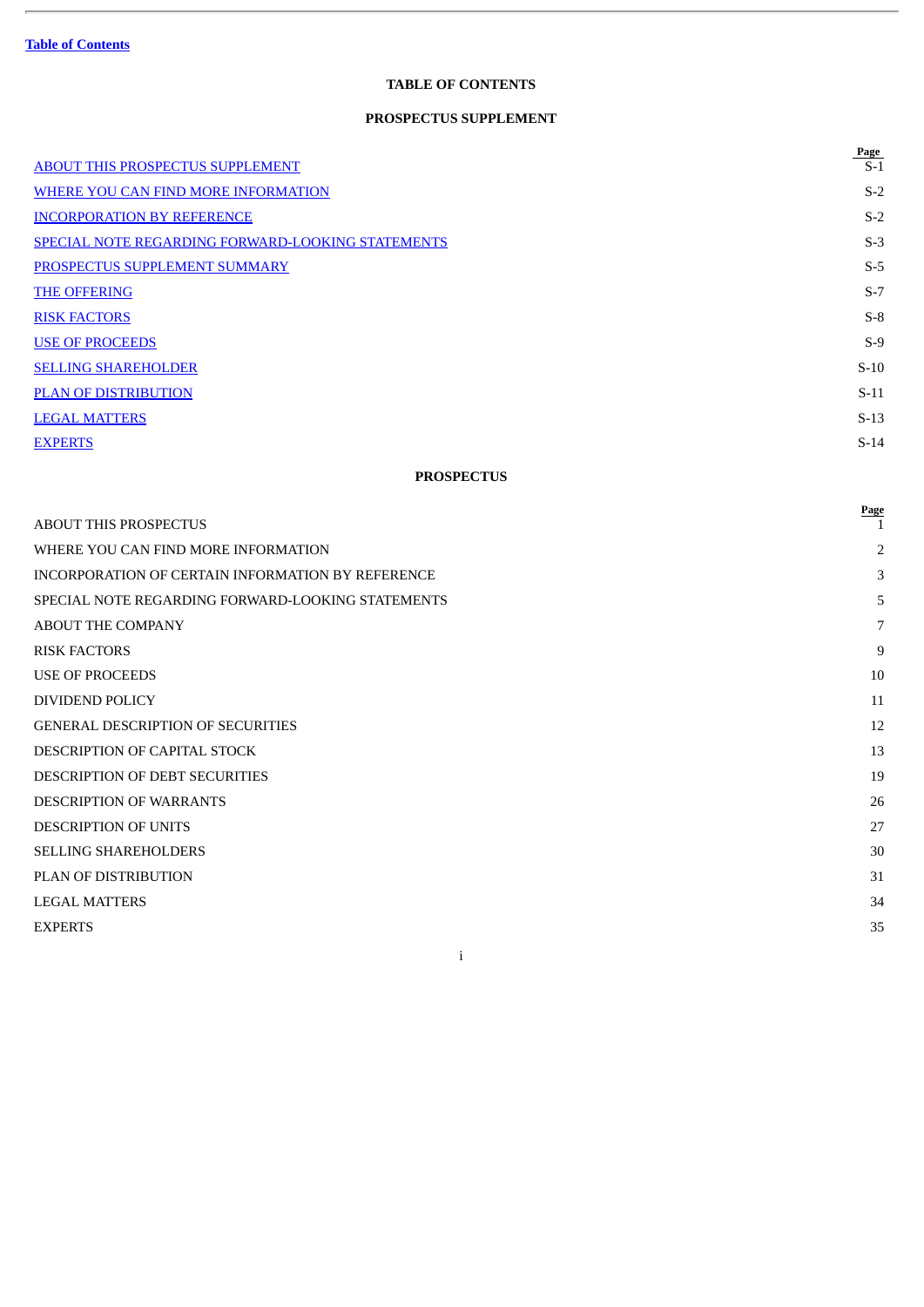## TABLE OF CONTENTS

### PROSPECTUS SUPPLEMENT

| | Page |
|---|---|
| ABOUT THIS PROSPECTUS SUPPLEMENT | S-1 |
| WHERE YOU CAN FIND MORE INFORMATION | S-2 |
| INCORPORATION BY REFERENCE | S-2 |
| SPECIAL NOTE REGARDING FORWARD-LOOKING STATEMENTS | S-3 |
| PROSPECTUS SUPPLEMENT SUMMARY | S-5 |
| THE OFFERING | S-7 |
| RISK FACTORS | S-8 |
| USE OF PROCEEDS | S-9 |
| SELLING SHAREHOLDER | S-10 |
| PLAN OF DISTRIBUTION | S-11 |
| LEGAL MATTERS | S-13 |
| EXPERTS | S-14 |

### PROSPECTUS

| | Page |
|---|---|
| ABOUT THIS PROSPECTUS | 1 |
| WHERE YOU CAN FIND MORE INFORMATION | 2 |
| INCORPORATION OF CERTAIN INFORMATION BY REFERENCE | 3 |
| SPECIAL NOTE REGARDING FORWARD-LOOKING STATEMENTS | 5 |
| ABOUT THE COMPANY | 7 |
| RISK FACTORS | 9 |
| USE OF PROCEEDS | 10 |
| DIVIDEND POLICY | 11 |
| GENERAL DESCRIPTION OF SECURITIES | 12 |
| DESCRIPTION OF CAPITAL STOCK | 13 |
| DESCRIPTION OF DEBT SECURITIES | 19 |
| DESCRIPTION OF WARRANTS | 26 |
| DESCRIPTION OF UNITS | 27 |
| SELLING SHAREHOLDERS | 30 |
| PLAN OF DISTRIBUTION | 31 |
| LEGAL MATTERS | 34 |
| EXPERTS | 35 |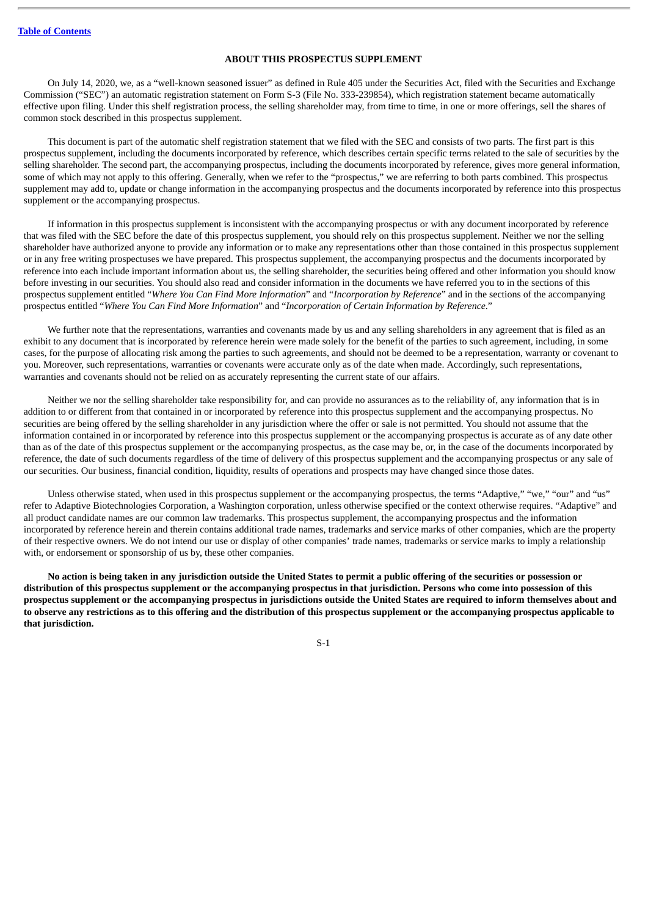## ABOUT THIS PROSPECTUS SUPPLEMENT

On July 14, 2020, we, as a "well-known seasoned issuer" as defined in Rule 405 under the Securities Act, filed with the Securities and Exchange Commission ("SEC") an automatic registration statement on Form S-3 (File No. 333-239854), which registration statement became automatically effective upon filing. Under this shelf registration process, the selling shareholder may, from time to time, in one or more offerings, sell the shares of common stock described in this prospectus supplement.

This document is part of the automatic shelf registration statement that we filed with the SEC and consists of two parts. The first part is this prospectus supplement, including the documents incorporated by reference, which describes certain specific terms related to the sale of securities by the selling shareholder. The second part, the accompanying prospectus, including the documents incorporated by reference, gives more general information, some of which may not apply to this offering. Generally, when we refer to the "prospectus," we are referring to both parts combined. This prospectus supplement may add to, update or change information in the accompanying prospectus and the documents incorporated by reference into this prospectus supplement or the accompanying prospectus.

If information in this prospectus supplement is inconsistent with the accompanying prospectus or with any document incorporated by reference that was filed with the SEC before the date of this prospectus supplement, you should rely on this prospectus supplement. Neither we nor the selling shareholder have authorized anyone to provide any information or to make any representations other than those contained in this prospectus supplement or in any free writing prospectuses we have prepared. This prospectus supplement, the accompanying prospectus and the documents incorporated by reference into each include important information about us, the selling shareholder, the securities being offered and other information you should know before investing in our securities. You should also read and consider information in the documents we have referred you to in the sections of this prospectus supplement entitled "*Where You Can Find More Information*" and "*Incorporation by Reference*" and in the sections of the accompanying prospectus entitled "*Where You Can Find More Information*" and "*Incorporation of Certain Information by Reference*."

We further note that the representations, warranties and covenants made by us and any selling shareholders in any agreement that is filed as an exhibit to any document that is incorporated by reference herein were made solely for the benefit of the parties to such agreement, including, in some cases, for the purpose of allocating risk among the parties to such agreements, and should not be deemed to be a representation, warranty or covenant to you. Moreover, such representations, warranties or covenants were accurate only as of the date when made. Accordingly, such representations, warranties and covenants should not be relied on as accurately representing the current state of our affairs.

Neither we nor the selling shareholder take responsibility for, and can provide no assurances as to the reliability of, any information that is in addition to or different from that contained in or incorporated by reference into this prospectus supplement and the accompanying prospectus. No securities are being offered by the selling shareholder in any jurisdiction where the offer or sale is not permitted. You should not assume that the information contained in or incorporated by reference into this prospectus supplement or the accompanying prospectus is accurate as of any date other than as of the date of this prospectus supplement or the accompanying prospectus, as the case may be, or, in the case of the documents incorporated by reference, the date of such documents regardless of the time of delivery of this prospectus supplement and the accompanying prospectus or any sale of our securities. Our business, financial condition, liquidity, results of operations and prospects may have changed since those dates.

Unless otherwise stated, when used in this prospectus supplement or the accompanying prospectus, the terms "Adaptive," "we," "our" and "us" refer to Adaptive Biotechnologies Corporation, a Washington corporation, unless otherwise specified or the context otherwise requires. "Adaptive" and all product candidate names are our common law trademarks. This prospectus supplement, the accompanying prospectus and the information incorporated by reference herein and therein contains additional trade names, trademarks and service marks of other companies, which are the property of their respective owners. We do not intend our use or display of other companies' trade names, trademarks or service marks to imply a relationship with, or endorsement or sponsorship of us by, these other companies.

**No action is being taken in any jurisdiction outside the United States to permit a public offering of the securities or possession or distribution of this prospectus supplement or the accompanying prospectus in that jurisdiction. Persons who come into possession of this prospectus supplement or the accompanying prospectus in jurisdictions outside the United States are required to inform themselves about and to observe any restrictions as to this offering and the distribution of this prospectus supplement or the accompanying prospectus applicable to that jurisdiction.**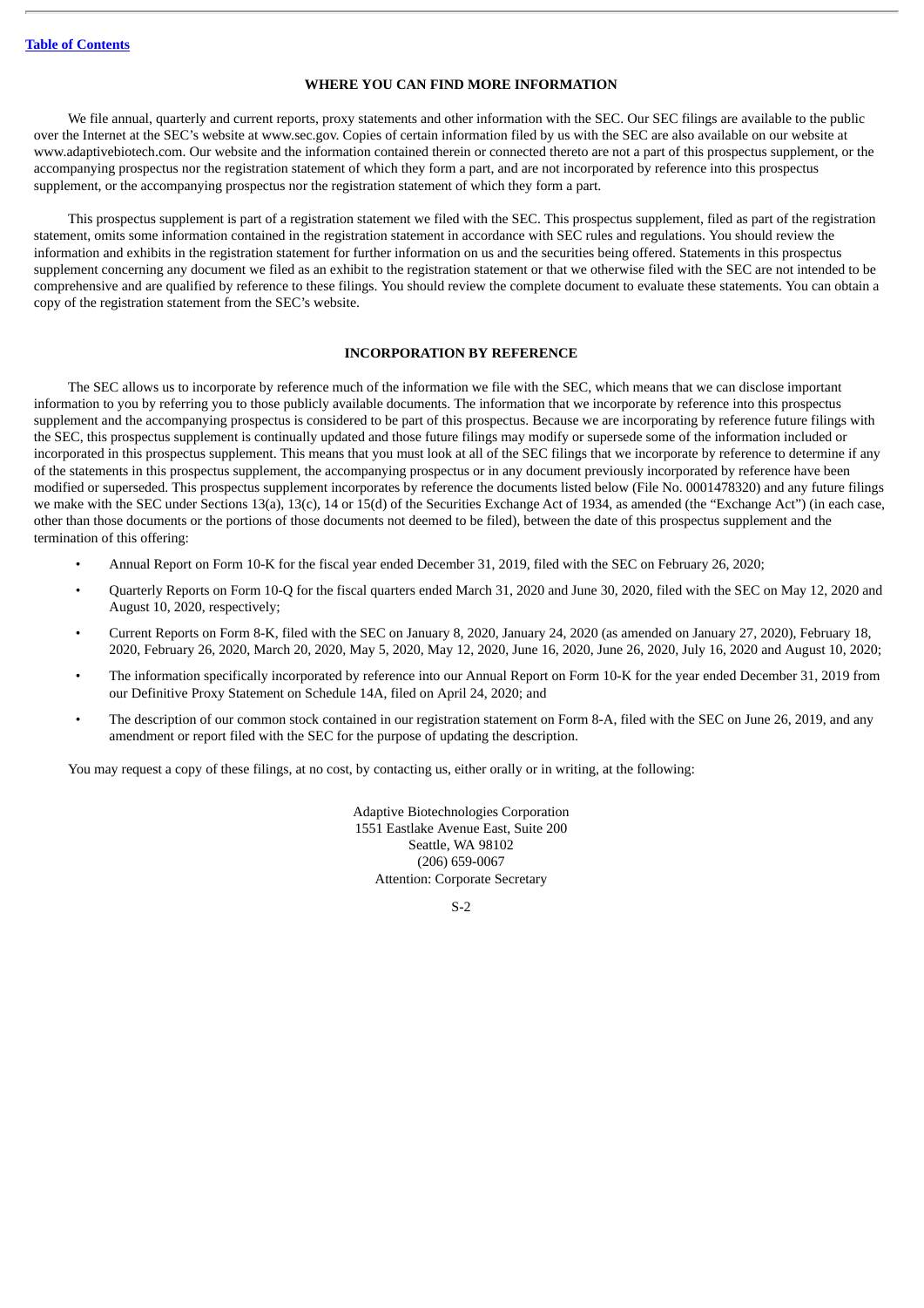## WHERE YOU CAN FIND MORE INFORMATION

We file annual, quarterly and current reports, proxy statements and other information with the SEC. Our SEC filings are available to the public over the Internet at the SEC's website at www.sec.gov. Copies of certain information filed by us with the SEC are also available on our website at www.adaptivebiotech.com. Our website and the information contained therein or connected thereto are not a part of this prospectus supplement, or the accompanying prospectus nor the registration statement of which they form a part, and are not incorporated by reference into this prospectus supplement, or the accompanying prospectus nor the registration statement of which they form a part.

This prospectus supplement is part of a registration statement we filed with the SEC. This prospectus supplement, filed as part of the registration statement, omits some information contained in the registration statement in accordance with SEC rules and regulations. You should review the information and exhibits in the registration statement for further information on us and the securities being offered. Statements in this prospectus supplement concerning any document we filed as an exhibit to the registration statement or that we otherwise filed with the SEC are not intended to be comprehensive and are qualified by reference to these filings. You should review the complete document to evaluate these statements. You can obtain a copy of the registration statement from the SEC's website.

## INCORPORATION BY REFERENCE

The SEC allows us to incorporate by reference much of the information we file with the SEC, which means that we can disclose important information to you by referring you to those publicly available documents. The information that we incorporate by reference into this prospectus supplement and the accompanying prospectus is considered to be part of this prospectus. Because we are incorporating by reference future filings with the SEC, this prospectus supplement is continually updated and those future filings may modify or supersede some of the information included or incorporated in this prospectus supplement. This means that you must look at all of the SEC filings that we incorporate by reference to determine if any of the statements in this prospectus supplement, the accompanying prospectus or in any document previously incorporated by reference have been modified or superseded. This prospectus supplement incorporates by reference the documents listed below (File No. 0001478320) and any future filings we make with the SEC under Sections 13(a), 13(c), 14 or 15(d) of the Securities Exchange Act of 1934, as amended (the "Exchange Act") (in each case, other than those documents or the portions of those documents not deemed to be filed), between the date of this prospectus supplement and the termination of this offering:

- Annual Report on Form 10-K for the fiscal year ended December 31, 2019, filed with the SEC on February 26, 2020;
- Quarterly Reports on Form 10-Q for the fiscal quarters ended March 31, 2020 and June 30, 2020, filed with the SEC on May 12, 2020 and August 10, 2020, respectively;
- Current Reports on Form 8-K, filed with the SEC on January 8, 2020, January 24, 2020 (as amended on January 27, 2020), February 18, 2020, February 26, 2020, March 20, 2020, May 5, 2020, May 12, 2020, June 16, 2020, June 26, 2020, July 16, 2020 and August 10, 2020;
- The information specifically incorporated by reference into our Annual Report on Form 10-K for the year ended December 31, 2019 from our Definitive Proxy Statement on Schedule 14A, filed on April 24, 2020; and
- The description of our common stock contained in our registration statement on Form 8-A, filed with the SEC on June 26, 2019, and any amendment or report filed with the SEC for the purpose of updating the description.

You may request a copy of these filings, at no cost, by contacting us, either orally or in writing, at the following:

Adaptive Biotechnologies Corporation
1551 Eastlake Avenue East, Suite 200
Seattle, WA 98102
(206) 659-0067
Attention: Corporate Secretary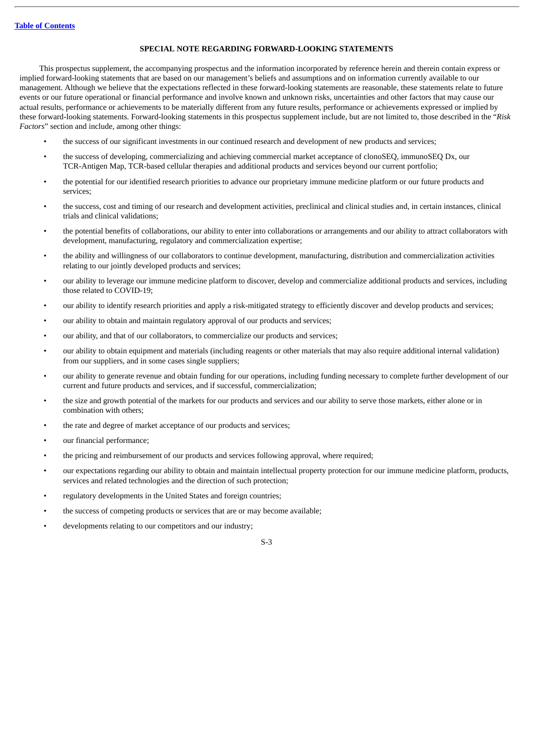## SPECIAL NOTE REGARDING FORWARD-LOOKING STATEMENTS

This prospectus supplement, the accompanying prospectus and the information incorporated by reference herein and therein contain express or implied forward-looking statements that are based on our management's beliefs and assumptions and on information currently available to our management. Although we believe that the expectations reflected in these forward-looking statements are reasonable, these statements relate to future events or our future operational or financial performance and involve known and unknown risks, uncertainties and other factors that may cause our actual results, performance or achievements to be materially different from any future results, performance or achievements expressed or implied by these forward-looking statements. Forward-looking statements in this prospectus supplement include, but are not limited to, those described in the "*Risk Factors*" section and include, among other things:

- the success of our significant investments in our continued research and development of new products and services;
- the success of developing, commercializing and achieving commercial market acceptance of clonoSEQ, immunoSEQ Dx, our TCR-Antigen Map, TCR-based cellular therapies and additional products and services beyond our current portfolio;
- the potential for our identified research priorities to advance our proprietary immune medicine platform or our future products and services;
- the success, cost and timing of our research and development activities, preclinical and clinical studies and, in certain instances, clinical trials and clinical validations;
- the potential benefits of collaborations, our ability to enter into collaborations or arrangements and our ability to attract collaborators with development, manufacturing, regulatory and commercialization expertise;
- the ability and willingness of our collaborators to continue development, manufacturing, distribution and commercialization activities relating to our jointly developed products and services;
- our ability to leverage our immune medicine platform to discover, develop and commercialize additional products and services, including those related to COVID-19;
- our ability to identify research priorities and apply a risk-mitigated strategy to efficiently discover and develop products and services;
- our ability to obtain and maintain regulatory approval of our products and services;
- our ability, and that of our collaborators, to commercialize our products and services;
- our ability to obtain equipment and materials (including reagents or other materials that may also require additional internal validation) from our suppliers, and in some cases single suppliers;
- our ability to generate revenue and obtain funding for our operations, including funding necessary to complete further development of our current and future products and services, and if successful, commercialization;
- the size and growth potential of the markets for our products and services and our ability to serve those markets, either alone or in combination with others;
- the rate and degree of market acceptance of our products and services;
- our financial performance;
- the pricing and reimbursement of our products and services following approval, where required;
- our expectations regarding our ability to obtain and maintain intellectual property protection for our immune medicine platform, products, services and related technologies and the direction of such protection;
- regulatory developments in the United States and foreign countries;
- the success of competing products or services that are or may become available;
- developments relating to our competitors and our industry;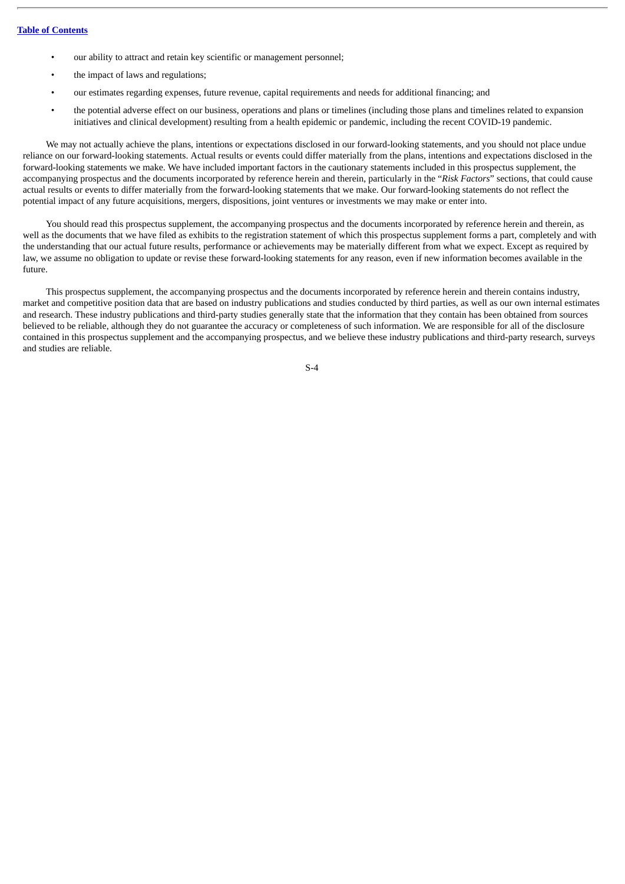- our ability to attract and retain key scientific or management personnel;
- the impact of laws and regulations;
- our estimates regarding expenses, future revenue, capital requirements and needs for additional financing; and
- the potential adverse effect on our business, operations and plans or timelines (including those plans and timelines related to expansion initiatives and clinical development) resulting from a health epidemic or pandemic, including the recent COVID-19 pandemic.

We may not actually achieve the plans, intentions or expectations disclosed in our forward-looking statements, and you should not place undue reliance on our forward-looking statements. Actual results or events could differ materially from the plans, intentions and expectations disclosed in the forward-looking statements we make. We have included important factors in the cautionary statements included in this prospectus supplement, the accompanying prospectus and the documents incorporated by reference herein and therein, particularly in the "*Risk Factors*" sections, that could cause actual results or events to differ materially from the forward-looking statements that we make. Our forward-looking statements do not reflect the potential impact of any future acquisitions, mergers, dispositions, joint ventures or investments we may make or enter into.

You should read this prospectus supplement, the accompanying prospectus and the documents incorporated by reference herein and therein, as well as the documents that we have filed as exhibits to the registration statement of which this prospectus supplement forms a part, completely and with the understanding that our actual future results, performance or achievements may be materially different from what we expect. Except as required by law, we assume no obligation to update or revise these forward-looking statements for any reason, even if new information becomes available in the future.

This prospectus supplement, the accompanying prospectus and the documents incorporated by reference herein and therein contains industry, market and competitive position data that are based on industry publications and studies conducted by third parties, as well as our own internal estimates and research. These industry publications and third-party studies generally state that the information that they contain has been obtained from sources believed to be reliable, although they do not guarantee the accuracy or completeness of such information. We are responsible for all of the disclosure contained in this prospectus supplement and the accompanying prospectus, and we believe these industry publications and third-party research, surveys and studies are reliable.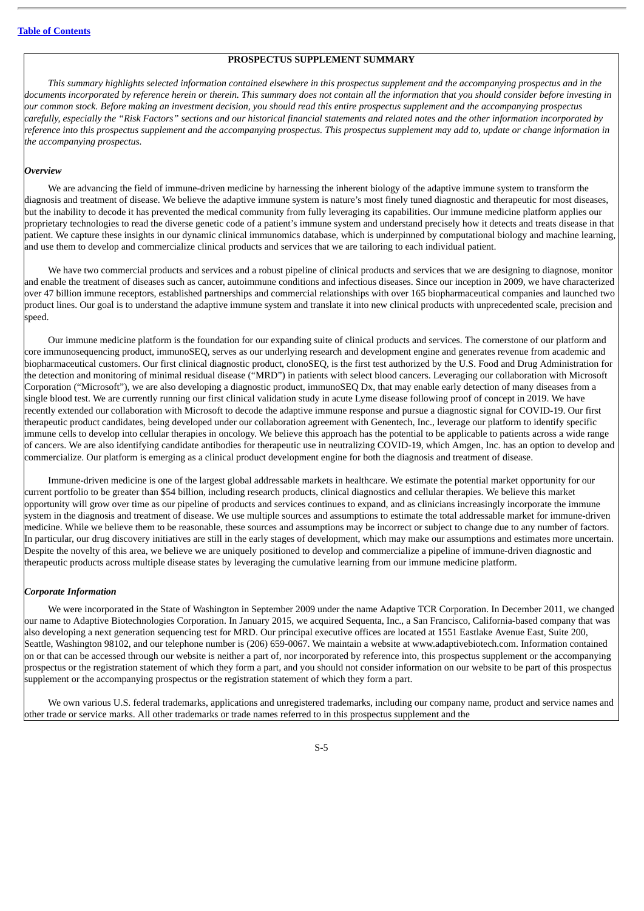## PROSPECTUS SUPPLEMENT SUMMARY

*This summary highlights selected information contained elsewhere in this prospectus supplement and the accompanying prospectus and in the documents incorporated by reference herein or therein. This summary does not contain all the information that you should consider before investing in our common stock. Before making an investment decision, you should read this entire prospectus supplement and the accompanying prospectus carefully, especially the "Risk Factors" sections and our historical financial statements and related notes and the other information incorporated by reference into this prospectus supplement and the accompanying prospectus. This prospectus supplement may add to, update or change information in the accompanying prospectus.*

### *Overview*

We are advancing the field of immune-driven medicine by harnessing the inherent biology of the adaptive immune system to transform the diagnosis and treatment of disease. We believe the adaptive immune system is nature's most finely tuned diagnostic and therapeutic for most diseases, but the inability to decode it has prevented the medical community from fully leveraging its capabilities. Our immune medicine platform applies our proprietary technologies to read the diverse genetic code of a patient's immune system and understand precisely how it detects and treats disease in that patient. We capture these insights in our dynamic clinical immunomics database, which is underpinned by computational biology and machine learning, and use them to develop and commercialize clinical products and services that we are tailoring to each individual patient.

We have two commercial products and services and a robust pipeline of clinical products and services that we are designing to diagnose, monitor and enable the treatment of diseases such as cancer, autoimmune conditions and infectious diseases. Since our inception in 2009, we have characterized over 47 billion immune receptors, established partnerships and commercial relationships with over 165 biopharmaceutical companies and launched two product lines. Our goal is to understand the adaptive immune system and translate it into new clinical products with unprecedented scale, precision and speed.

Our immune medicine platform is the foundation for our expanding suite of clinical products and services. The cornerstone of our platform and core immunosequencing product, immunoSEQ, serves as our underlying research and development engine and generates revenue from academic and biopharmaceutical customers. Our first clinical diagnostic product, clonoSEQ, is the first test authorized by the U.S. Food and Drug Administration for the detection and monitoring of minimal residual disease ("MRD") in patients with select blood cancers. Leveraging our collaboration with Microsoft Corporation ("Microsoft"), we are also developing a diagnostic product, immunoSEQ Dx, that may enable early detection of many diseases from a single blood test. We are currently running our first clinical validation study in acute Lyme disease following proof of concept in 2019. We have recently extended our collaboration with Microsoft to decode the adaptive immune response and pursue a diagnostic signal for COVID-19. Our first therapeutic product candidates, being developed under our collaboration agreement with Genentech, Inc., leverage our platform to identify specific immune cells to develop into cellular therapies in oncology. We believe this approach has the potential to be applicable to patients across a wide range of cancers. We are also identifying candidate antibodies for therapeutic use in neutralizing COVID-19, which Amgen, Inc. has an option to develop and commercialize. Our platform is emerging as a clinical product development engine for both the diagnosis and treatment of disease.

Immune-driven medicine is one of the largest global addressable markets in healthcare. We estimate the potential market opportunity for our current portfolio to be greater than $54 billion, including research products, clinical diagnostics and cellular therapies. We believe this market opportunity will grow over time as our pipeline of products and services continues to expand, and as clinicians increasingly incorporate the immune system in the diagnosis and treatment of disease. We use multiple sources and assumptions to estimate the total addressable market for immune-driven medicine. While we believe them to be reasonable, these sources and assumptions may be incorrect or subject to change due to any number of factors. In particular, our drug discovery initiatives are still in the early stages of development, which may make our assumptions and estimates more uncertain. Despite the novelty of this area, we believe we are uniquely positioned to develop and commercialize a pipeline of immune-driven diagnostic and therapeutic products across multiple disease states by leveraging the cumulative learning from our immune medicine platform.

### *Corporate Information*

We were incorporated in the State of Washington in September 2009 under the name Adaptive TCR Corporation. In December 2011, we changed our name to Adaptive Biotechnologies Corporation. In January 2015, we acquired Sequenta, Inc., a San Francisco, California-based company that was also developing a next generation sequencing test for MRD. Our principal executive offices are located at 1551 Eastlake Avenue East, Suite 200, Seattle, Washington 98102, and our telephone number is (206) 659-0067. We maintain a website at www.adaptivebiotech.com. Information contained on or that can be accessed through our website is neither a part of, nor incorporated by reference into, this prospectus supplement or the accompanying prospectus or the registration statement of which they form a part, and you should not consider information on our website to be part of this prospectus supplement or the accompanying prospectus or the registration statement of which they form a part.

We own various U.S. federal trademarks, applications and unregistered trademarks, including our company name, product and service names and other trade or service marks. All other trademarks or trade names referred to in this prospectus supplement and the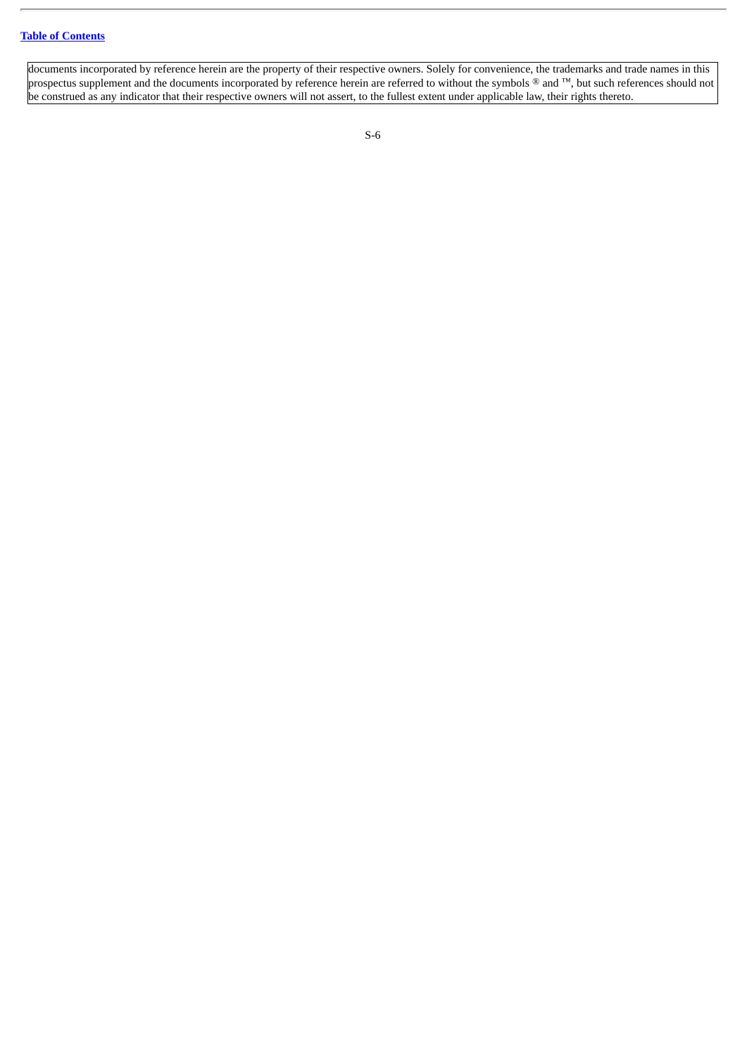documents incorporated by reference herein are the property of their respective owners. Solely for convenience, the trademarks and trade names in this prospectus supplement and the documents incorporated by reference herein are referred to without the symbols ® and ™, but such references should not be construed as any indicator that their respective owners will not assert, to the fullest extent under applicable law, their rights thereto.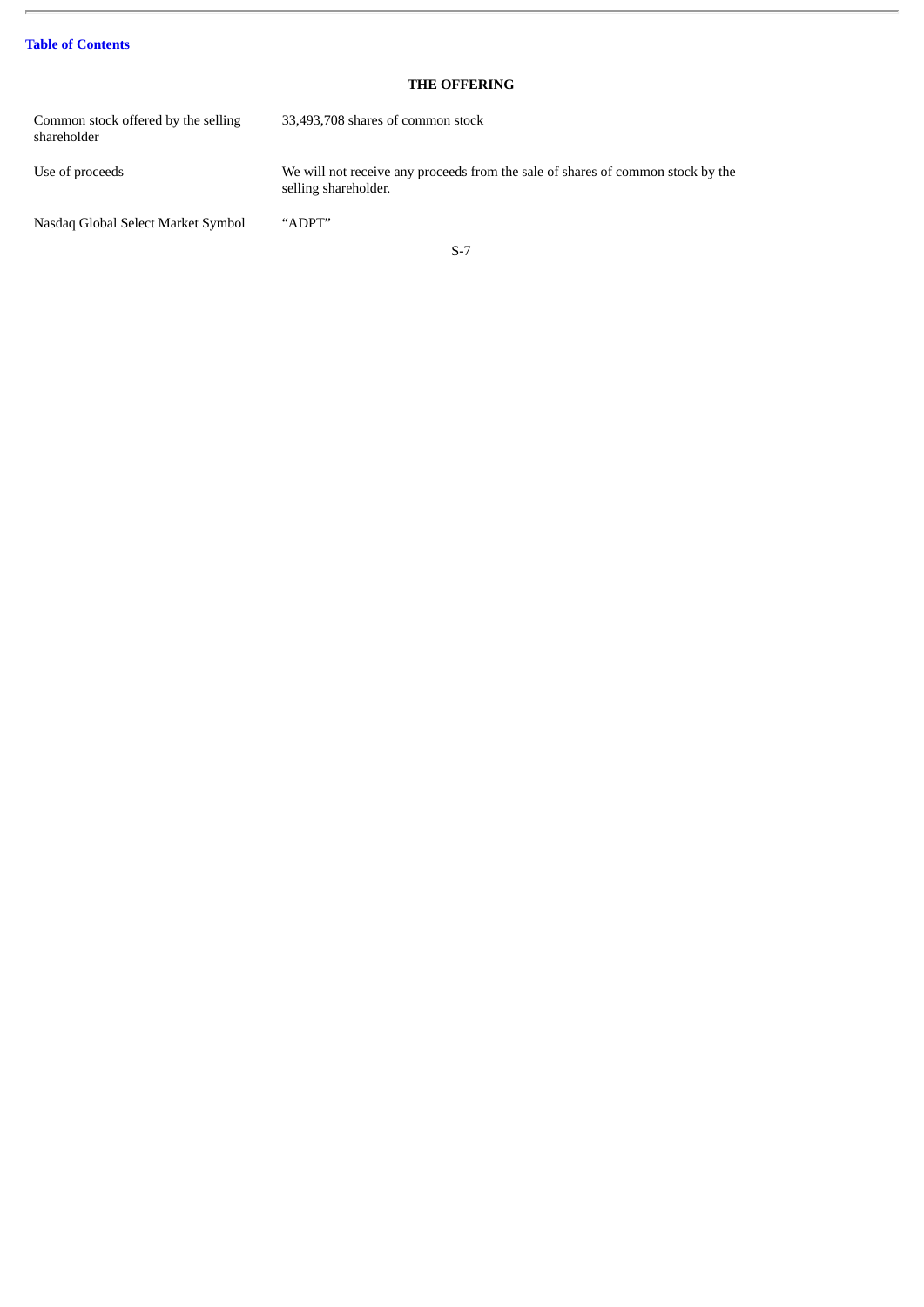## THE OFFERING

| | |
|---|---|
| Common stock offered by the selling shareholder | 33,493,708 shares of common stock |
| Use of proceeds | We will not receive any proceeds from the sale of shares of common stock by the selling shareholder. |
| Nasdaq Global Select Market Symbol | "ADPT" |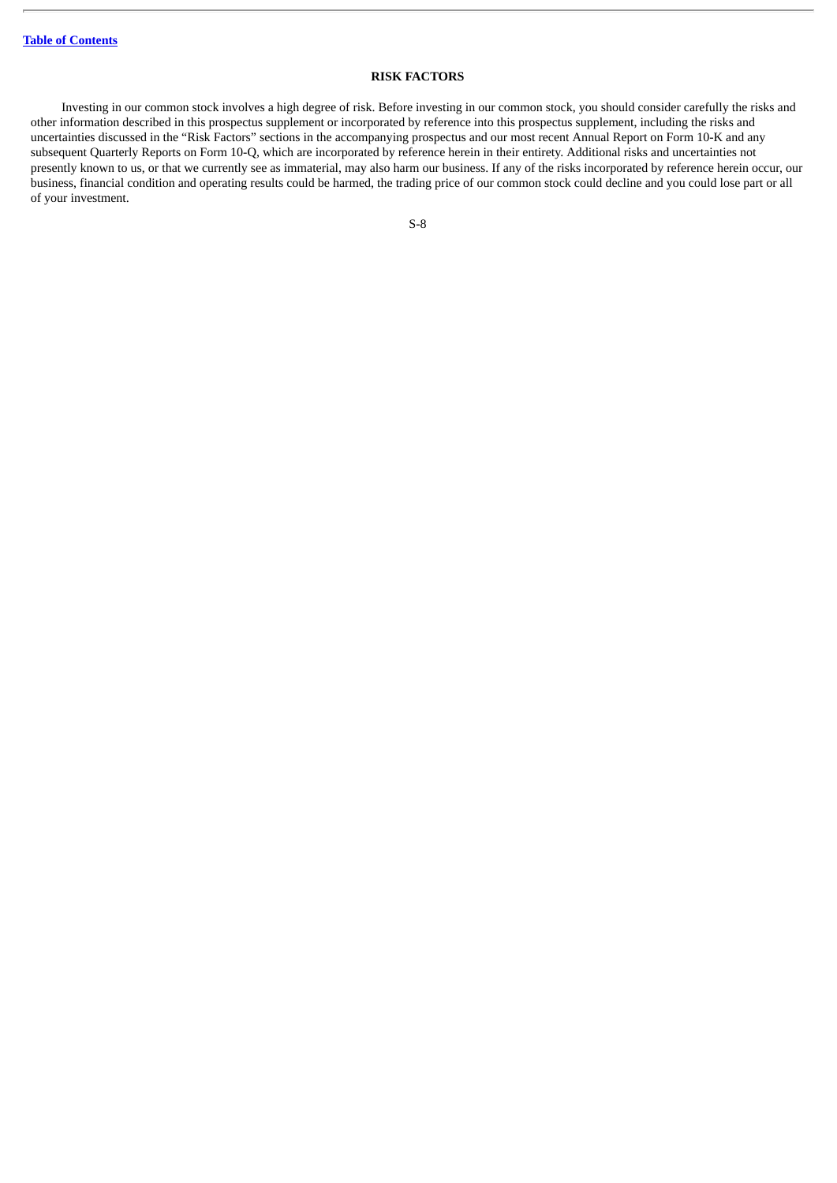## RISK FACTORS

Investing in our common stock involves a high degree of risk. Before investing in our common stock, you should consider carefully the risks and other information described in this prospectus supplement or incorporated by reference into this prospectus supplement, including the risks and uncertainties discussed in the "Risk Factors" sections in the accompanying prospectus and our most recent Annual Report on Form 10-K and any subsequent Quarterly Reports on Form 10-Q, which are incorporated by reference herein in their entirety. Additional risks and uncertainties not presently known to us, or that we currently see as immaterial, may also harm our business. If any of the risks incorporated by reference herein occur, our business, financial condition and operating results could be harmed, the trading price of our common stock could decline and you could lose part or all of your investment.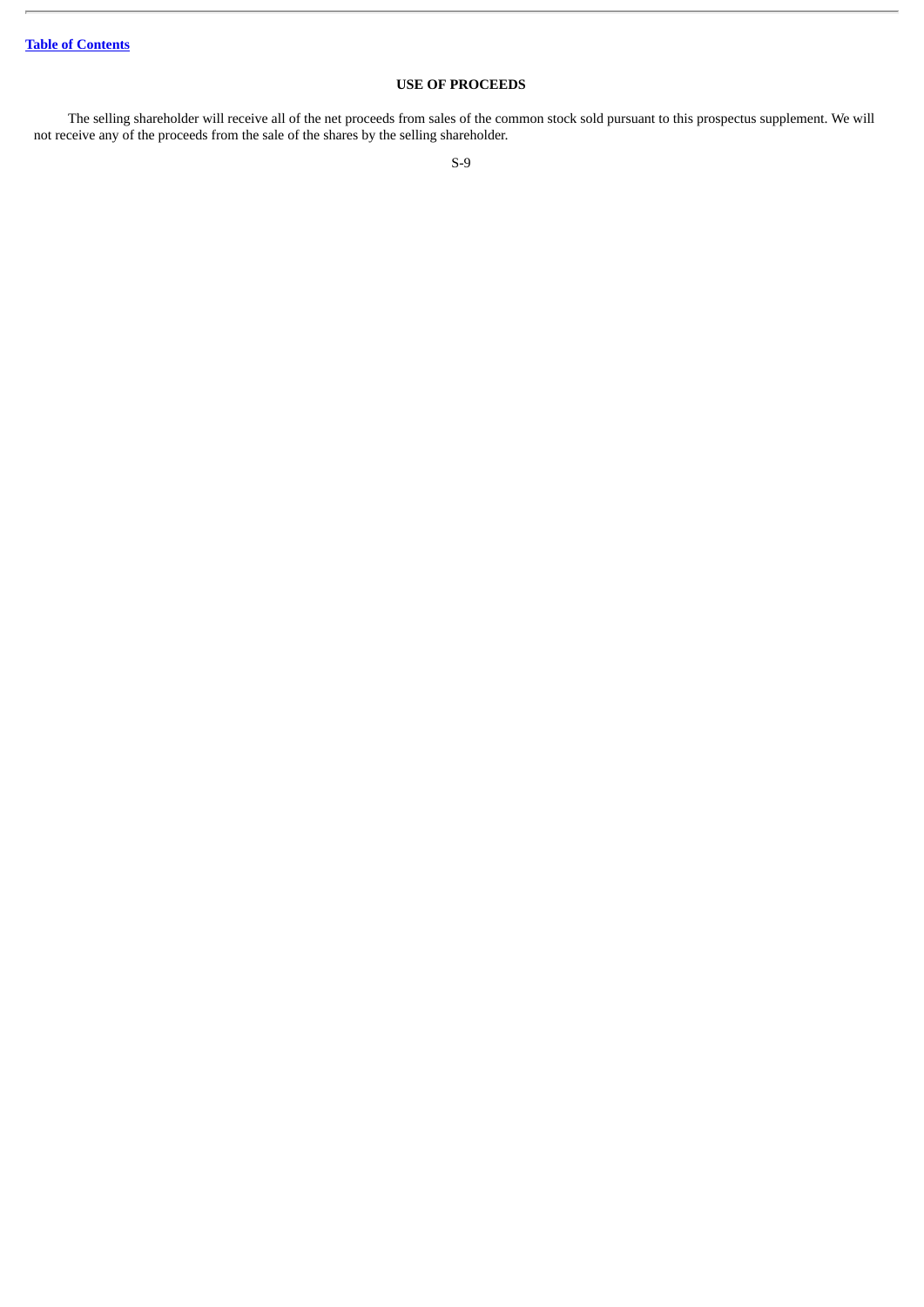## USE OF PROCEEDS

The selling shareholder will receive all of the net proceeds from sales of the common stock sold pursuant to this prospectus supplement. We will not receive any of the proceeds from the sale of the shares by the selling shareholder.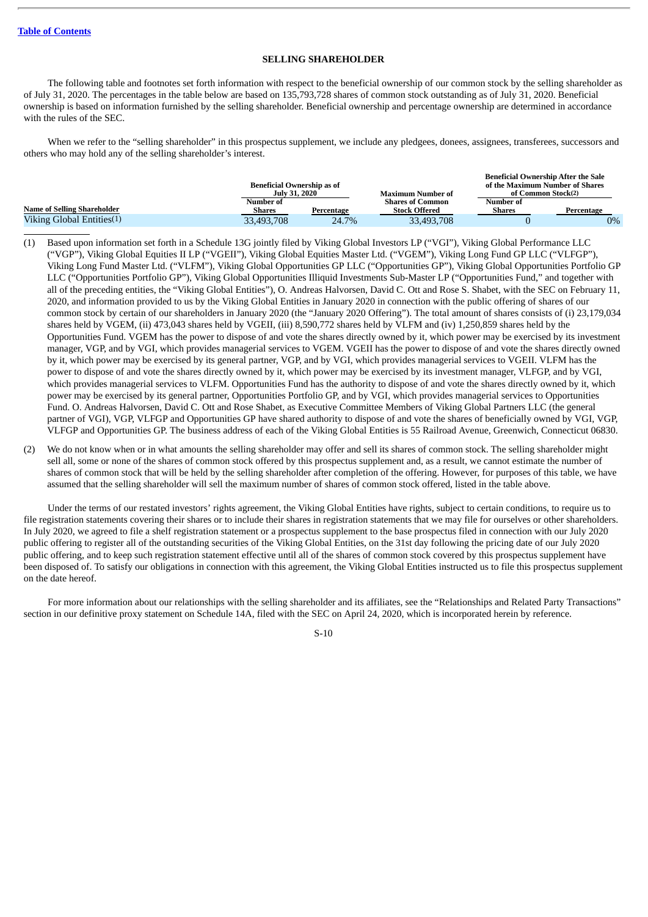[Table of Contents](#)

## SELLING SHAREHOLDER

The following table and footnotes set forth information with respect to the beneficial ownership of our common stock by the selling shareholder as of July 31, 2020. The percentages in the table below are based on 135,793,728 shares of common stock outstanding as of July 31, 2020. Beneficial ownership is based on information furnished by the selling shareholder. Beneficial ownership and percentage ownership are determined in accordance with the rules of the SEC.

When we refer to the "selling shareholder" in this prospectus supplement, we include any pledgees, donees, assignees, transferees, successors and others who may hold any of the selling shareholder's interest.

| Name of Selling Shareholder | Beneficial Ownership as of July 31, 2020 | | Maximum Number of Shares of Common Stock Offered | Beneficial Ownership After the Sale of the Maximum Number of Shares of Common Stock(2) | |
|---|---|---|---|---|---|
| | Number of Shares | Percentage | | Number of Shares | Percentage |
| Viking Global Entities(1) | 33,493,708 | 24.7% | 33,493,708 | 0 | 0% |

(1) Based upon information set forth in a Schedule 13G jointly filed by Viking Global Investors LP ("VGI"), Viking Global Performance LLC ("VGP"), Viking Global Equities II LP ("VGEII"), Viking Global Equities Master Ltd. ("VGEM"), Viking Long Fund GP LLC ("VLFGP"), Viking Long Fund Master Ltd. ("VLFM"), Viking Global Opportunities GP LLC ("Opportunities GP"), Viking Global Opportunities Portfolio GP LLC ("Opportunities Portfolio GP"), Viking Global Opportunities Illiquid Investments Sub-Master LP ("Opportunities Fund," and together with all of the preceding entities, the "Viking Global Entities"), O. Andreas Halvorsen, David C. Ott and Rose S. Shabet, with the SEC on February 11, 2020, and information provided to us by the Viking Global Entities in January 2020 in connection with the public offering of shares of our common stock by certain of our shareholders in January 2020 (the "January 2020 Offering"). The total amount of shares consists of (i) 23,179,034 shares held by VGEM, (ii) 473,043 shares held by VGEII, (iii) 8,590,772 shares held by VLFM and (iv) 1,250,859 shares held by the Opportunities Fund. VGEM has the power to dispose of and vote the shares directly owned by it, which power may be exercised by its investment manager, VGP, and by VGI, which provides managerial services to VGEM. VGEII has the power to dispose of and vote the shares directly owned by it, which power may be exercised by its general partner, VGP, and by VGI, which provides managerial services to VGEII. VLFM has the power to dispose of and vote the shares directly owned by it, which power may be exercised by its investment manager, VLFGP, and by VGI, which provides managerial services to VLFM. Opportunities Fund has the authority to dispose of and vote the shares directly owned by it, which power may be exercised by its general partner, Opportunities Portfolio GP, and by VGI, which provides managerial services to Opportunities Fund. O. Andreas Halvorsen, David C. Ott and Rose Shabet, as Executive Committee Members of Viking Global Partners LLC (the general partner of VGI), VGP, VLFGP and Opportunities GP have shared authority to dispose of and vote the shares of beneficially owned by VGI, VGP, VLFGP and Opportunities GP. The business address of each of the Viking Global Entities is 55 Railroad Avenue, Greenwich, Connecticut 06830.

(2) We do not know when or in what amounts the selling shareholder may offer and sell its shares of common stock. The selling shareholder might sell all, some or none of the shares of common stock offered by this prospectus supplement and, as a result, we cannot estimate the number of shares of common stock that will be held by the selling shareholder after completion of the offering. However, for purposes of this table, we have assumed that the selling shareholder will sell the maximum number of shares of common stock offered, listed in the table above.

Under the terms of our restated investors' rights agreement, the Viking Global Entities have rights, subject to certain conditions, to require us to file registration statements covering their shares or to include their shares in registration statements that we may file for ourselves or other shareholders. In July 2020, we agreed to file a shelf registration statement or a prospectus supplement to the base prospectus filed in connection with our July 2020 public offering to register all of the outstanding securities of the Viking Global Entities, on the 31st day following the pricing date of our July 2020 public offering, and to keep such registration statement effective until all of the shares of common stock covered by this prospectus supplement have been disposed of. To satisfy our obligations in connection with this agreement, the Viking Global Entities instructed us to file this prospectus supplement on the date hereof.

For more information about our relationships with the selling shareholder and its affiliates, see the "Relationships and Related Party Transactions" section in our definitive proxy statement on Schedule 14A, filed with the SEC on April 24, 2020, which is incorporated herein by reference.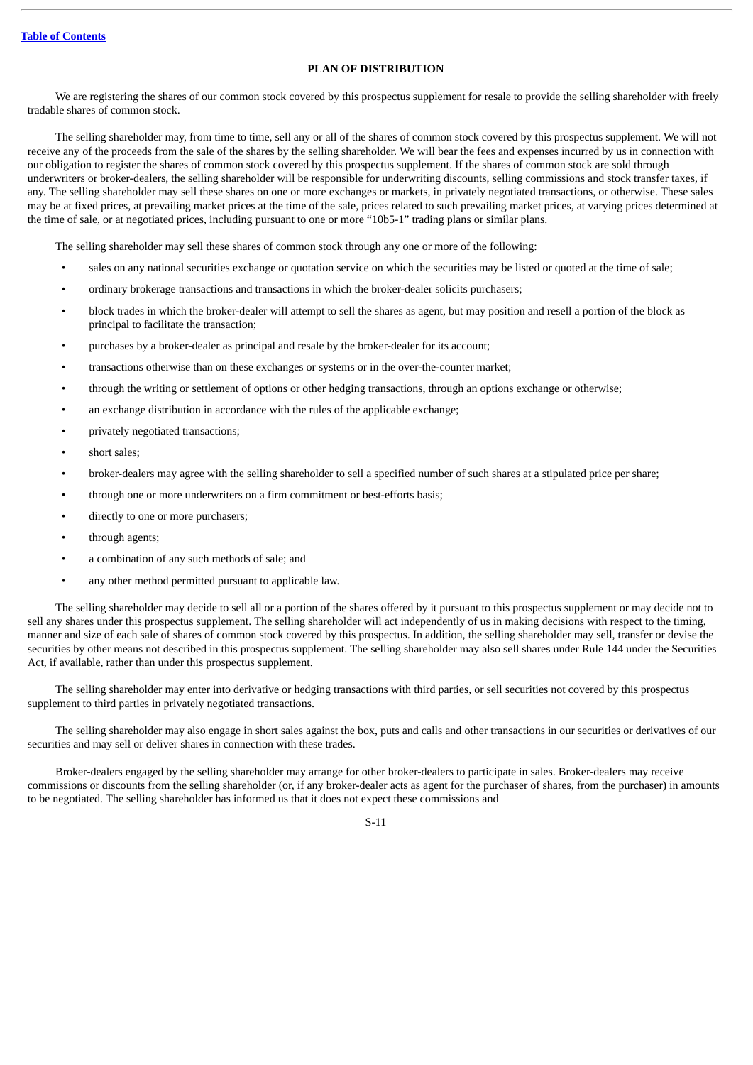## PLAN OF DISTRIBUTION

We are registering the shares of our common stock covered by this prospectus supplement for resale to provide the selling shareholder with freely tradable shares of common stock.

The selling shareholder may, from time to time, sell any or all of the shares of common stock covered by this prospectus supplement. We will not receive any of the proceeds from the sale of the shares by the selling shareholder. We will bear the fees and expenses incurred by us in connection with our obligation to register the shares of common stock covered by this prospectus supplement. If the shares of common stock are sold through underwriters or broker-dealers, the selling shareholder will be responsible for underwriting discounts, selling commissions and stock transfer taxes, if any. The selling shareholder may sell these shares on one or more exchanges or markets, in privately negotiated transactions, or otherwise. These sales may be at fixed prices, at prevailing market prices at the time of the sale, prices related to such prevailing market prices, at varying prices determined at the time of sale, or at negotiated prices, including pursuant to one or more "10b5-1" trading plans or similar plans.

The selling shareholder may sell these shares of common stock through any one or more of the following:

- sales on any national securities exchange or quotation service on which the securities may be listed or quoted at the time of sale;
- ordinary brokerage transactions and transactions in which the broker-dealer solicits purchasers;
- block trades in which the broker-dealer will attempt to sell the shares as agent, but may position and resell a portion of the block as principal to facilitate the transaction;
- purchases by a broker-dealer as principal and resale by the broker-dealer for its account;
- transactions otherwise than on these exchanges or systems or in the over-the-counter market;
- through the writing or settlement of options or other hedging transactions, through an options exchange or otherwise;
- an exchange distribution in accordance with the rules of the applicable exchange;
- privately negotiated transactions;
- short sales;
- broker-dealers may agree with the selling shareholder to sell a specified number of such shares at a stipulated price per share;
- through one or more underwriters on a firm commitment or best-efforts basis;
- directly to one or more purchasers;
- through agents;
- a combination of any such methods of sale; and
- any other method permitted pursuant to applicable law.

The selling shareholder may decide to sell all or a portion of the shares offered by it pursuant to this prospectus supplement or may decide not to sell any shares under this prospectus supplement. The selling shareholder will act independently of us in making decisions with respect to the timing, manner and size of each sale of shares of common stock covered by this prospectus. In addition, the selling shareholder may sell, transfer or devise the securities by other means not described in this prospectus supplement. The selling shareholder may also sell shares under Rule 144 under the Securities Act, if available, rather than under this prospectus supplement.

The selling shareholder may enter into derivative or hedging transactions with third parties, or sell securities not covered by this prospectus supplement to third parties in privately negotiated transactions.

The selling shareholder may also engage in short sales against the box, puts and calls and other transactions in our securities or derivatives of our securities and may sell or deliver shares in connection with these trades.

Broker-dealers engaged by the selling shareholder may arrange for other broker-dealers to participate in sales. Broker-dealers may receive commissions or discounts from the selling shareholder (or, if any broker-dealer acts as agent for the purchaser of shares, from the purchaser) in amounts to be negotiated. The selling shareholder has informed us that it does not expect these commissions and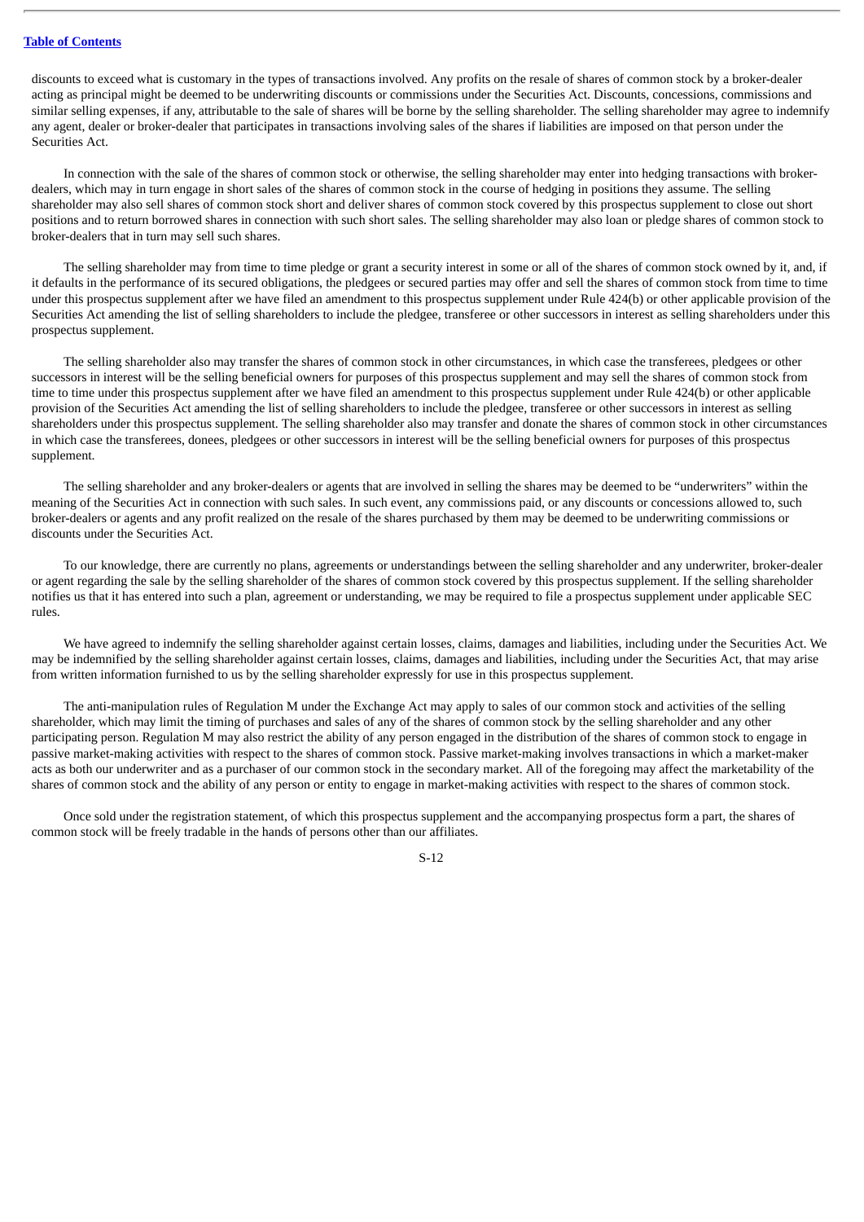discounts to exceed what is customary in the types of transactions involved. Any profits on the resale of shares of common stock by a broker-dealer acting as principal might be deemed to be underwriting discounts or commissions under the Securities Act. Discounts, concessions, commissions and similar selling expenses, if any, attributable to the sale of shares will be borne by the selling shareholder. The selling shareholder may agree to indemnify any agent, dealer or broker-dealer that participates in transactions involving sales of the shares if liabilities are imposed on that person under the Securities Act.

In connection with the sale of the shares of common stock or otherwise, the selling shareholder may enter into hedging transactions with broker-dealers, which may in turn engage in short sales of the shares of common stock in the course of hedging in positions they assume. The selling shareholder may also sell shares of common stock short and deliver shares of common stock covered by this prospectus supplement to close out short positions and to return borrowed shares in connection with such short sales. The selling shareholder may also loan or pledge shares of common stock to broker-dealers that in turn may sell such shares.

The selling shareholder may from time to time pledge or grant a security interest in some or all of the shares of common stock owned by it, and, if it defaults in the performance of its secured obligations, the pledgees or secured parties may offer and sell the shares of common stock from time to time under this prospectus supplement after we have filed an amendment to this prospectus supplement under Rule 424(b) or other applicable provision of the Securities Act amending the list of selling shareholders to include the pledgee, transferee or other successors in interest as selling shareholders under this prospectus supplement.

The selling shareholder also may transfer the shares of common stock in other circumstances, in which case the transferees, pledgees or other successors in interest will be the selling beneficial owners for purposes of this prospectus supplement and may sell the shares of common stock from time to time under this prospectus supplement after we have filed an amendment to this prospectus supplement under Rule 424(b) or other applicable provision of the Securities Act amending the list of selling shareholders to include the pledgee, transferee or other successors in interest as selling shareholders under this prospectus supplement. The selling shareholder also may transfer and donate the shares of common stock in other circumstances in which case the transferees, donees, pledgees or other successors in interest will be the selling beneficial owners for purposes of this prospectus supplement.

The selling shareholder and any broker-dealers or agents that are involved in selling the shares may be deemed to be "underwriters" within the meaning of the Securities Act in connection with such sales. In such event, any commissions paid, or any discounts or concessions allowed to, such broker-dealers or agents and any profit realized on the resale of the shares purchased by them may be deemed to be underwriting commissions or discounts under the Securities Act.

To our knowledge, there are currently no plans, agreements or understandings between the selling shareholder and any underwriter, broker-dealer or agent regarding the sale by the selling shareholder of the shares of common stock covered by this prospectus supplement. If the selling shareholder notifies us that it has entered into such a plan, agreement or understanding, we may be required to file a prospectus supplement under applicable SEC rules.

We have agreed to indemnify the selling shareholder against certain losses, claims, damages and liabilities, including under the Securities Act. We may be indemnified by the selling shareholder against certain losses, claims, damages and liabilities, including under the Securities Act, that may arise from written information furnished to us by the selling shareholder expressly for use in this prospectus supplement.

The anti-manipulation rules of Regulation M under the Exchange Act may apply to sales of our common stock and activities of the selling shareholder, which may limit the timing of purchases and sales of any of the shares of common stock by the selling shareholder and any other participating person. Regulation M may also restrict the ability of any person engaged in the distribution of the shares of common stock to engage in passive market-making activities with respect to the shares of common stock. Passive market-making involves transactions in which a market-maker acts as both our underwriter and as a purchaser of our common stock in the secondary market. All of the foregoing may affect the marketability of the shares of common stock and the ability of any person or entity to engage in market-making activities with respect to the shares of common stock.

Once sold under the registration statement, of which this prospectus supplement and the accompanying prospectus form a part, the shares of common stock will be freely tradable in the hands of persons other than our affiliates.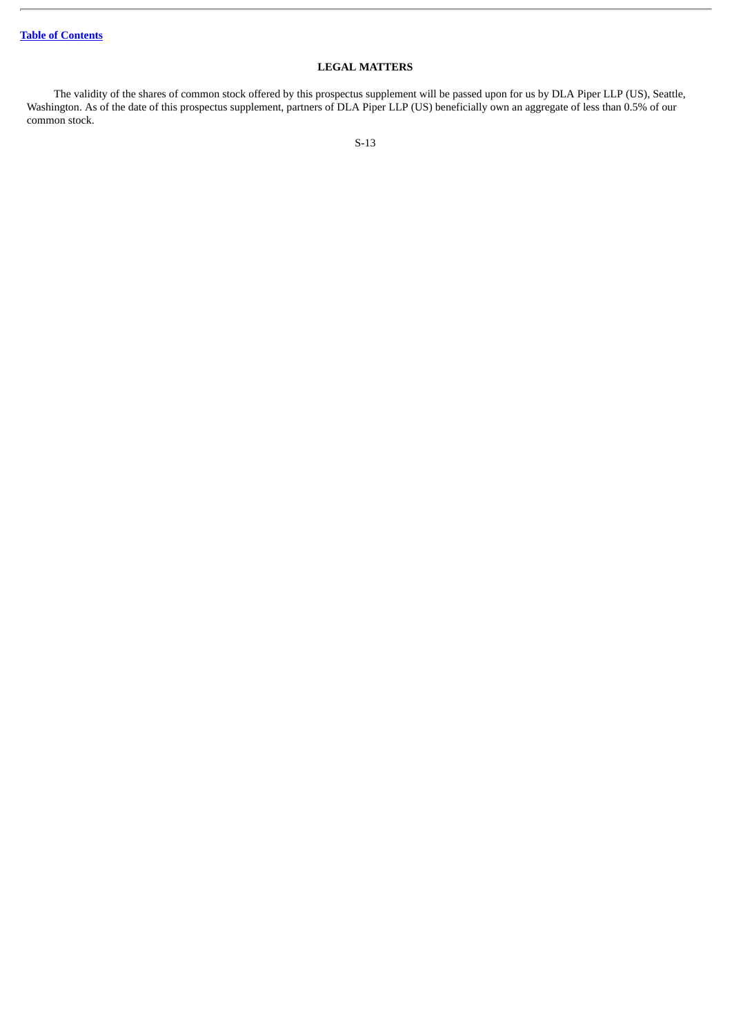## LEGAL MATTERS

The validity of the shares of common stock offered by this prospectus supplement will be passed upon for us by DLA Piper LLP (US), Seattle, Washington. As of the date of this prospectus supplement, partners of DLA Piper LLP (US) beneficially own an aggregate of less than 0.5% of our common stock.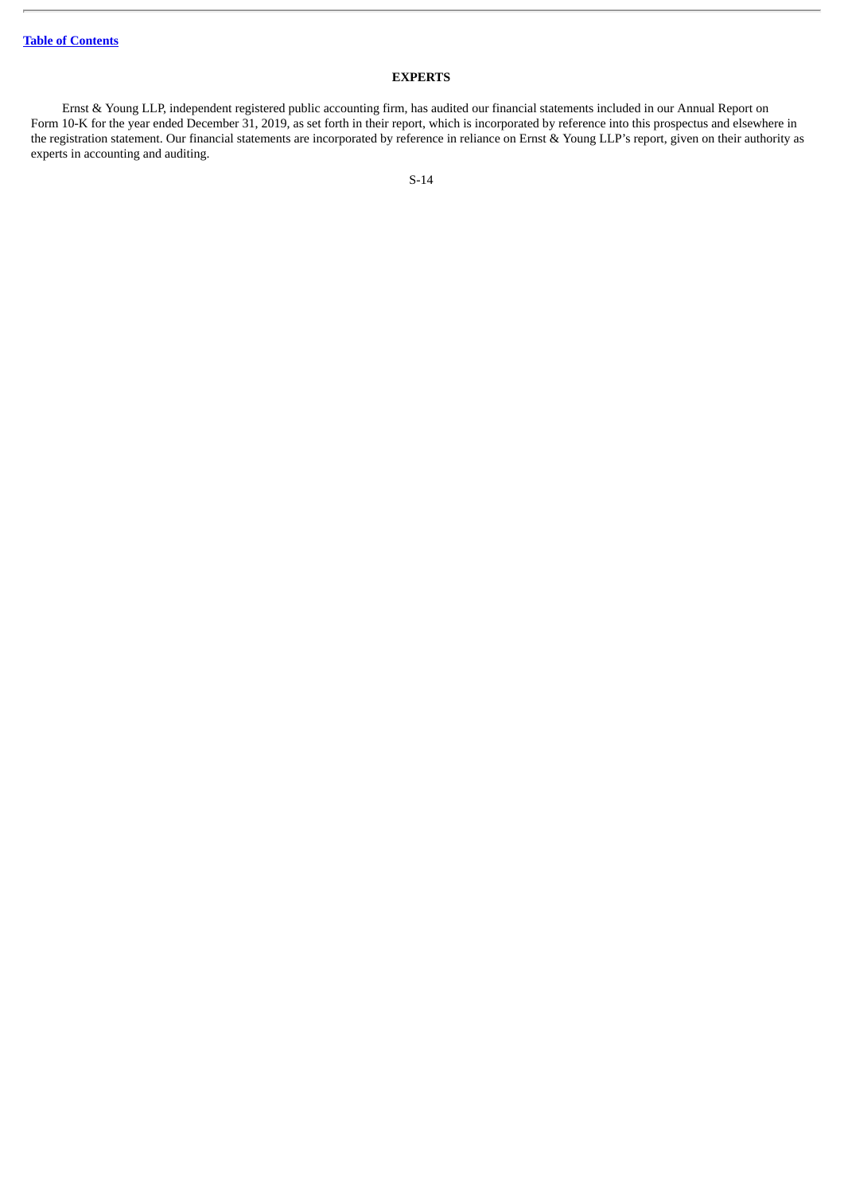## EXPERTS

Ernst & Young LLP, independent registered public accounting firm, has audited our financial statements included in our Annual Report on Form 10-K for the year ended December 31, 2019, as set forth in their report, which is incorporated by reference into this prospectus and elsewhere in the registration statement. Our financial statements are incorporated by reference in reliance on Ernst & Young LLP's report, given on their authority as experts in accounting and auditing.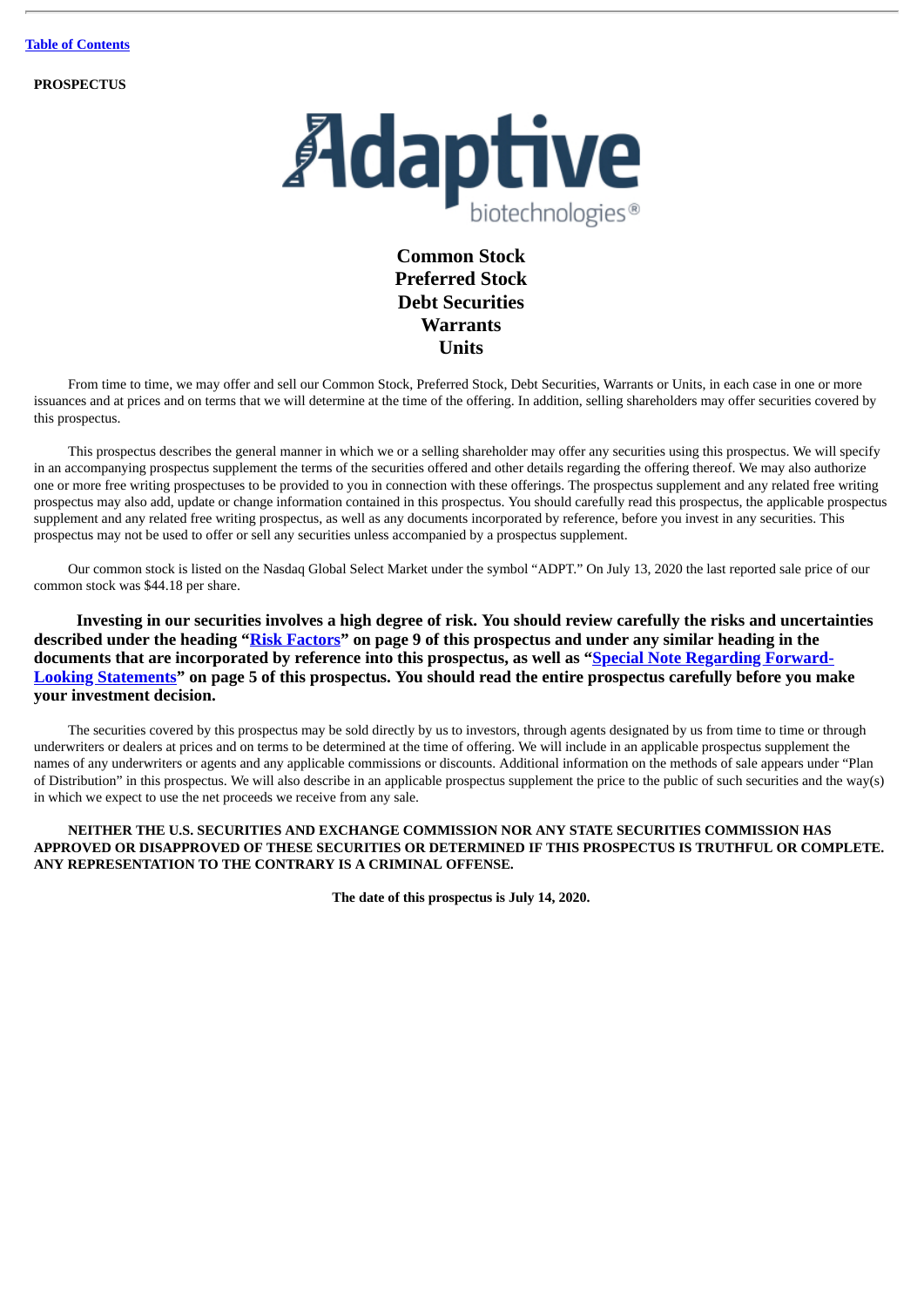[Table of Contents](#)

**PROSPECTUS**

Adaptive biotechnologies®

**Common Stock**
**Preferred Stock**
**Debt Securities**
**Warrants**
**Units**

From time to time, we may offer and sell our Common Stock, Preferred Stock, Debt Securities, Warrants or Units, in each case in one or more issuances and at prices and on terms that we will determine at the time of the offering. In addition, selling shareholders may offer securities covered by this prospectus.

This prospectus describes the general manner in which we or a selling shareholder may offer any securities using this prospectus. We will specify in an accompanying prospectus supplement the terms of the securities offered and other details regarding the offering thereof. We may also authorize one or more free writing prospectuses to be provided to you in connection with these offerings. The prospectus supplement and any related free writing prospectus may also add, update or change information contained in this prospectus. You should carefully read this prospectus, the applicable prospectus supplement and any related free writing prospectus, as well as any documents incorporated by reference, before you invest in any securities. This prospectus may not be used to offer or sell any securities unless accompanied by a prospectus supplement.

Our common stock is listed on the Nasdaq Global Select Market under the symbol "ADPT." On July 13, 2020 the last reported sale price of our common stock was $44.18 per share.

**Investing in our securities involves a high degree of risk. You should review carefully the risks and uncertainties described under the heading "[Risk Factors](#)" on page 9 of this prospectus and under any similar heading in the documents that are incorporated by reference into this prospectus, as well as "[Special Note Regarding Forward-Looking Statements](#)" on page 5 of this prospectus. You should read the entire prospectus carefully before you make your investment decision.**

The securities covered by this prospectus may be sold directly by us to investors, through agents designated by us from time to time or through underwriters or dealers at prices and on terms to be determined at the time of offering. We will include in an applicable prospectus supplement the names of any underwriters or agents and any applicable commissions or discounts. Additional information on the methods of sale appears under "Plan of Distribution" in this prospectus. We will also describe in an applicable prospectus supplement the price to the public of such securities and the way(s) in which we expect to use the net proceeds we receive from any sale.

**NEITHER THE U.S. SECURITIES AND EXCHANGE COMMISSION NOR ANY STATE SECURITIES COMMISSION HAS APPROVED OR DISAPPROVED OF THESE SECURITIES OR DETERMINED IF THIS PROSPECTUS IS TRUTHFUL OR COMPLETE. ANY REPRESENTATION TO THE CONTRARY IS A CRIMINAL OFFENSE.**

**The date of this prospectus is July 14, 2020.**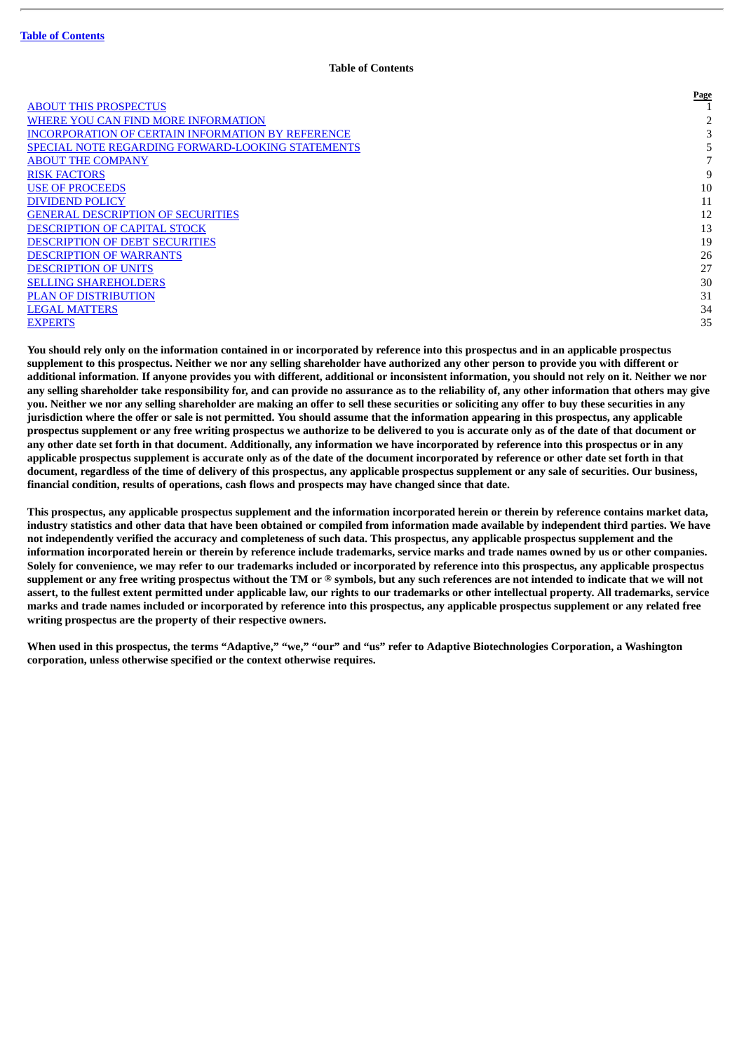[Table of Contents](#)

**Table of Contents**

| | Page |
|---|---|
| ABOUT THIS PROSPECTUS | 1 |
| WHERE YOU CAN FIND MORE INFORMATION | 2 |
| INCORPORATION OF CERTAIN INFORMATION BY REFERENCE | 3 |
| SPECIAL NOTE REGARDING FORWARD-LOOKING STATEMENTS | 5 |
| ABOUT THE COMPANY | 7 |
| RISK FACTORS | 9 |
| USE OF PROCEEDS | 10 |
| DIVIDEND POLICY | 11 |
| GENERAL DESCRIPTION OF SECURITIES | 12 |
| DESCRIPTION OF CAPITAL STOCK | 13 |
| DESCRIPTION OF DEBT SECURITIES | 19 |
| DESCRIPTION OF WARRANTS | 26 |
| DESCRIPTION OF UNITS | 27 |
| SELLING SHAREHOLDERS | 30 |
| PLAN OF DISTRIBUTION | 31 |
| LEGAL MATTERS | 34 |
| EXPERTS | 35 |

**You should rely only on the information contained in or incorporated by reference into this prospectus and in an applicable prospectus supplement to this prospectus. Neither we nor any selling shareholder have authorized any other person to provide you with different or additional information. If anyone provides you with different, additional or inconsistent information, you should not rely on it. Neither we nor any selling shareholder take responsibility for, and can provide no assurance as to the reliability of, any other information that others may give you. Neither we nor any selling shareholder are making an offer to sell these securities or soliciting any offer to buy these securities in any jurisdiction where the offer or sale is not permitted. You should assume that the information appearing in this prospectus, any applicable prospectus supplement or any free writing prospectus we authorize to be delivered to you is accurate only as of the date of that document or any other date set forth in that document. Additionally, any information we have incorporated by reference into this prospectus or in any applicable prospectus supplement is accurate only as of the date of the document incorporated by reference or other date set forth in that document, regardless of the time of delivery of this prospectus, any applicable prospectus supplement or any sale of securities. Our business, financial condition, results of operations, cash flows and prospects may have changed since that date.**

**This prospectus, any applicable prospectus supplement and the information incorporated herein or therein by reference contains market data, industry statistics and other data that have been obtained or compiled from information made available by independent third parties. We have not independently verified the accuracy and completeness of such data. This prospectus, any applicable prospectus supplement and the information incorporated herein or therein by reference include trademarks, service marks and trade names owned by us or other companies. Solely for convenience, we may refer to our trademarks included or incorporated by reference into this prospectus, any applicable prospectus supplement or any free writing prospectus without the TM or ® symbols, but any such references are not intended to indicate that we will not assert, to the fullest extent permitted under applicable law, our rights to our trademarks or other intellectual property. All trademarks, service marks and trade names included or incorporated by reference into this prospectus, any applicable prospectus supplement or any related free writing prospectus are the property of their respective owners.**

**When used in this prospectus, the terms "Adaptive," "we," "our" and "us" refer to Adaptive Biotechnologies Corporation, a Washington corporation, unless otherwise specified or the context otherwise requires.**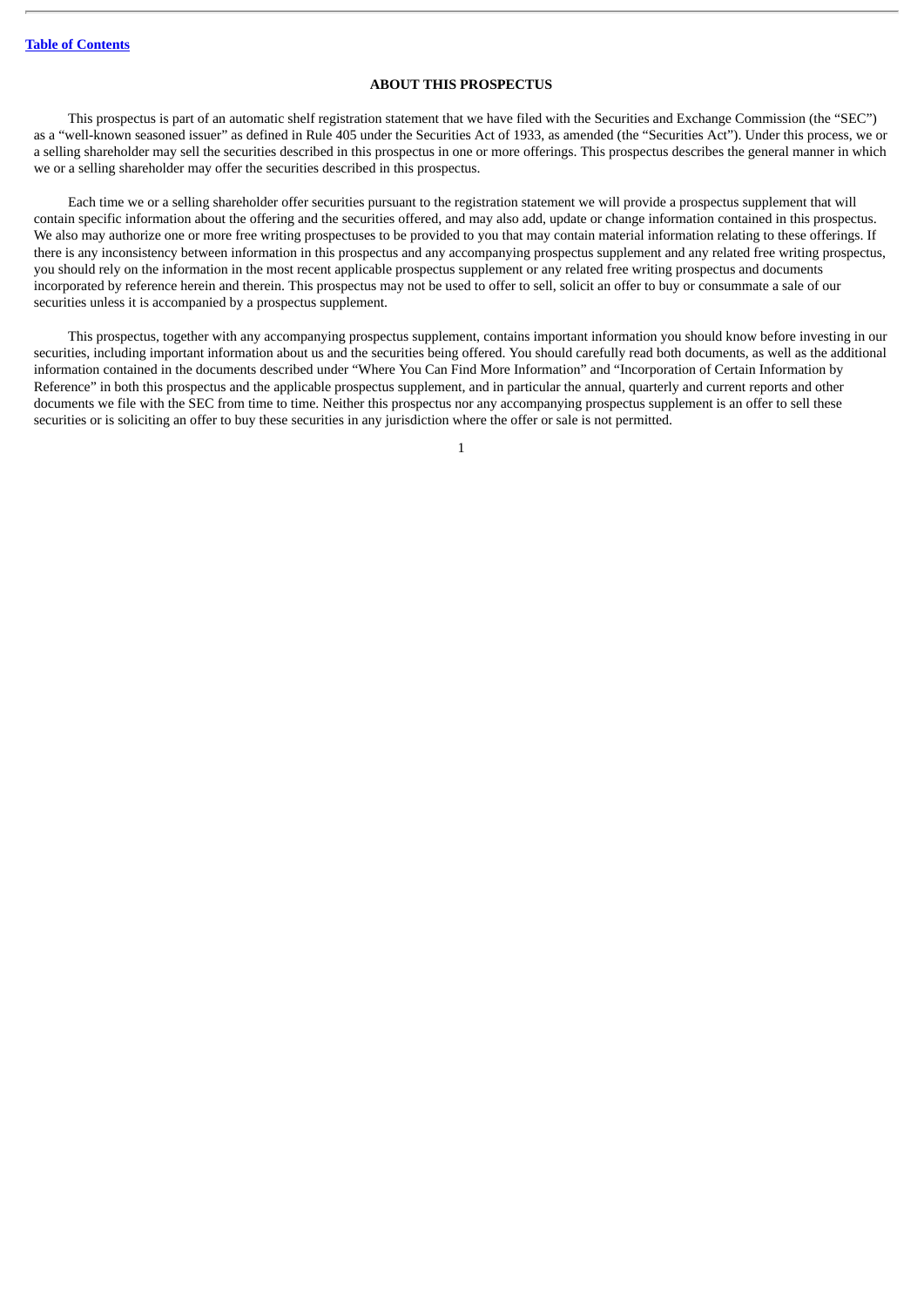## ABOUT THIS PROSPECTUS

This prospectus is part of an automatic shelf registration statement that we have filed with the Securities and Exchange Commission (the "SEC") as a "well-known seasoned issuer" as defined in Rule 405 under the Securities Act of 1933, as amended (the "Securities Act"). Under this process, we or a selling shareholder may sell the securities described in this prospectus in one or more offerings. This prospectus describes the general manner in which we or a selling shareholder may offer the securities described in this prospectus.

Each time we or a selling shareholder offer securities pursuant to the registration statement we will provide a prospectus supplement that will contain specific information about the offering and the securities offered, and may also add, update or change information contained in this prospectus. We also may authorize one or more free writing prospectuses to be provided to you that may contain material information relating to these offerings. If there is any inconsistency between information in this prospectus and any accompanying prospectus supplement and any related free writing prospectus, you should rely on the information in the most recent applicable prospectus supplement or any related free writing prospectus and documents incorporated by reference herein and therein. This prospectus may not be used to offer to sell, solicit an offer to buy or consummate a sale of our securities unless it is accompanied by a prospectus supplement.

This prospectus, together with any accompanying prospectus supplement, contains important information you should know before investing in our securities, including important information about us and the securities being offered. You should carefully read both documents, as well as the additional information contained in the documents described under "Where You Can Find More Information" and "Incorporation of Certain Information by Reference" in both this prospectus and the applicable prospectus supplement, and in particular the annual, quarterly and current reports and other documents we file with the SEC from time to time. Neither this prospectus nor any accompanying prospectus supplement is an offer to sell these securities or is soliciting an offer to buy these securities in any jurisdiction where the offer or sale is not permitted.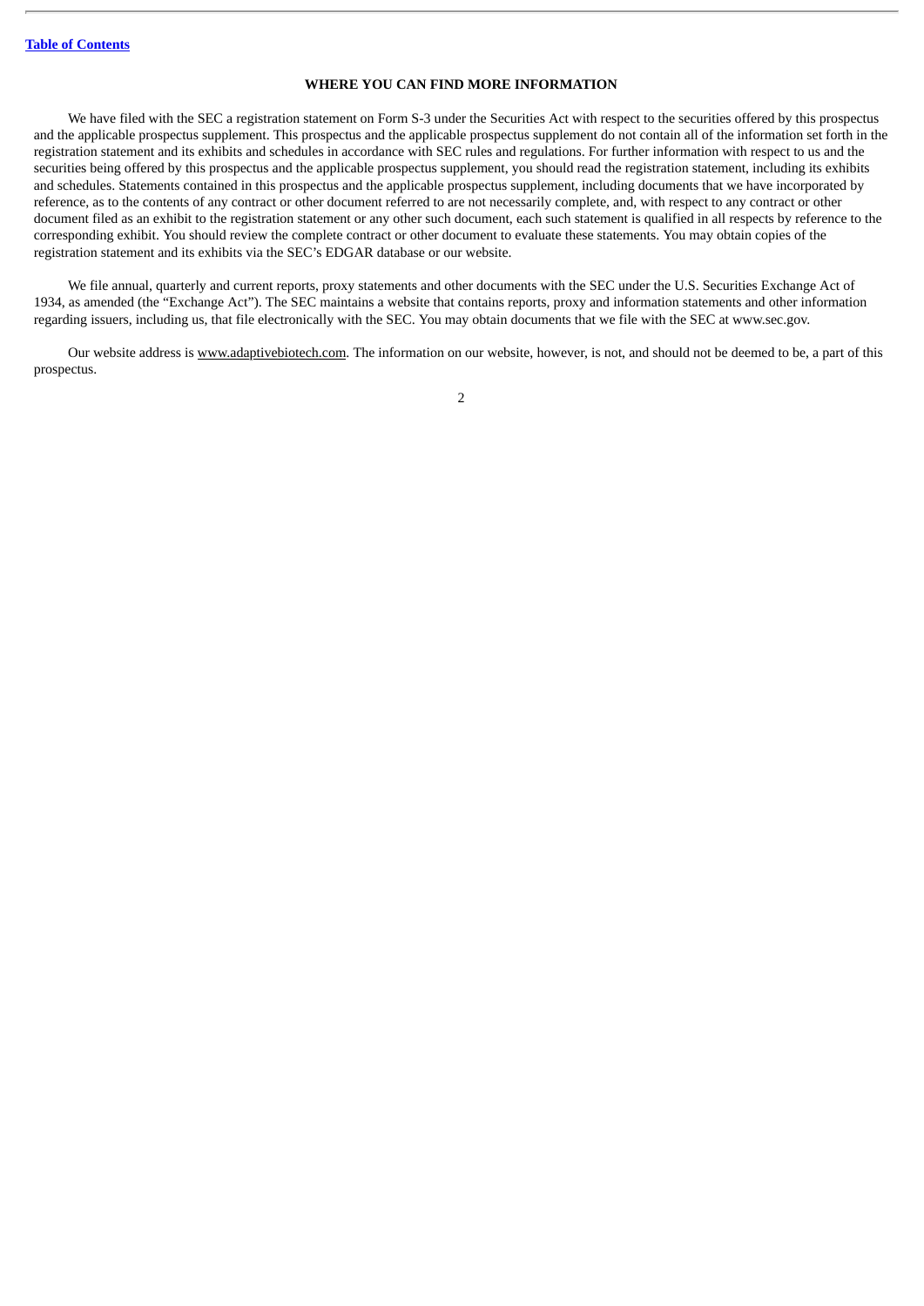## WHERE YOU CAN FIND MORE INFORMATION

We have filed with the SEC a registration statement on Form S-3 under the Securities Act with respect to the securities offered by this prospectus and the applicable prospectus supplement. This prospectus and the applicable prospectus supplement do not contain all of the information set forth in the registration statement and its exhibits and schedules in accordance with SEC rules and regulations. For further information with respect to us and the securities being offered by this prospectus and the applicable prospectus supplement, you should read the registration statement, including its exhibits and schedules. Statements contained in this prospectus and the applicable prospectus supplement, including documents that we have incorporated by reference, as to the contents of any contract or other document referred to are not necessarily complete, and, with respect to any contract or other document filed as an exhibit to the registration statement or any other such document, each such statement is qualified in all respects by reference to the corresponding exhibit. You should review the complete contract or other document to evaluate these statements. You may obtain copies of the registration statement and its exhibits via the SEC's EDGAR database or our website.

We file annual, quarterly and current reports, proxy statements and other documents with the SEC under the U.S. Securities Exchange Act of 1934, as amended (the "Exchange Act"). The SEC maintains a website that contains reports, proxy and information statements and other information regarding issuers, including us, that file electronically with the SEC. You may obtain documents that we file with the SEC at www.sec.gov.

Our website address is www.adaptivebiotech.com. The information on our website, however, is not, and should not be deemed to be, a part of this prospectus.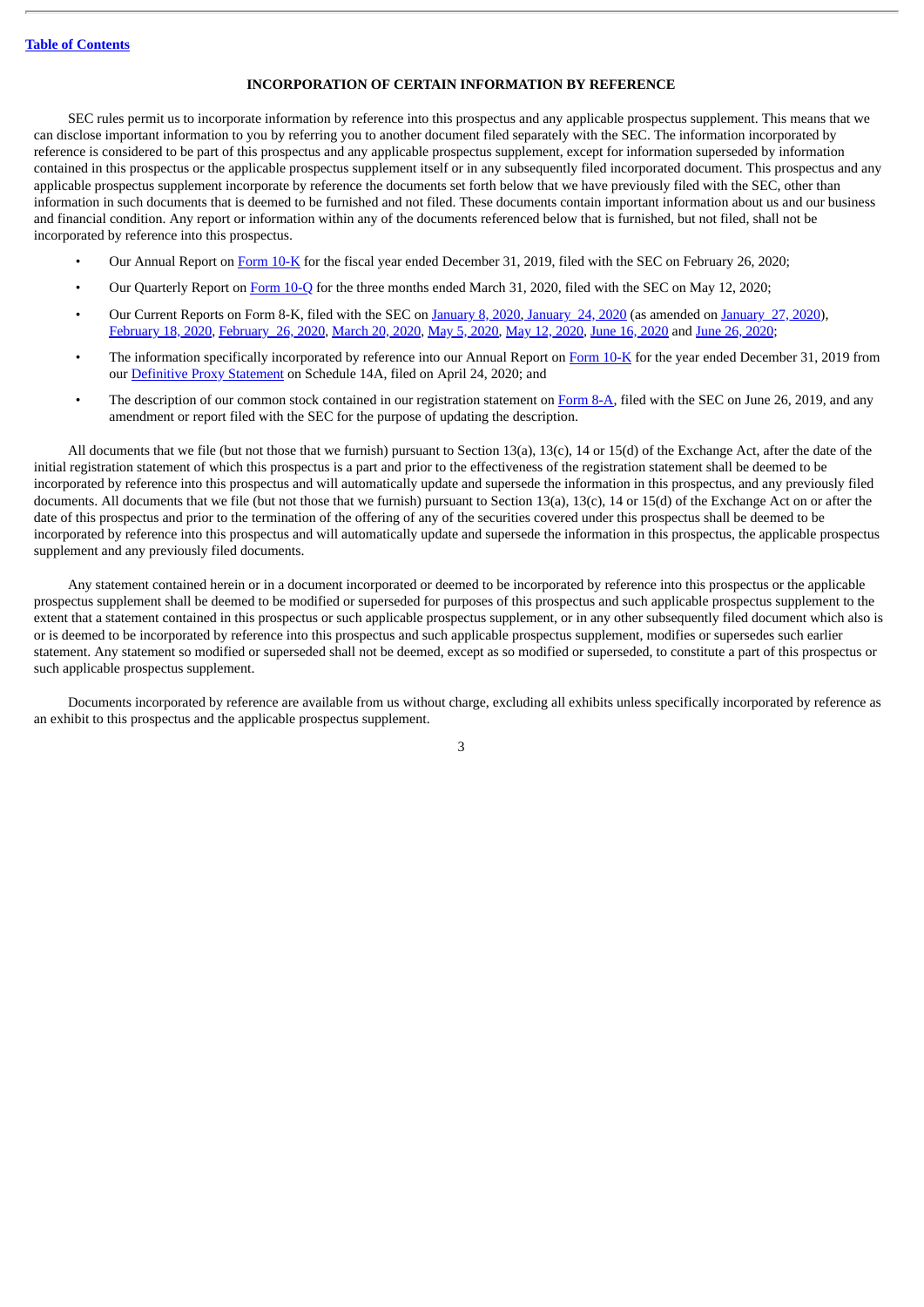## INCORPORATION OF CERTAIN INFORMATION BY REFERENCE

SEC rules permit us to incorporate information by reference into this prospectus and any applicable prospectus supplement. This means that we can disclose important information to you by referring you to another document filed separately with the SEC. The information incorporated by reference is considered to be part of this prospectus and any applicable prospectus supplement, except for information superseded by information contained in this prospectus or the applicable prospectus supplement itself or in any subsequently filed incorporated document. This prospectus and any applicable prospectus supplement incorporate by reference the documents set forth below that we have previously filed with the SEC, other than information in such documents that is deemed to be furnished and not filed. These documents contain important information about us and our business and financial condition. Any report or information within any of the documents referenced below that is furnished, but not filed, shall not be incorporated by reference into this prospectus.

- Our Annual Report on Form 10-K for the fiscal year ended December 31, 2019, filed with the SEC on February 26, 2020;
- Our Quarterly Report on Form 10-Q for the three months ended March 31, 2020, filed with the SEC on May 12, 2020;
- Our Current Reports on Form 8-K, filed with the SEC on January 8, 2020, January 24, 2020 (as amended on January 27, 2020), February 18, 2020, February 26, 2020, March 20, 2020, May 5, 2020, May 12, 2020, June 16, 2020 and June 26, 2020;
- The information specifically incorporated by reference into our Annual Report on Form 10-K for the year ended December 31, 2019 from our Definitive Proxy Statement on Schedule 14A, filed on April 24, 2020; and
- The description of our common stock contained in our registration statement on Form 8-A, filed with the SEC on June 26, 2019, and any amendment or report filed with the SEC for the purpose of updating the description.

All documents that we file (but not those that we furnish) pursuant to Section 13(a), 13(c), 14 or 15(d) of the Exchange Act, after the date of the initial registration statement of which this prospectus is a part and prior to the effectiveness of the registration statement shall be deemed to be incorporated by reference into this prospectus and will automatically update and supersede the information in this prospectus, and any previously filed documents. All documents that we file (but not those that we furnish) pursuant to Section 13(a), 13(c), 14 or 15(d) of the Exchange Act on or after the date of this prospectus and prior to the termination of the offering of any of the securities covered under this prospectus shall be deemed to be incorporated by reference into this prospectus and will automatically update and supersede the information in this prospectus, the applicable prospectus supplement and any previously filed documents.

Any statement contained herein or in a document incorporated or deemed to be incorporated by reference into this prospectus or the applicable prospectus supplement shall be deemed to be modified or superseded for purposes of this prospectus and such applicable prospectus supplement to the extent that a statement contained in this prospectus or such applicable prospectus supplement, or in any other subsequently filed document which also is or is deemed to be incorporated by reference into this prospectus and such applicable prospectus supplement, modifies or supersedes such earlier statement. Any statement so modified or superseded shall not be deemed, except as so modified or superseded, to constitute a part of this prospectus or such applicable prospectus supplement.

Documents incorporated by reference are available from us without charge, excluding all exhibits unless specifically incorporated by reference as an exhibit to this prospectus and the applicable prospectus supplement.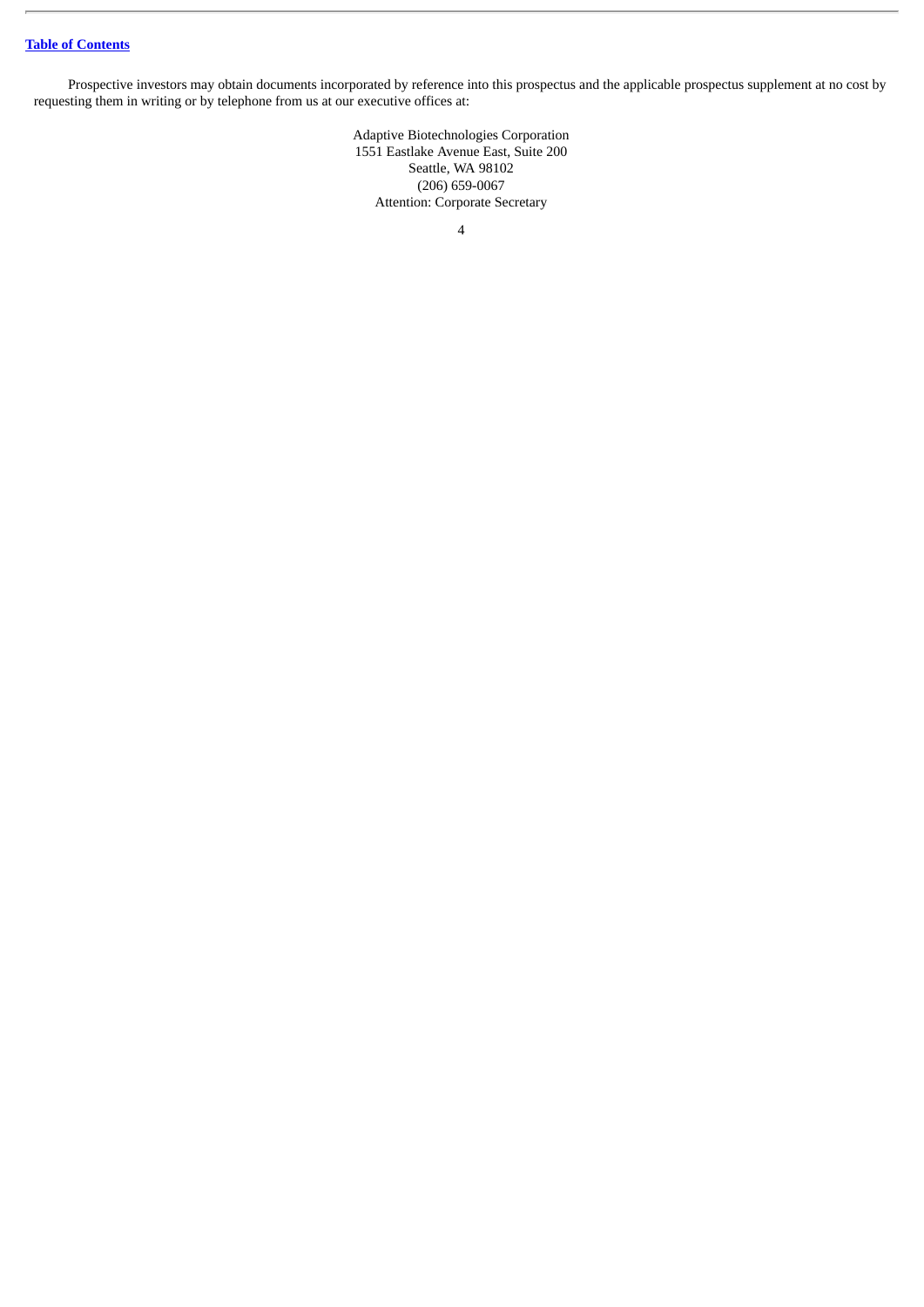Prospective investors may obtain documents incorporated by reference into this prospectus and the applicable prospectus supplement at no cost by requesting them in writing or by telephone from us at our executive offices at:

Adaptive Biotechnologies Corporation
1551 Eastlake Avenue East, Suite 200
Seattle, WA 98102
(206) 659-0067
Attention: Corporate Secretary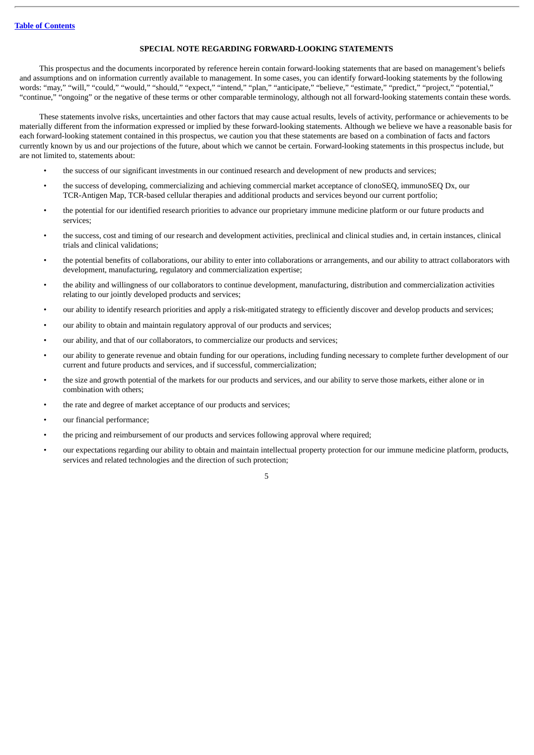## SPECIAL NOTE REGARDING FORWARD-LOOKING STATEMENTS

This prospectus and the documents incorporated by reference herein contain forward-looking statements that are based on management's beliefs and assumptions and on information currently available to management. In some cases, you can identify forward-looking statements by the following words: "may," "will," "could," "would," "should," "expect," "intend," "plan," "anticipate," "believe," "estimate," "predict," "project," "potential," "continue," "ongoing" or the negative of these terms or other comparable terminology, although not all forward-looking statements contain these words.

These statements involve risks, uncertainties and other factors that may cause actual results, levels of activity, performance or achievements to be materially different from the information expressed or implied by these forward-looking statements. Although we believe we have a reasonable basis for each forward-looking statement contained in this prospectus, we caution you that these statements are based on a combination of facts and factors currently known by us and our projections of the future, about which we cannot be certain. Forward-looking statements in this prospectus include, but are not limited to, statements about:

- the success of our significant investments in our continued research and development of new products and services;
- the success of developing, commercializing and achieving commercial market acceptance of clonoSEQ, immunoSEQ Dx, our TCR-Antigen Map, TCR-based cellular therapies and additional products and services beyond our current portfolio;
- the potential for our identified research priorities to advance our proprietary immune medicine platform or our future products and services;
- the success, cost and timing of our research and development activities, preclinical and clinical studies and, in certain instances, clinical trials and clinical validations;
- the potential benefits of collaborations, our ability to enter into collaborations or arrangements, and our ability to attract collaborators with development, manufacturing, regulatory and commercialization expertise;
- the ability and willingness of our collaborators to continue development, manufacturing, distribution and commercialization activities relating to our jointly developed products and services;
- our ability to identify research priorities and apply a risk-mitigated strategy to efficiently discover and develop products and services;
- our ability to obtain and maintain regulatory approval of our products and services;
- our ability, and that of our collaborators, to commercialize our products and services;
- our ability to generate revenue and obtain funding for our operations, including funding necessary to complete further development of our current and future products and services, and if successful, commercialization;
- the size and growth potential of the markets for our products and services, and our ability to serve those markets, either alone or in combination with others;
- the rate and degree of market acceptance of our products and services;
- our financial performance;
- the pricing and reimbursement of our products and services following approval where required;
- our expectations regarding our ability to obtain and maintain intellectual property protection for our immune medicine platform, products, services and related technologies and the direction of such protection;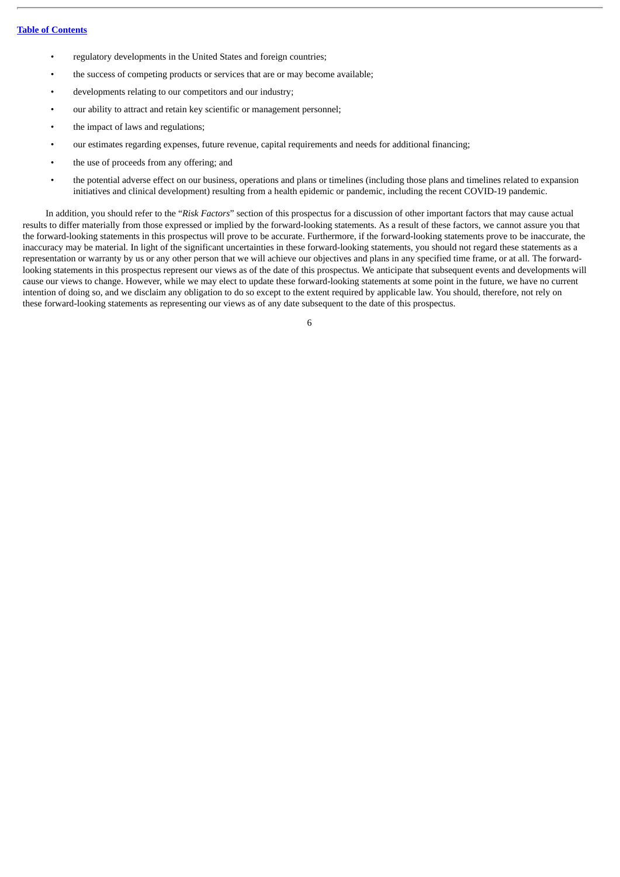- regulatory developments in the United States and foreign countries;
- the success of competing products or services that are or may become available;
- developments relating to our competitors and our industry;
- our ability to attract and retain key scientific or management personnel;
- the impact of laws and regulations;
- our estimates regarding expenses, future revenue, capital requirements and needs for additional financing;
- the use of proceeds from any offering; and
- the potential adverse effect on our business, operations and plans or timelines (including those plans and timelines related to expansion initiatives and clinical development) resulting from a health epidemic or pandemic, including the recent COVID-19 pandemic.

In addition, you should refer to the "*Risk Factors*" section of this prospectus for a discussion of other important factors that may cause actual results to differ materially from those expressed or implied by the forward-looking statements. As a result of these factors, we cannot assure you that the forward-looking statements in this prospectus will prove to be accurate. Furthermore, if the forward-looking statements prove to be inaccurate, the inaccuracy may be material. In light of the significant uncertainties in these forward-looking statements, you should not regard these statements as a representation or warranty by us or any other person that we will achieve our objectives and plans in any specified time frame, or at all. The forward-looking statements in this prospectus represent our views as of the date of this prospectus. We anticipate that subsequent events and developments will cause our views to change. However, while we may elect to update these forward-looking statements at some point in the future, we have no current intention of doing so, and we disclaim any obligation to do so except to the extent required by applicable law. You should, therefore, not rely on these forward-looking statements as representing our views as of any date subsequent to the date of this prospectus.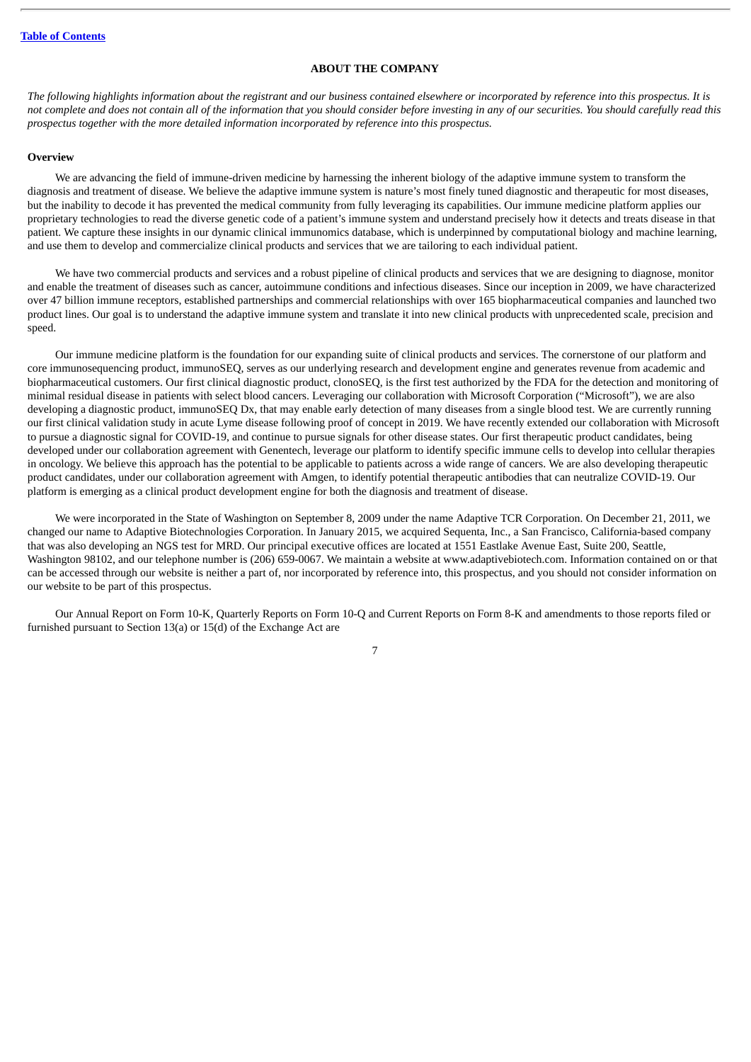## ABOUT THE COMPANY

*The following highlights information about the registrant and our business contained elsewhere or incorporated by reference into this prospectus. It is not complete and does not contain all of the information that you should consider before investing in any of our securities. You should carefully read this prospectus together with the more detailed information incorporated by reference into this prospectus.*

### Overview

We are advancing the field of immune-driven medicine by harnessing the inherent biology of the adaptive immune system to transform the diagnosis and treatment of disease. We believe the adaptive immune system is nature's most finely tuned diagnostic and therapeutic for most diseases, but the inability to decode it has prevented the medical community from fully leveraging its capabilities. Our immune medicine platform applies our proprietary technologies to read the diverse genetic code of a patient's immune system and understand precisely how it detects and treats disease in that patient. We capture these insights in our dynamic clinical immunomics database, which is underpinned by computational biology and machine learning, and use them to develop and commercialize clinical products and services that we are tailoring to each individual patient.

We have two commercial products and services and a robust pipeline of clinical products and services that we are designing to diagnose, monitor and enable the treatment of diseases such as cancer, autoimmune conditions and infectious diseases. Since our inception in 2009, we have characterized over 47 billion immune receptors, established partnerships and commercial relationships with over 165 biopharmaceutical companies and launched two product lines. Our goal is to understand the adaptive immune system and translate it into new clinical products with unprecedented scale, precision and speed.

Our immune medicine platform is the foundation for our expanding suite of clinical products and services. The cornerstone of our platform and core immunosequencing product, immunoSEQ, serves as our underlying research and development engine and generates revenue from academic and biopharmaceutical customers. Our first clinical diagnostic product, clonoSEQ, is the first test authorized by the FDA for the detection and monitoring of minimal residual disease in patients with select blood cancers. Leveraging our collaboration with Microsoft Corporation ("Microsoft"), we are also developing a diagnostic product, immunoSEQ Dx, that may enable early detection of many diseases from a single blood test. We are currently running our first clinical validation study in acute Lyme disease following proof of concept in 2019. We have recently extended our collaboration with Microsoft to pursue a diagnostic signal for COVID-19, and continue to pursue signals for other disease states. Our first therapeutic product candidates, being developed under our collaboration agreement with Genentech, leverage our platform to identify specific immune cells to develop into cellular therapies in oncology. We believe this approach has the potential to be applicable to patients across a wide range of cancers. We are also developing therapeutic product candidates, under our collaboration agreement with Amgen, to identify potential therapeutic antibodies that can neutralize COVID-19. Our platform is emerging as a clinical product development engine for both the diagnosis and treatment of disease.

We were incorporated in the State of Washington on September 8, 2009 under the name Adaptive TCR Corporation. On December 21, 2011, we changed our name to Adaptive Biotechnologies Corporation. In January 2015, we acquired Sequenta, Inc., a San Francisco, California-based company that was also developing an NGS test for MRD. Our principal executive offices are located at 1551 Eastlake Avenue East, Suite 200, Seattle, Washington 98102, and our telephone number is (206) 659-0067. We maintain a website at www.adaptivebiotech.com. Information contained on or that can be accessed through our website is neither a part of, nor incorporated by reference into, this prospectus, and you should not consider information on our website to be part of this prospectus.

Our Annual Report on Form 10-K, Quarterly Reports on Form 10-Q and Current Reports on Form 8-K and amendments to those reports filed or furnished pursuant to Section 13(a) or 15(d) of the Exchange Act are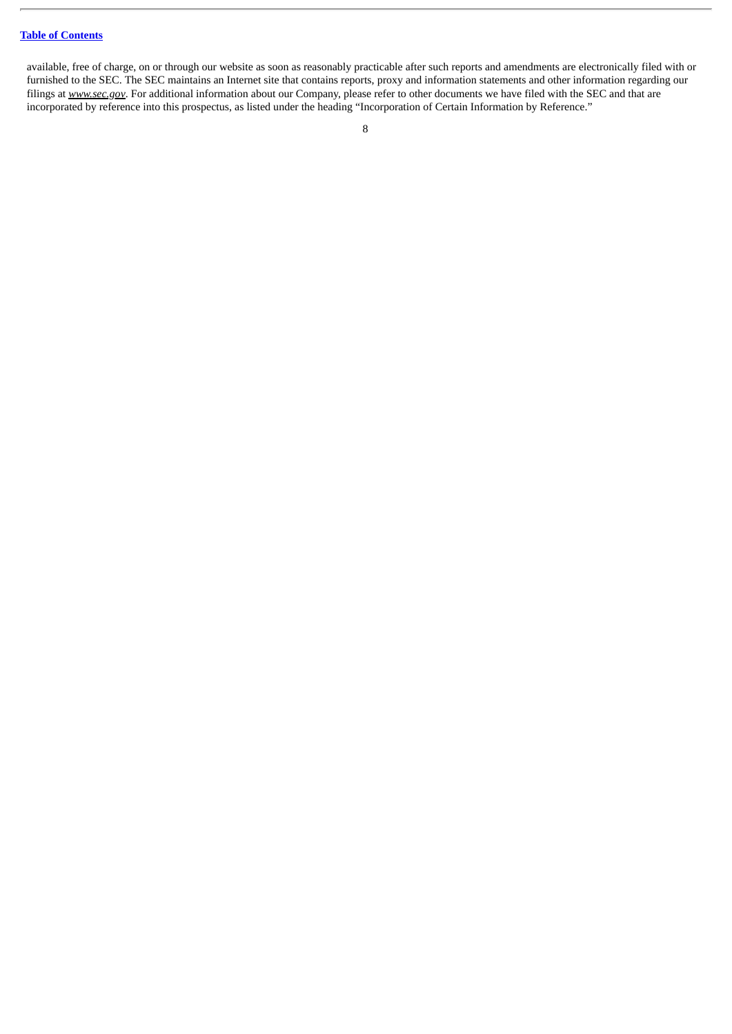available, free of charge, on or through our website as soon as reasonably practicable after such reports and amendments are electronically filed with or furnished to the SEC. The SEC maintains an Internet site that contains reports, proxy and information statements and other information regarding our filings at *www.sec.gov*. For additional information about our Company, please refer to other documents we have filed with the SEC and that are incorporated by reference into this prospectus, as listed under the heading "Incorporation of Certain Information by Reference."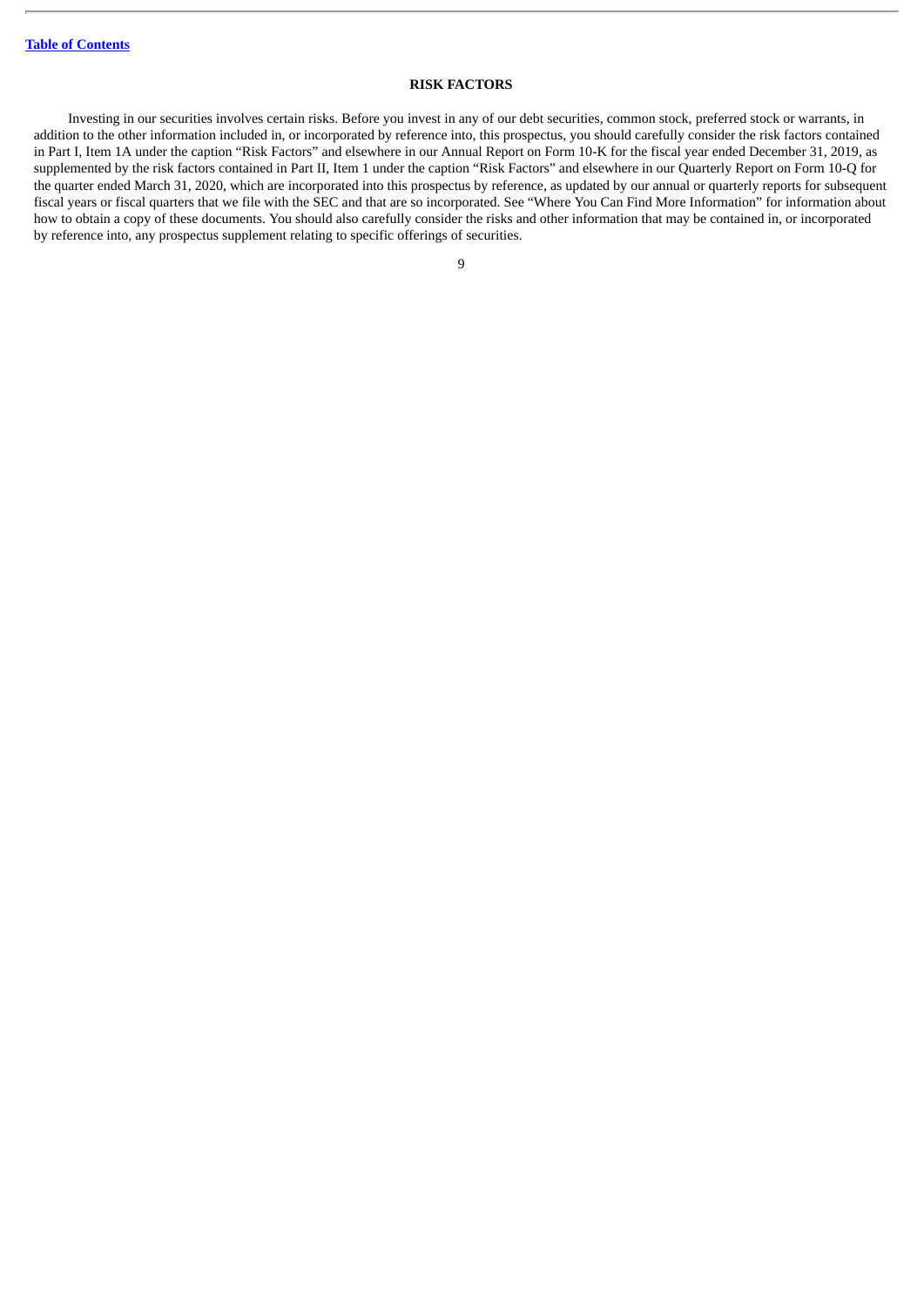## RISK FACTORS

Investing in our securities involves certain risks. Before you invest in any of our debt securities, common stock, preferred stock or warrants, in addition to the other information included in, or incorporated by reference into, this prospectus, you should carefully consider the risk factors contained in Part I, Item 1A under the caption "Risk Factors" and elsewhere in our Annual Report on Form 10-K for the fiscal year ended December 31, 2019, as supplemented by the risk factors contained in Part II, Item 1 under the caption "Risk Factors" and elsewhere in our Quarterly Report on Form 10-Q for the quarter ended March 31, 2020, which are incorporated into this prospectus by reference, as updated by our annual or quarterly reports for subsequent fiscal years or fiscal quarters that we file with the SEC and that are so incorporated. See "Where You Can Find More Information" for information about how to obtain a copy of these documents. You should also carefully consider the risks and other information that may be contained in, or incorporated by reference into, any prospectus supplement relating to specific offerings of securities.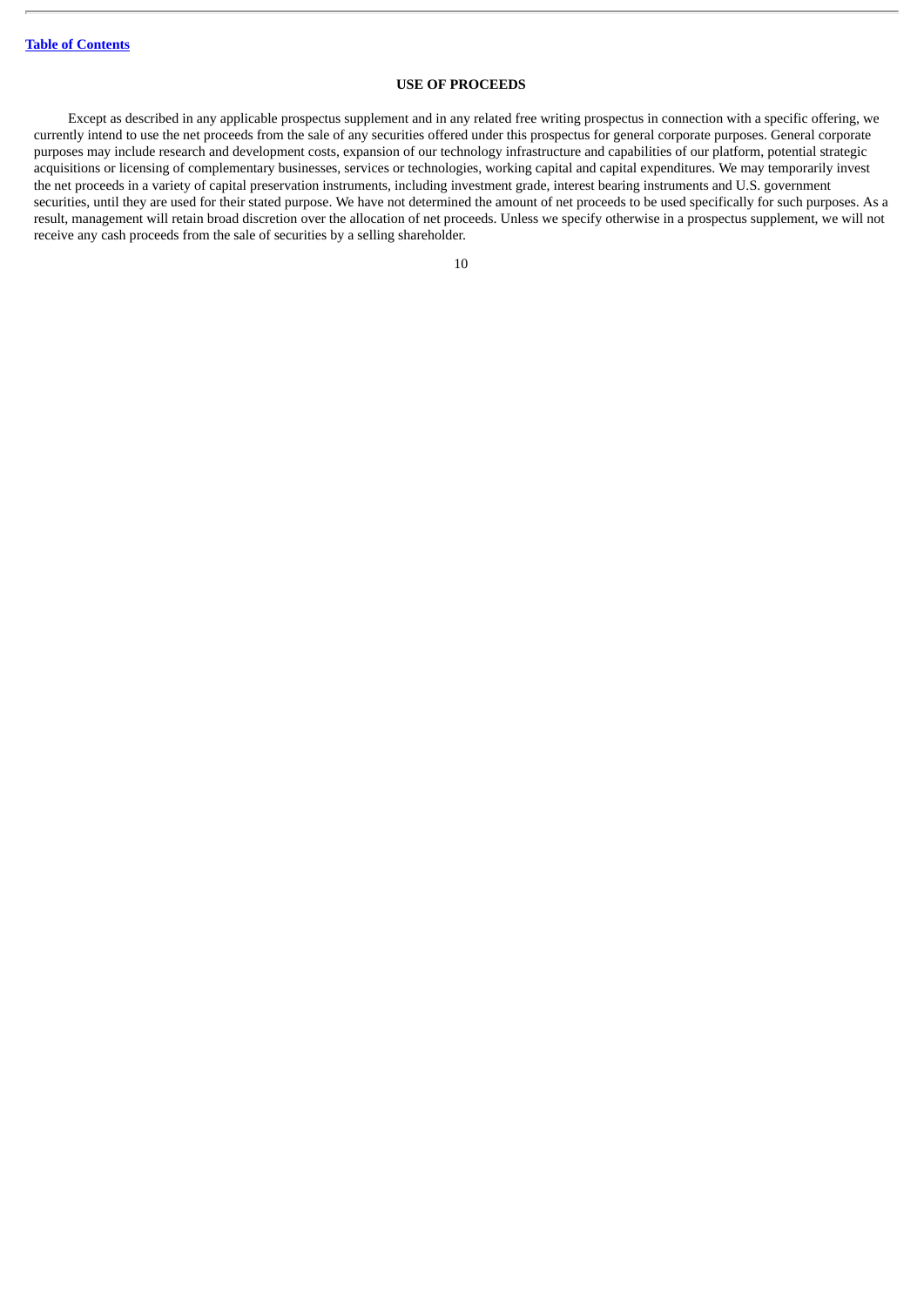## USE OF PROCEEDS

Except as described in any applicable prospectus supplement and in any related free writing prospectus in connection with a specific offering, we currently intend to use the net proceeds from the sale of any securities offered under this prospectus for general corporate purposes. General corporate purposes may include research and development costs, expansion of our technology infrastructure and capabilities of our platform, potential strategic acquisitions or licensing of complementary businesses, services or technologies, working capital and capital expenditures. We may temporarily invest the net proceeds in a variety of capital preservation instruments, including investment grade, interest bearing instruments and U.S. government securities, until they are used for their stated purpose. We have not determined the amount of net proceeds to be used specifically for such purposes. As a result, management will retain broad discretion over the allocation of net proceeds. Unless we specify otherwise in a prospectus supplement, we will not receive any cash proceeds from the sale of securities by a selling shareholder.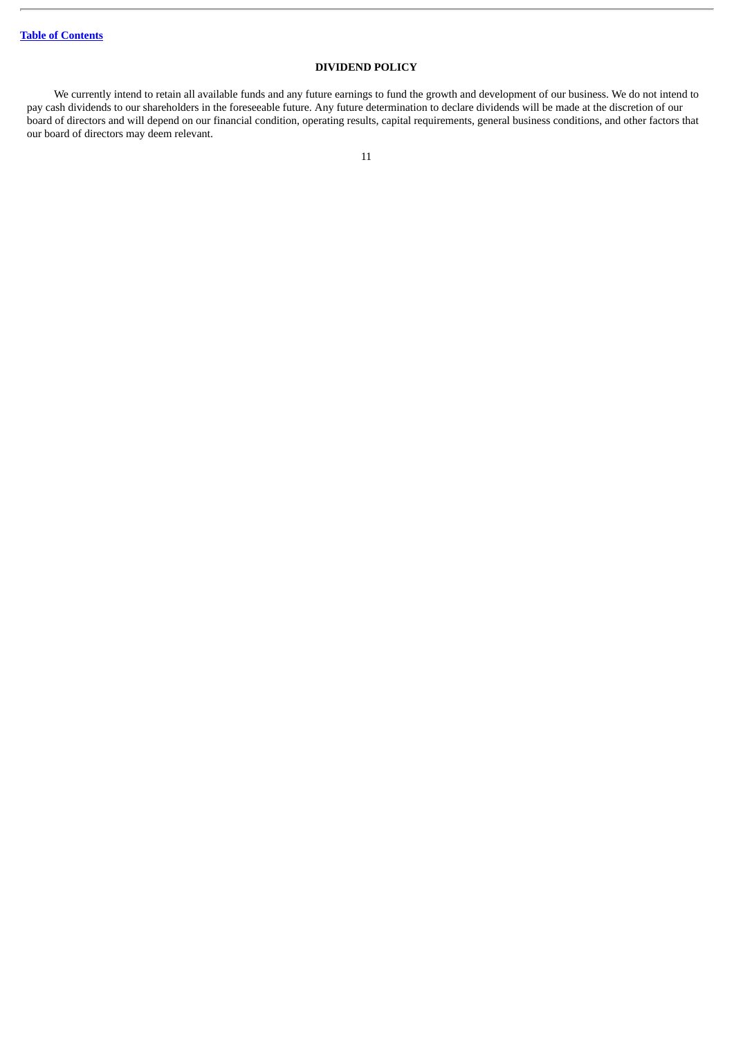## DIVIDEND POLICY

We currently intend to retain all available funds and any future earnings to fund the growth and development of our business. We do not intend to pay cash dividends to our shareholders in the foreseeable future. Any future determination to declare dividends will be made at the discretion of our board of directors and will depend on our financial condition, operating results, capital requirements, general business conditions, and other factors that our board of directors may deem relevant.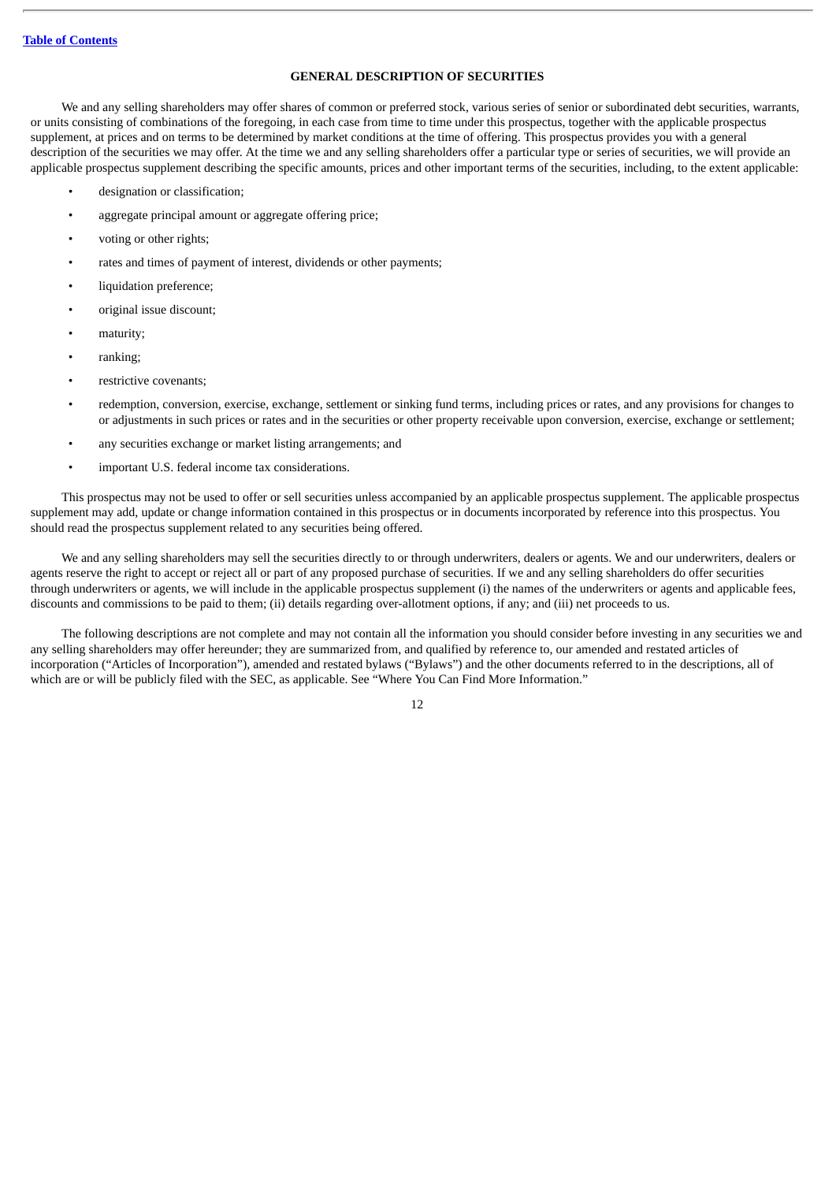## GENERAL DESCRIPTION OF SECURITIES

We and any selling shareholders may offer shares of common or preferred stock, various series of senior or subordinated debt securities, warrants, or units consisting of combinations of the foregoing, in each case from time to time under this prospectus, together with the applicable prospectus supplement, at prices and on terms to be determined by market conditions at the time of offering. This prospectus provides you with a general description of the securities we may offer. At the time we and any selling shareholders offer a particular type or series of securities, we will provide an applicable prospectus supplement describing the specific amounts, prices and other important terms of the securities, including, to the extent applicable:

- designation or classification;
- aggregate principal amount or aggregate offering price;
- voting or other rights;
- rates and times of payment of interest, dividends or other payments;
- liquidation preference;
- original issue discount;
- maturity;
- ranking;
- restrictive covenants;
- redemption, conversion, exercise, exchange, settlement or sinking fund terms, including prices or rates, and any provisions for changes to or adjustments in such prices or rates and in the securities or other property receivable upon conversion, exercise, exchange or settlement;
- any securities exchange or market listing arrangements; and
- important U.S. federal income tax considerations.

This prospectus may not be used to offer or sell securities unless accompanied by an applicable prospectus supplement. The applicable prospectus supplement may add, update or change information contained in this prospectus or in documents incorporated by reference into this prospectus. You should read the prospectus supplement related to any securities being offered.

We and any selling shareholders may sell the securities directly to or through underwriters, dealers or agents. We and our underwriters, dealers or agents reserve the right to accept or reject all or part of any proposed purchase of securities. If we and any selling shareholders do offer securities through underwriters or agents, we will include in the applicable prospectus supplement (i) the names of the underwriters or agents and applicable fees, discounts and commissions to be paid to them; (ii) details regarding over-allotment options, if any; and (iii) net proceeds to us.

The following descriptions are not complete and may not contain all the information you should consider before investing in any securities we and any selling shareholders may offer hereunder; they are summarized from, and qualified by reference to, our amended and restated articles of incorporation ("Articles of Incorporation"), amended and restated bylaws ("Bylaws") and the other documents referred to in the descriptions, all of which are or will be publicly filed with the SEC, as applicable. See "Where You Can Find More Information."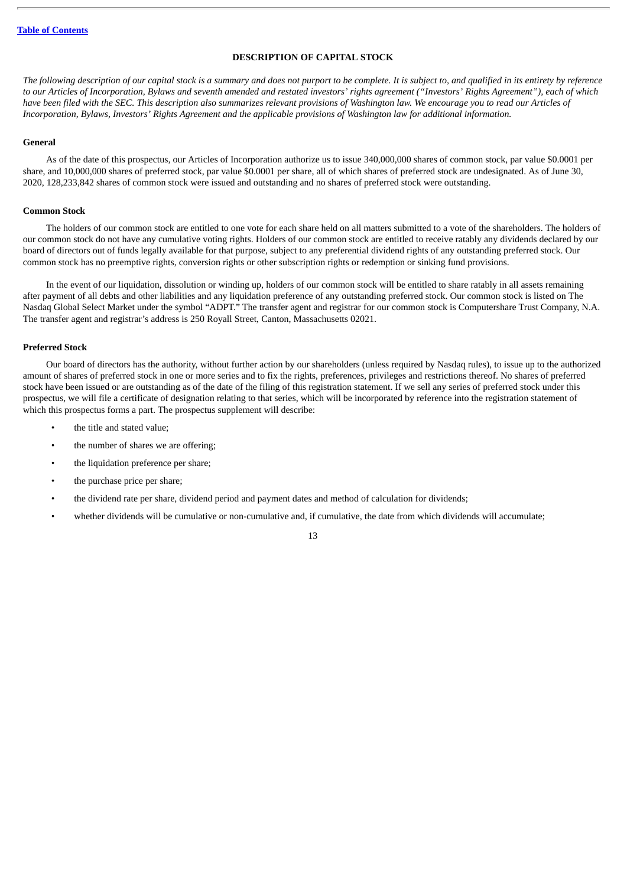## DESCRIPTION OF CAPITAL STOCK

*The following description of our capital stock is a summary and does not purport to be complete. It is subject to, and qualified in its entirety by reference to our Articles of Incorporation, Bylaws and seventh amended and restated investors' rights agreement ("Investors' Rights Agreement"), each of which have been filed with the SEC. This description also summarizes relevant provisions of Washington law. We encourage you to read our Articles of Incorporation, Bylaws, Investors' Rights Agreement and the applicable provisions of Washington law for additional information.*

### General

As of the date of this prospectus, our Articles of Incorporation authorize us to issue 340,000,000 shares of common stock, par value $0.0001 per share, and 10,000,000 shares of preferred stock, par value $0.0001 per share, all of which shares of preferred stock are undesignated. As of June 30, 2020, 128,233,842 shares of common stock were issued and outstanding and no shares of preferred stock were outstanding.

### Common Stock

The holders of our common stock are entitled to one vote for each share held on all matters submitted to a vote of the shareholders. The holders of our common stock do not have any cumulative voting rights. Holders of our common stock are entitled to receive ratably any dividends declared by our board of directors out of funds legally available for that purpose, subject to any preferential dividend rights of any outstanding preferred stock. Our common stock has no preemptive rights, conversion rights or other subscription rights or redemption or sinking fund provisions.

In the event of our liquidation, dissolution or winding up, holders of our common stock will be entitled to share ratably in all assets remaining after payment of all debts and other liabilities and any liquidation preference of any outstanding preferred stock. Our common stock is listed on The Nasdaq Global Select Market under the symbol "ADPT." The transfer agent and registrar for our common stock is Computershare Trust Company, N.A. The transfer agent and registrar's address is 250 Royall Street, Canton, Massachusetts 02021.

### Preferred Stock

Our board of directors has the authority, without further action by our shareholders (unless required by Nasdaq rules), to issue up to the authorized amount of shares of preferred stock in one or more series and to fix the rights, preferences, privileges and restrictions thereof. No shares of preferred stock have been issued or are outstanding as of the date of the filing of this registration statement. If we sell any series of preferred stock under this prospectus, we will file a certificate of designation relating to that series, which will be incorporated by reference into the registration statement of which this prospectus forms a part. The prospectus supplement will describe:

- the title and stated value;
- the number of shares we are offering;
- the liquidation preference per share;
- the purchase price per share;
- the dividend rate per share, dividend period and payment dates and method of calculation for dividends;
- whether dividends will be cumulative or non-cumulative and, if cumulative, the date from which dividends will accumulate;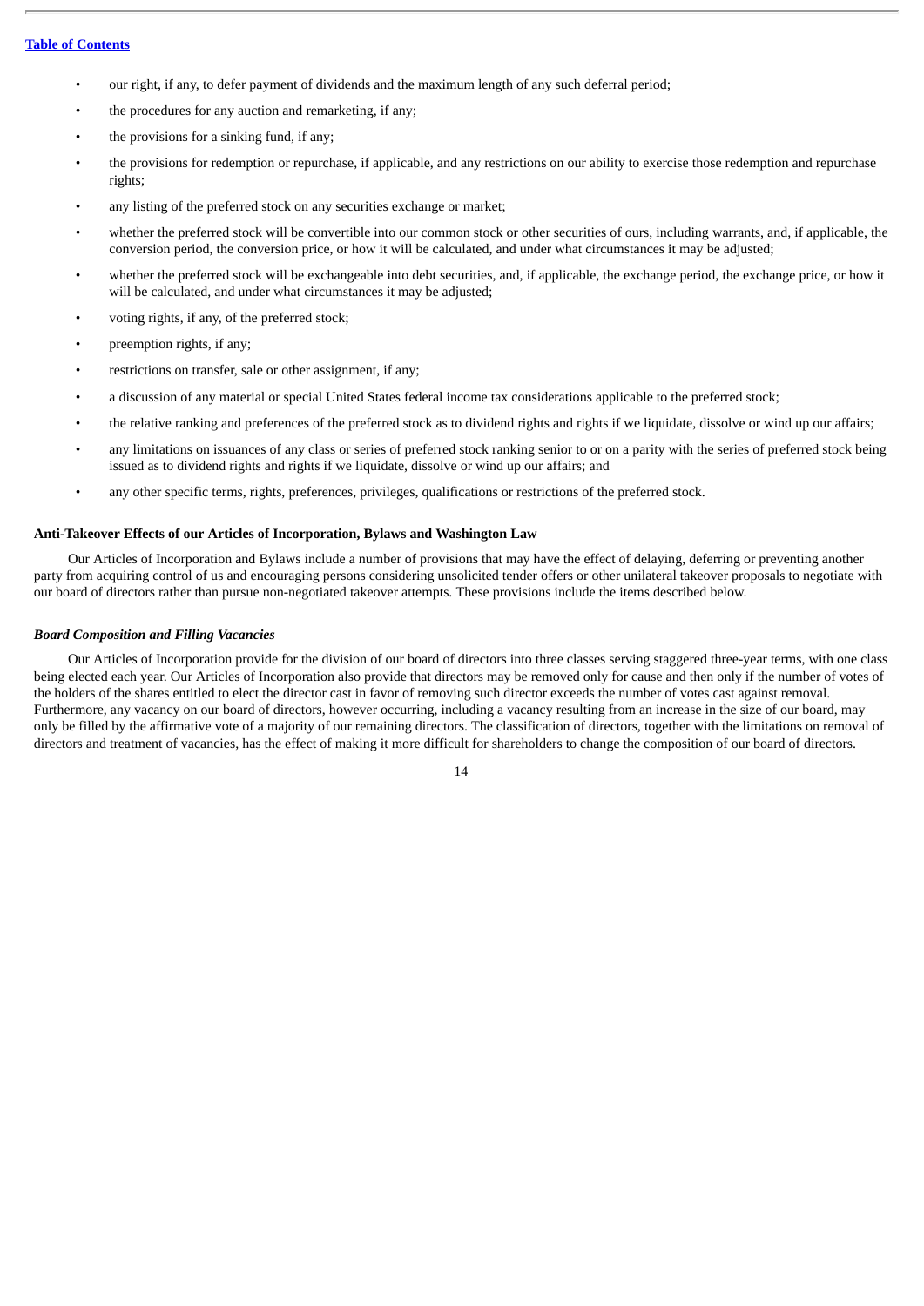- our right, if any, to defer payment of dividends and the maximum length of any such deferral period;
- the procedures for any auction and remarketing, if any;
- the provisions for a sinking fund, if any;
- the provisions for redemption or repurchase, if applicable, and any restrictions on our ability to exercise those redemption and repurchase rights;
- any listing of the preferred stock on any securities exchange or market;
- whether the preferred stock will be convertible into our common stock or other securities of ours, including warrants, and, if applicable, the conversion period, the conversion price, or how it will be calculated, and under what circumstances it may be adjusted;
- whether the preferred stock will be exchangeable into debt securities, and, if applicable, the exchange period, the exchange price, or how it will be calculated, and under what circumstances it may be adjusted;
- voting rights, if any, of the preferred stock;
- preemption rights, if any;
- restrictions on transfer, sale or other assignment, if any;
- a discussion of any material or special United States federal income tax considerations applicable to the preferred stock;
- the relative ranking and preferences of the preferred stock as to dividend rights and rights if we liquidate, dissolve or wind up our affairs;
- any limitations on issuances of any class or series of preferred stock ranking senior to or on a parity with the series of preferred stock being issued as to dividend rights and rights if we liquidate, dissolve or wind up our affairs; and
- any other specific terms, rights, preferences, privileges, qualifications or restrictions of the preferred stock.

**Anti-Takeover Effects of our Articles of Incorporation, Bylaws and Washington Law**

Our Articles of Incorporation and Bylaws include a number of provisions that may have the effect of delaying, deferring or preventing another party from acquiring control of us and encouraging persons considering unsolicited tender offers or other unilateral takeover proposals to negotiate with our board of directors rather than pursue non-negotiated takeover attempts. These provisions include the items described below.

***Board Composition and Filling Vacancies***

Our Articles of Incorporation provide for the division of our board of directors into three classes serving staggered three-year terms, with one class being elected each year. Our Articles of Incorporation also provide that directors may be removed only for cause and then only if the number of votes of the holders of the shares entitled to elect the director cast in favor of removing such director exceeds the number of votes cast against removal. Furthermore, any vacancy on our board of directors, however occurring, including a vacancy resulting from an increase in the size of our board, may only be filled by the affirmative vote of a majority of our remaining directors. The classification of directors, together with the limitations on removal of directors and treatment of vacancies, has the effect of making it more difficult for shareholders to change the composition of our board of directors.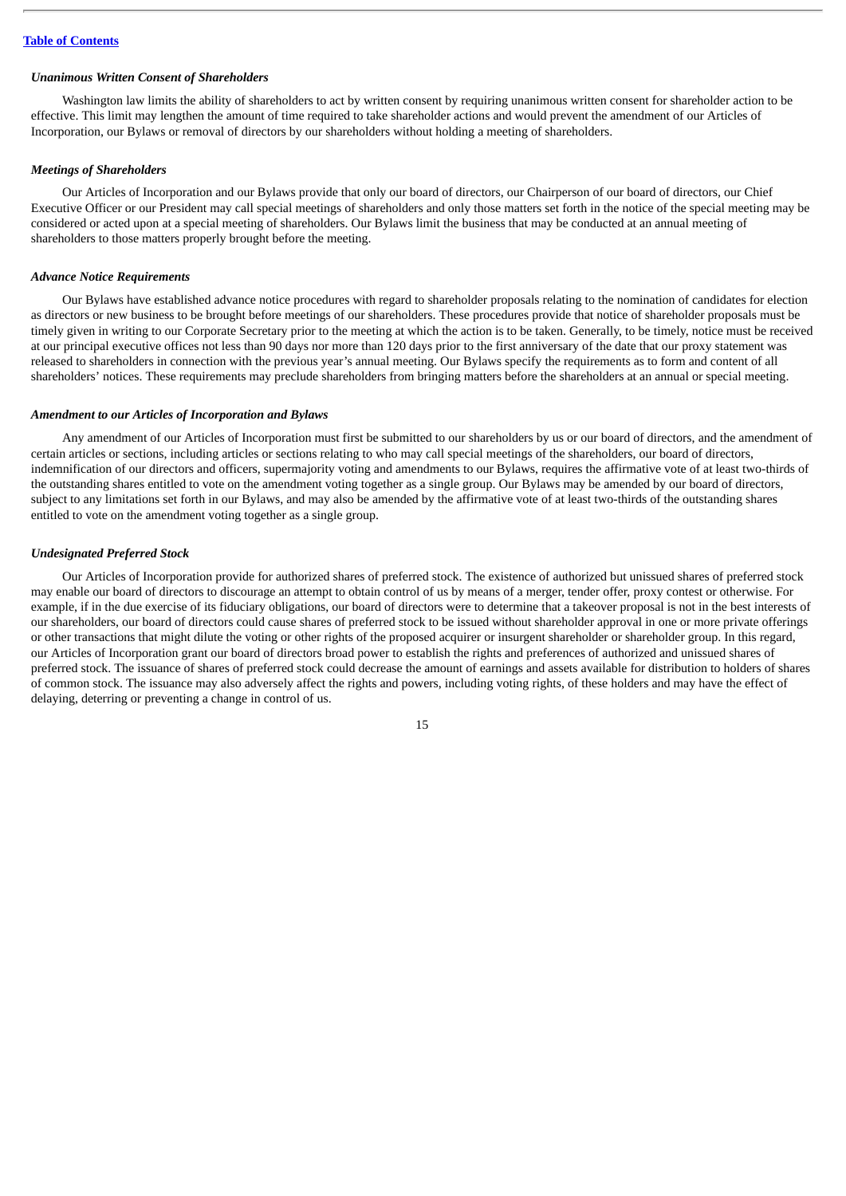*Unanimous Written Consent of Shareholders*

Washington law limits the ability of shareholders to act by written consent by requiring unanimous written consent for shareholder action to be effective. This limit may lengthen the amount of time required to take shareholder actions and would prevent the amendment of our Articles of Incorporation, our Bylaws or removal of directors by our shareholders without holding a meeting of shareholders.

*Meetings of Shareholders*

Our Articles of Incorporation and our Bylaws provide that only our board of directors, our Chairperson of our board of directors, our Chief Executive Officer or our President may call special meetings of shareholders and only those matters set forth in the notice of the special meeting may be considered or acted upon at a special meeting of shareholders. Our Bylaws limit the business that may be conducted at an annual meeting of shareholders to those matters properly brought before the meeting.

*Advance Notice Requirements*

Our Bylaws have established advance notice procedures with regard to shareholder proposals relating to the nomination of candidates for election as directors or new business to be brought before meetings of our shareholders. These procedures provide that notice of shareholder proposals must be timely given in writing to our Corporate Secretary prior to the meeting at which the action is to be taken. Generally, to be timely, notice must be received at our principal executive offices not less than 90 days nor more than 120 days prior to the first anniversary of the date that our proxy statement was released to shareholders in connection with the previous year's annual meeting. Our Bylaws specify the requirements as to form and content of all shareholders' notices. These requirements may preclude shareholders from bringing matters before the shareholders at an annual or special meeting.

*Amendment to our Articles of Incorporation and Bylaws*

Any amendment of our Articles of Incorporation must first be submitted to our shareholders by us or our board of directors, and the amendment of certain articles or sections, including articles or sections relating to who may call special meetings of the shareholders, our board of directors, indemnification of our directors and officers, supermajority voting and amendments to our Bylaws, requires the affirmative vote of at least two-thirds of the outstanding shares entitled to vote on the amendment voting together as a single group. Our Bylaws may be amended by our board of directors, subject to any limitations set forth in our Bylaws, and may also be amended by the affirmative vote of at least two-thirds of the outstanding shares entitled to vote on the amendment voting together as a single group.

*Undesignated Preferred Stock*

Our Articles of Incorporation provide for authorized shares of preferred stock. The existence of authorized but unissued shares of preferred stock may enable our board of directors to discourage an attempt to obtain control of us by means of a merger, tender offer, proxy contest or otherwise. For example, if in the due exercise of its fiduciary obligations, our board of directors were to determine that a takeover proposal is not in the best interests of our shareholders, our board of directors could cause shares of preferred stock to be issued without shareholder approval in one or more private offerings or other transactions that might dilute the voting or other rights of the proposed acquirer or insurgent shareholder or shareholder group. In this regard, our Articles of Incorporation grant our board of directors broad power to establish the rights and preferences of authorized and unissued shares of preferred stock. The issuance of shares of preferred stock could decrease the amount of earnings and assets available for distribution to holders of shares of common stock. The issuance may also adversely affect the rights and powers, including voting rights, of these holders and may have the effect of delaying, deterring or preventing a change in control of us.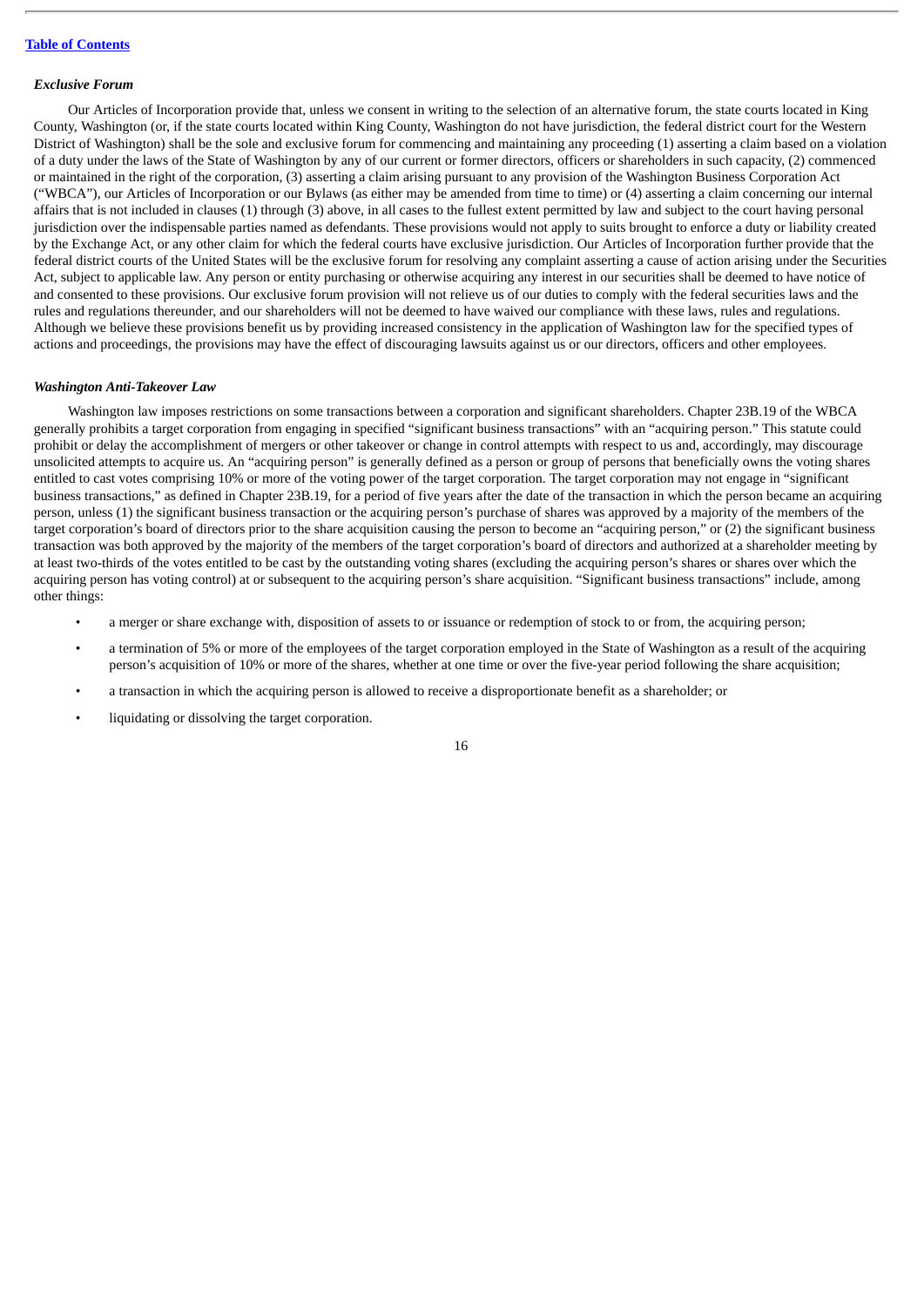### *Exclusive Forum*

Our Articles of Incorporation provide that, unless we consent in writing to the selection of an alternative forum, the state courts located in King County, Washington (or, if the state courts located within King County, Washington do not have jurisdiction, the federal district court for the Western District of Washington) shall be the sole and exclusive forum for commencing and maintaining any proceeding (1) asserting a claim based on a violation of a duty under the laws of the State of Washington by any of our current or former directors, officers or shareholders in such capacity, (2) commenced or maintained in the right of the corporation, (3) asserting a claim arising pursuant to any provision of the Washington Business Corporation Act ("WBCA"), our Articles of Incorporation or our Bylaws (as either may be amended from time to time) or (4) asserting a claim concerning our internal affairs that is not included in clauses (1) through (3) above, in all cases to the fullest extent permitted by law and subject to the court having personal jurisdiction over the indispensable parties named as defendants. These provisions would not apply to suits brought to enforce a duty or liability created by the Exchange Act, or any other claim for which the federal courts have exclusive jurisdiction. Our Articles of Incorporation further provide that the federal district courts of the United States will be the exclusive forum for resolving any complaint asserting a cause of action arising under the Securities Act, subject to applicable law. Any person or entity purchasing or otherwise acquiring any interest in our securities shall be deemed to have notice of and consented to these provisions. Our exclusive forum provision will not relieve us of our duties to comply with the federal securities laws and the rules and regulations thereunder, and our shareholders will not be deemed to have waived our compliance with these laws, rules and regulations. Although we believe these provisions benefit us by providing increased consistency in the application of Washington law for the specified types of actions and proceedings, the provisions may have the effect of discouraging lawsuits against us or our directors, officers and other employees.

### *Washington Anti-Takeover Law*

Washington law imposes restrictions on some transactions between a corporation and significant shareholders. Chapter 23B.19 of the WBCA generally prohibits a target corporation from engaging in specified "significant business transactions" with an "acquiring person." This statute could prohibit or delay the accomplishment of mergers or other takeover or change in control attempts with respect to us and, accordingly, may discourage unsolicited attempts to acquire us. An "acquiring person" is generally defined as a person or group of persons that beneficially owns the voting shares entitled to cast votes comprising 10% or more of the voting power of the target corporation. The target corporation may not engage in "significant business transactions," as defined in Chapter 23B.19, for a period of five years after the date of the transaction in which the person became an acquiring person, unless (1) the significant business transaction or the acquiring person's purchase of shares was approved by a majority of the members of the target corporation's board of directors prior to the share acquisition causing the person to become an "acquiring person," or (2) the significant business transaction was both approved by the majority of the members of the target corporation's board of directors and authorized at a shareholder meeting by at least two-thirds of the votes entitled to be cast by the outstanding voting shares (excluding the acquiring person's shares or shares over which the acquiring person has voting control) at or subsequent to the acquiring person's share acquisition. "Significant business transactions" include, among other things:

- a merger or share exchange with, disposition of assets to or issuance or redemption of stock to or from, the acquiring person;
- a termination of 5% or more of the employees of the target corporation employed in the State of Washington as a result of the acquiring person's acquisition of 10% or more of the shares, whether at one time or over the five-year period following the share acquisition;
- a transaction in which the acquiring person is allowed to receive a disproportionate benefit as a shareholder; or
- liquidating or dissolving the target corporation.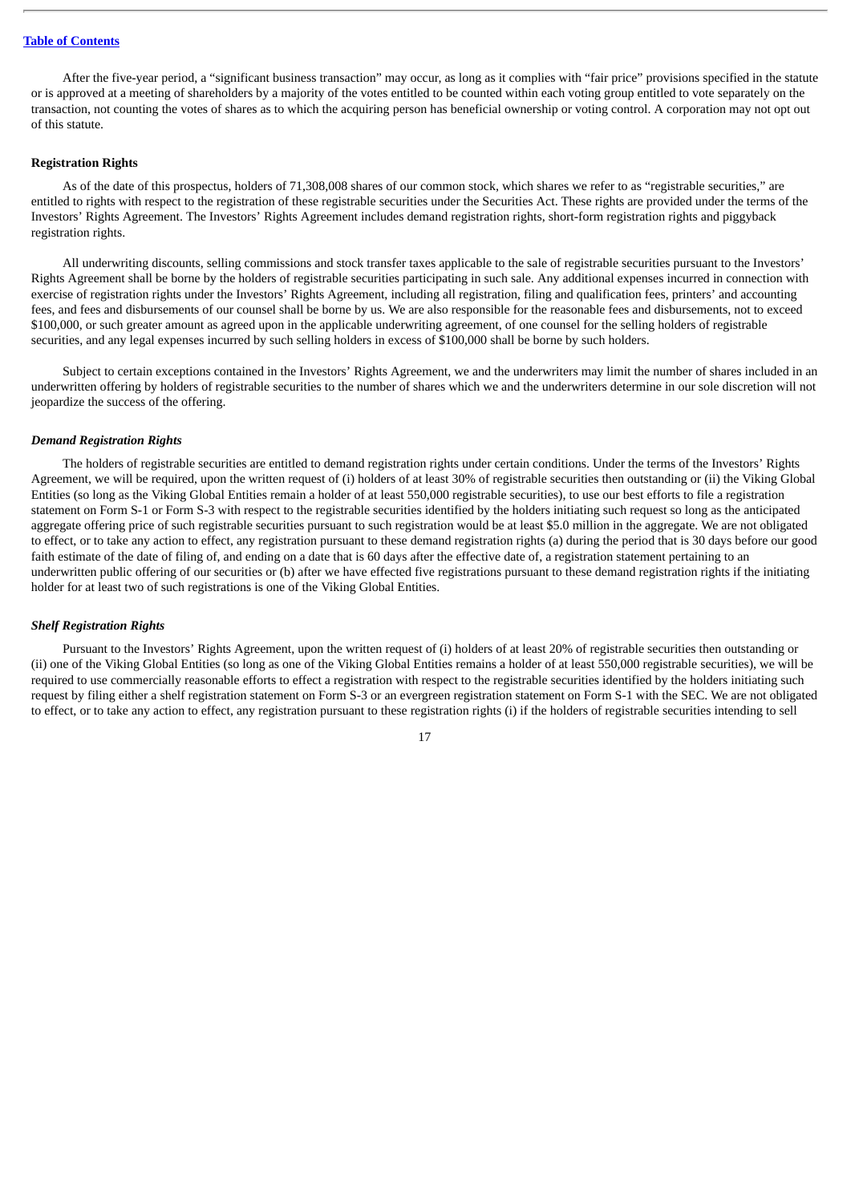After the five-year period, a "significant business transaction" may occur, as long as it complies with "fair price" provisions specified in the statute or is approved at a meeting of shareholders by a majority of the votes entitled to be counted within each voting group entitled to vote separately on the transaction, not counting the votes of shares as to which the acquiring person has beneficial ownership or voting control. A corporation may not opt out of this statute.

**Registration Rights**

As of the date of this prospectus, holders of 71,308,008 shares of our common stock, which shares we refer to as "registrable securities," are entitled to rights with respect to the registration of these registrable securities under the Securities Act. These rights are provided under the terms of the Investors' Rights Agreement. The Investors' Rights Agreement includes demand registration rights, short-form registration rights and piggyback registration rights.

All underwriting discounts, selling commissions and stock transfer taxes applicable to the sale of registrable securities pursuant to the Investors' Rights Agreement shall be borne by the holders of registrable securities participating in such sale. Any additional expenses incurred in connection with exercise of registration rights under the Investors' Rights Agreement, including all registration, filing and qualification fees, printers' and accounting fees, and fees and disbursements of our counsel shall be borne by us. We are also responsible for the reasonable fees and disbursements, not to exceed $100,000, or such greater amount as agreed upon in the applicable underwriting agreement, of one counsel for the selling holders of registrable securities, and any legal expenses incurred by such selling holders in excess of $100,000 shall be borne by such holders.

Subject to certain exceptions contained in the Investors' Rights Agreement, we and the underwriters may limit the number of shares included in an underwritten offering by holders of registrable securities to the number of shares which we and the underwriters determine in our sole discretion will not jeopardize the success of the offering.

***Demand Registration Rights***

The holders of registrable securities are entitled to demand registration rights under certain conditions. Under the terms of the Investors' Rights Agreement, we will be required, upon the written request of (i) holders of at least 30% of registrable securities then outstanding or (ii) the Viking Global Entities (so long as the Viking Global Entities remain a holder of at least 550,000 registrable securities), to use our best efforts to file a registration statement on Form S-1 or Form S-3 with respect to the registrable securities identified by the holders initiating such request so long as the anticipated aggregate offering price of such registrable securities pursuant to such registration would be at least $5.0 million in the aggregate. We are not obligated to effect, or to take any action to effect, any registration pursuant to these demand registration rights (a) during the period that is 30 days before our good faith estimate of the date of filing of, and ending on a date that is 60 days after the effective date of, a registration statement pertaining to an underwritten public offering of our securities or (b) after we have effected five registrations pursuant to these demand registration rights if the initiating holder for at least two of such registrations is one of the Viking Global Entities.

***Shelf Registration Rights***

Pursuant to the Investors' Rights Agreement, upon the written request of (i) holders of at least 20% of registrable securities then outstanding or (ii) one of the Viking Global Entities (so long as one of the Viking Global Entities remains a holder of at least 550,000 registrable securities), we will be required to use commercially reasonable efforts to effect a registration with respect to the registrable securities identified by the holders initiating such request by filing either a shelf registration statement on Form S-3 or an evergreen registration statement on Form S-1 with the SEC. We are not obligated to effect, or to take any action to effect, any registration pursuant to these registration rights (i) if the holders of registrable securities intending to sell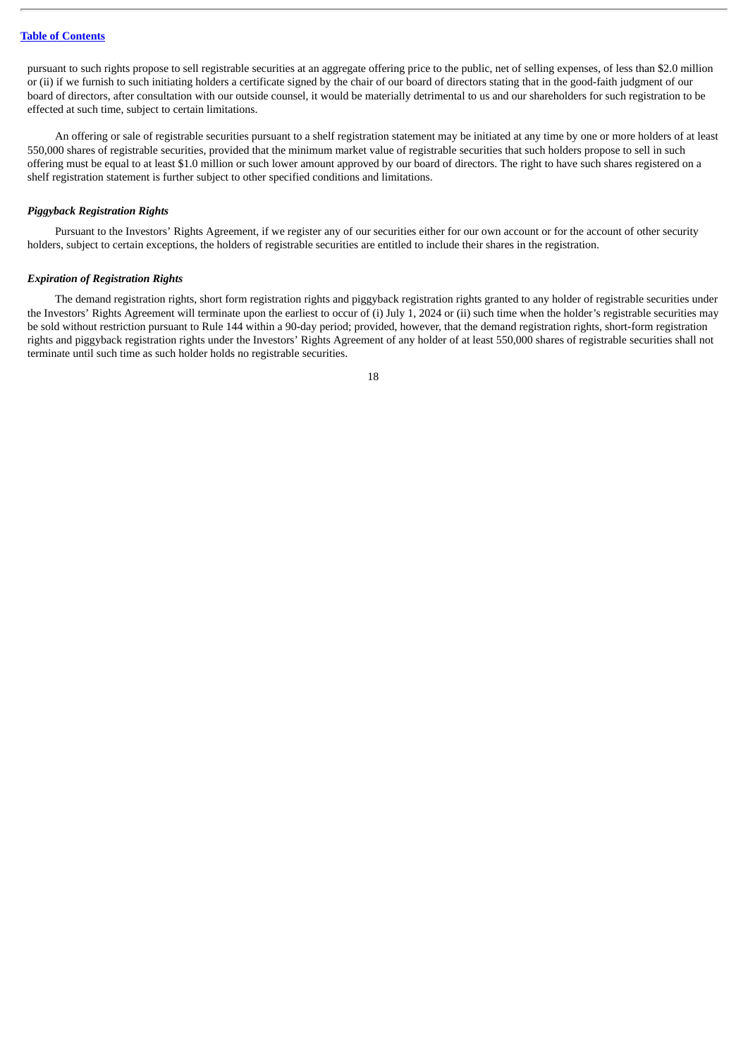pursuant to such rights propose to sell registrable securities at an aggregate offering price to the public, net of selling expenses, of less than $2.0 million or (ii) if we furnish to such initiating holders a certificate signed by the chair of our board of directors stating that in the good-faith judgment of our board of directors, after consultation with our outside counsel, it would be materially detrimental to us and our shareholders for such registration to be effected at such time, subject to certain limitations.

An offering or sale of registrable securities pursuant to a shelf registration statement may be initiated at any time by one or more holders of at least 550,000 shares of registrable securities, provided that the minimum market value of registrable securities that such holders propose to sell in such offering must be equal to at least $1.0 million or such lower amount approved by our board of directors. The right to have such shares registered on a shelf registration statement is further subject to other specified conditions and limitations.

***Piggyback Registration Rights***

Pursuant to the Investors' Rights Agreement, if we register any of our securities either for our own account or for the account of other security holders, subject to certain exceptions, the holders of registrable securities are entitled to include their shares in the registration.

***Expiration of Registration Rights***

The demand registration rights, short form registration rights and piggyback registration rights granted to any holder of registrable securities under the Investors' Rights Agreement will terminate upon the earliest to occur of (i) July 1, 2024 or (ii) such time when the holder's registrable securities may be sold without restriction pursuant to Rule 144 within a 90-day period; provided, however, that the demand registration rights, short-form registration rights and piggyback registration rights under the Investors' Rights Agreement of any holder of at least 550,000 shares of registrable securities shall not terminate until such time as such holder holds no registrable securities.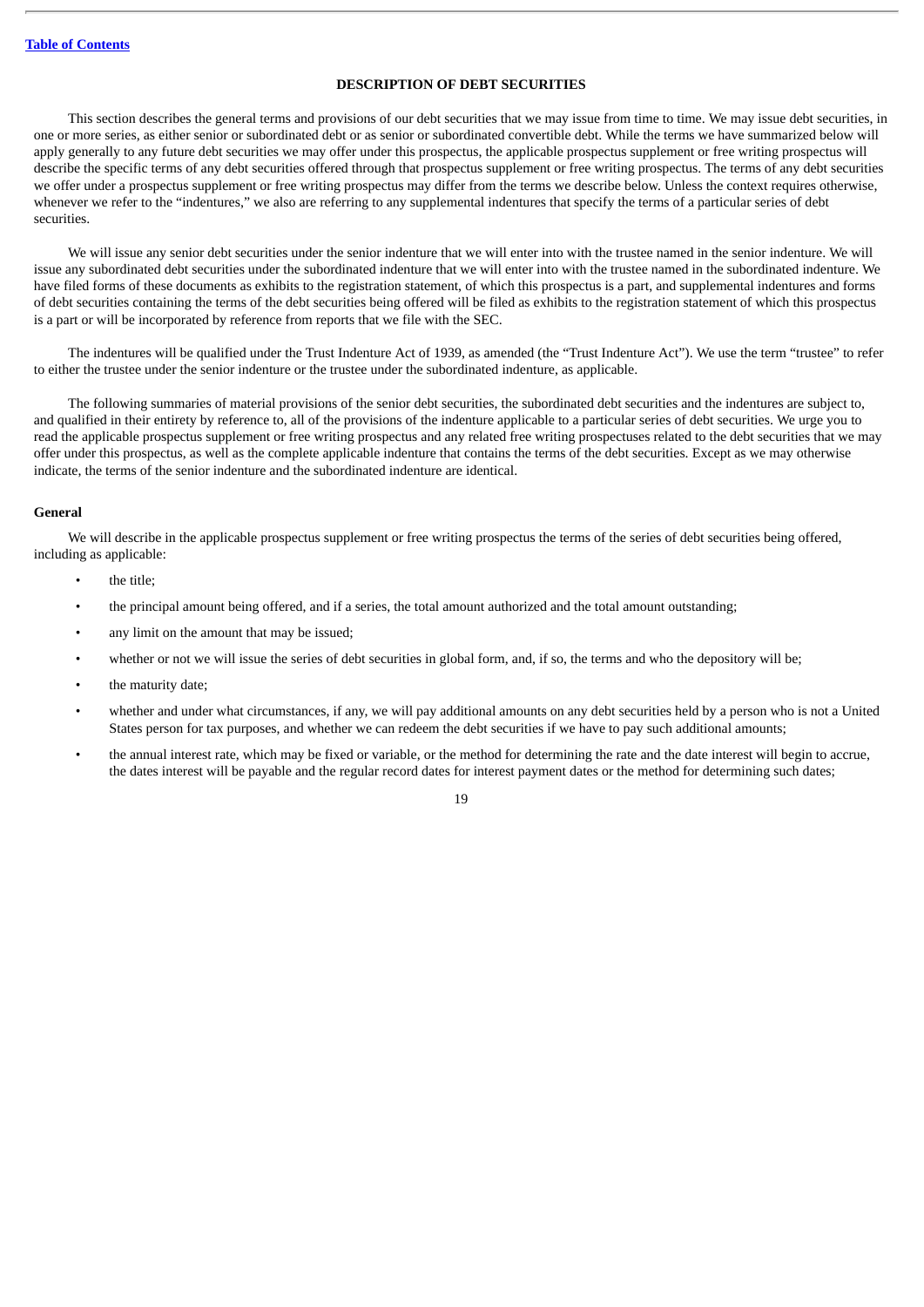## DESCRIPTION OF DEBT SECURITIES

This section describes the general terms and provisions of our debt securities that we may issue from time to time. We may issue debt securities, in one or more series, as either senior or subordinated debt or as senior or subordinated convertible debt. While the terms we have summarized below will apply generally to any future debt securities we may offer under this prospectus, the applicable prospectus supplement or free writing prospectus will describe the specific terms of any debt securities offered through that prospectus supplement or free writing prospectus. The terms of any debt securities we offer under a prospectus supplement or free writing prospectus may differ from the terms we describe below. Unless the context requires otherwise, whenever we refer to the "indentures," we also are referring to any supplemental indentures that specify the terms of a particular series of debt securities.

We will issue any senior debt securities under the senior indenture that we will enter into with the trustee named in the senior indenture. We will issue any subordinated debt securities under the subordinated indenture that we will enter into with the trustee named in the subordinated indenture. We have filed forms of these documents as exhibits to the registration statement, of which this prospectus is a part, and supplemental indentures and forms of debt securities containing the terms of the debt securities being offered will be filed as exhibits to the registration statement of which this prospectus is a part or will be incorporated by reference from reports that we file with the SEC.

The indentures will be qualified under the Trust Indenture Act of 1939, as amended (the "Trust Indenture Act"). We use the term "trustee" to refer to either the trustee under the senior indenture or the trustee under the subordinated indenture, as applicable.

The following summaries of material provisions of the senior debt securities, the subordinated debt securities and the indentures are subject to, and qualified in their entirety by reference to, all of the provisions of the indenture applicable to a particular series of debt securities. We urge you to read the applicable prospectus supplement or free writing prospectus and any related free writing prospectuses related to the debt securities that we may offer under this prospectus, as well as the complete applicable indenture that contains the terms of the debt securities. Except as we may otherwise indicate, the terms of the senior indenture and the subordinated indenture are identical.

### General

We will describe in the applicable prospectus supplement or free writing prospectus the terms of the series of debt securities being offered, including as applicable:

- the title;
- the principal amount being offered, and if a series, the total amount authorized and the total amount outstanding;
- any limit on the amount that may be issued;
- whether or not we will issue the series of debt securities in global form, and, if so, the terms and who the depository will be;
- the maturity date;
- whether and under what circumstances, if any, we will pay additional amounts on any debt securities held by a person who is not a United States person for tax purposes, and whether we can redeem the debt securities if we have to pay such additional amounts;
- the annual interest rate, which may be fixed or variable, or the method for determining the rate and the date interest will begin to accrue, the dates interest will be payable and the regular record dates for interest payment dates or the method for determining such dates;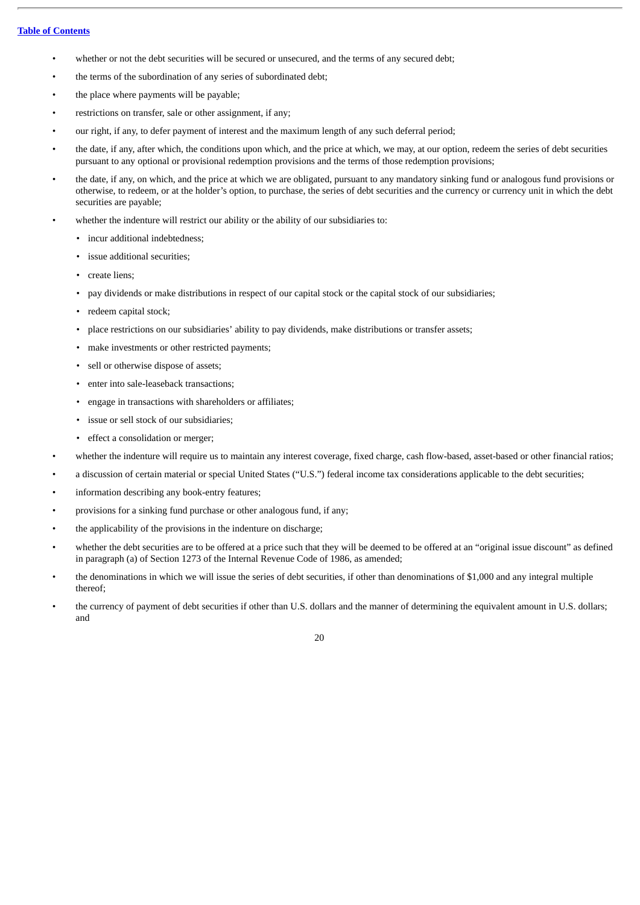- whether or not the debt securities will be secured or unsecured, and the terms of any secured debt;
- the terms of the subordination of any series of subordinated debt;
- the place where payments will be payable;
- restrictions on transfer, sale or other assignment, if any;
- our right, if any, to defer payment of interest and the maximum length of any such deferral period;
- the date, if any, after which, the conditions upon which, and the price at which, we may, at our option, redeem the series of debt securities pursuant to any optional or provisional redemption provisions and the terms of those redemption provisions;
- the date, if any, on which, and the price at which we are obligated, pursuant to any mandatory sinking fund or analogous fund provisions or otherwise, to redeem, or at the holder's option, to purchase, the series of debt securities and the currency or currency unit in which the debt securities are payable;
- whether the indenture will restrict our ability or the ability of our subsidiaries to:
  - incur additional indebtedness;
  - issue additional securities;
  - create liens;
  - pay dividends or make distributions in respect of our capital stock or the capital stock of our subsidiaries;
  - redeem capital stock;
  - place restrictions on our subsidiaries' ability to pay dividends, make distributions or transfer assets;
  - make investments or other restricted payments;
  - sell or otherwise dispose of assets;
  - enter into sale-leaseback transactions;
  - engage in transactions with shareholders or affiliates;
  - issue or sell stock of our subsidiaries;
  - effect a consolidation or merger;
- whether the indenture will require us to maintain any interest coverage, fixed charge, cash flow-based, asset-based or other financial ratios;
- a discussion of certain material or special United States ("U.S.") federal income tax considerations applicable to the debt securities;
- information describing any book-entry features;
- provisions for a sinking fund purchase or other analogous fund, if any;
- the applicability of the provisions in the indenture on discharge;
- whether the debt securities are to be offered at a price such that they will be deemed to be offered at an "original issue discount" as defined in paragraph (a) of Section 1273 of the Internal Revenue Code of 1986, as amended;
- the denominations in which we will issue the series of debt securities, if other than denominations of $1,000 and any integral multiple thereof;
- the currency of payment of debt securities if other than U.S. dollars and the manner of determining the equivalent amount in U.S. dollars; and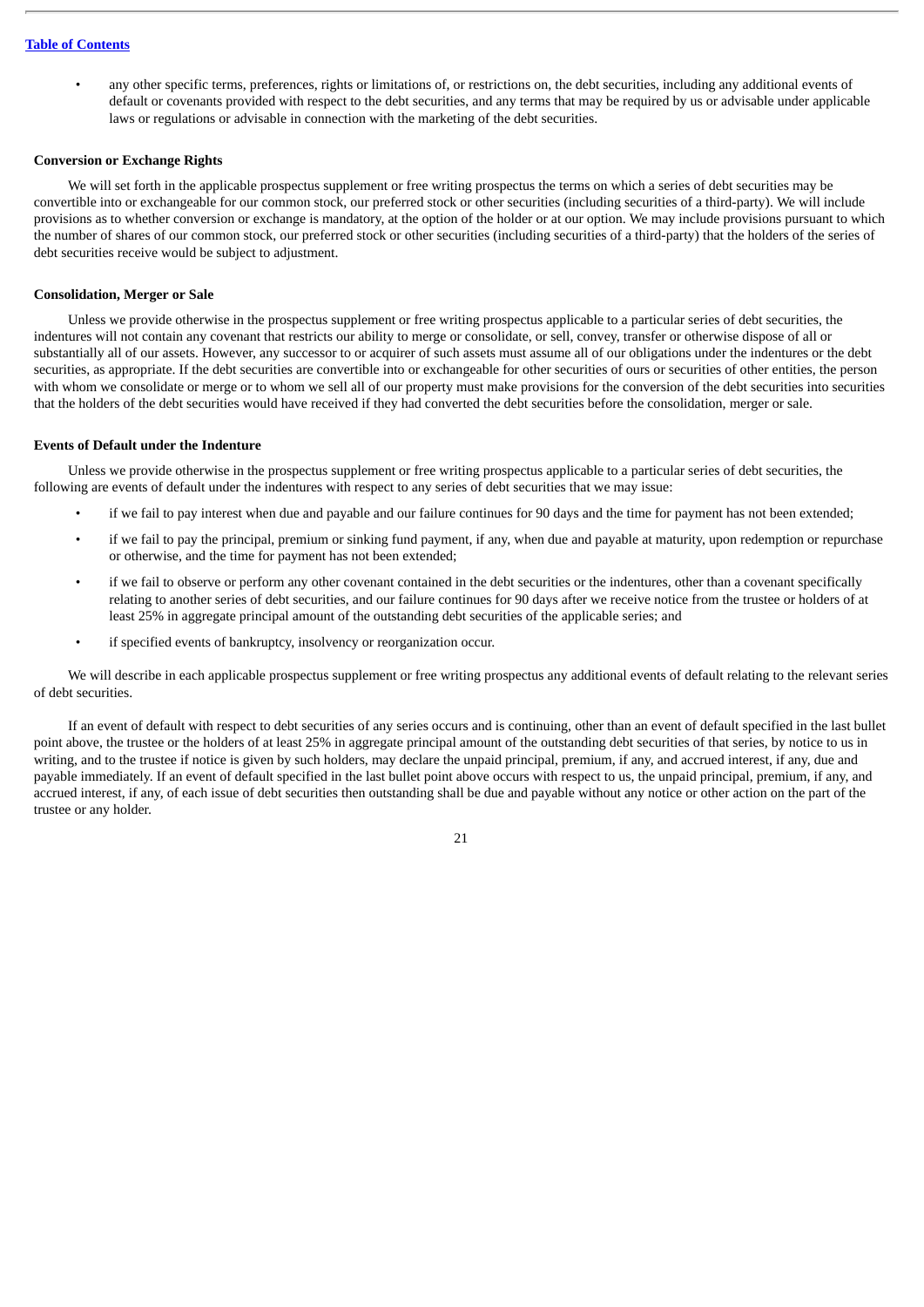- any other specific terms, preferences, rights or limitations of, or restrictions on, the debt securities, including any additional events of default or covenants provided with respect to the debt securities, and any terms that may be required by us or advisable under applicable laws or regulations or advisable in connection with the marketing of the debt securities.

**Conversion or Exchange Rights**

We will set forth in the applicable prospectus supplement or free writing prospectus the terms on which a series of debt securities may be convertible into or exchangeable for our common stock, our preferred stock or other securities (including securities of a third-party). We will include provisions as to whether conversion or exchange is mandatory, at the option of the holder or at our option. We may include provisions pursuant to which the number of shares of our common stock, our preferred stock or other securities (including securities of a third-party) that the holders of the series of debt securities receive would be subject to adjustment.

**Consolidation, Merger or Sale**

Unless we provide otherwise in the prospectus supplement or free writing prospectus applicable to a particular series of debt securities, the indentures will not contain any covenant that restricts our ability to merge or consolidate, or sell, convey, transfer or otherwise dispose of all or substantially all of our assets. However, any successor to or acquirer of such assets must assume all of our obligations under the indentures or the debt securities, as appropriate. If the debt securities are convertible into or exchangeable for other securities of ours or securities of other entities, the person with whom we consolidate or merge or to whom we sell all of our property must make provisions for the conversion of the debt securities into securities that the holders of the debt securities would have received if they had converted the debt securities before the consolidation, merger or sale.

**Events of Default under the Indenture**

Unless we provide otherwise in the prospectus supplement or free writing prospectus applicable to a particular series of debt securities, the following are events of default under the indentures with respect to any series of debt securities that we may issue:

- if we fail to pay interest when due and payable and our failure continues for 90 days and the time for payment has not been extended;
- if we fail to pay the principal, premium or sinking fund payment, if any, when due and payable at maturity, upon redemption or repurchase or otherwise, and the time for payment has not been extended;
- if we fail to observe or perform any other covenant contained in the debt securities or the indentures, other than a covenant specifically relating to another series of debt securities, and our failure continues for 90 days after we receive notice from the trustee or holders of at least 25% in aggregate principal amount of the outstanding debt securities of the applicable series; and
- if specified events of bankruptcy, insolvency or reorganization occur.

We will describe in each applicable prospectus supplement or free writing prospectus any additional events of default relating to the relevant series of debt securities.

If an event of default with respect to debt securities of any series occurs and is continuing, other than an event of default specified in the last bullet point above, the trustee or the holders of at least 25% in aggregate principal amount of the outstanding debt securities of that series, by notice to us in writing, and to the trustee if notice is given by such holders, may declare the unpaid principal, premium, if any, and accrued interest, if any, due and payable immediately. If an event of default specified in the last bullet point above occurs with respect to us, the unpaid principal, premium, if any, and accrued interest, if any, of each issue of debt securities then outstanding shall be due and payable without any notice or other action on the part of the trustee or any holder.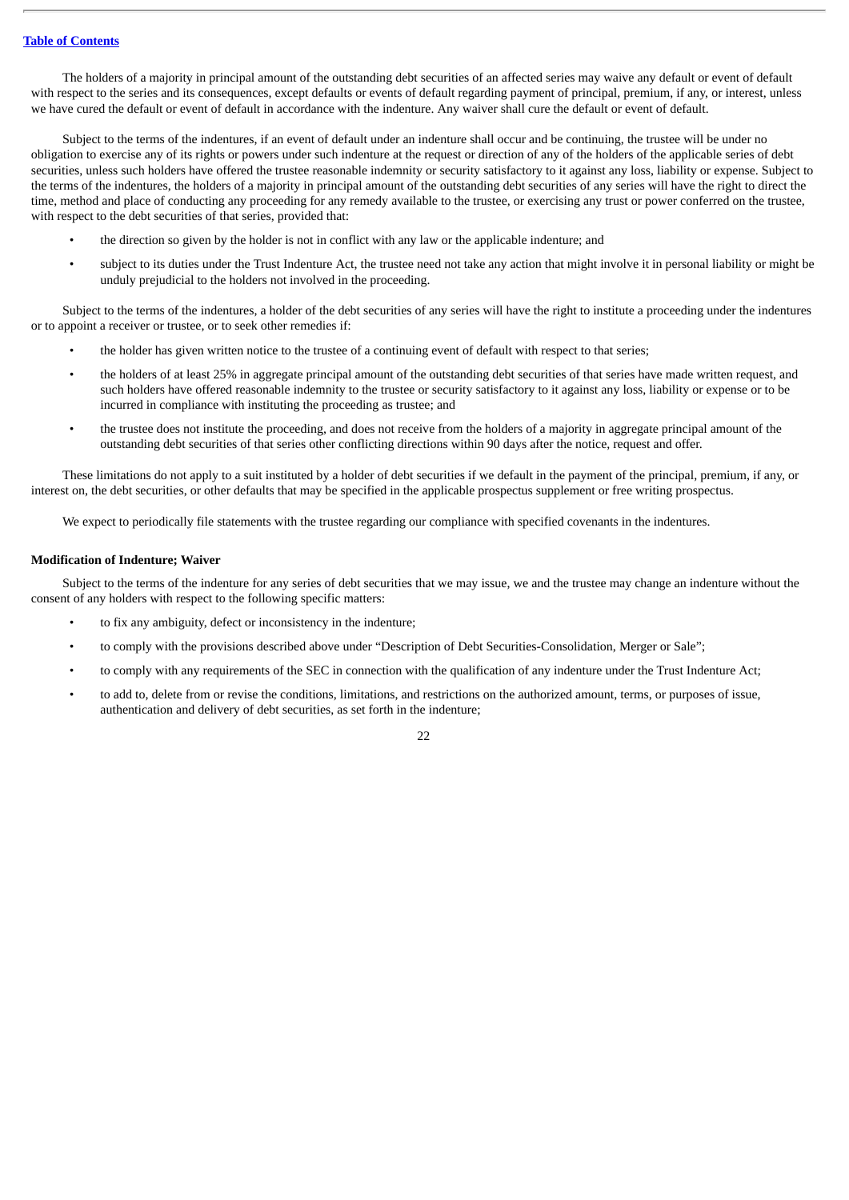The holders of a majority in principal amount of the outstanding debt securities of an affected series may waive any default or event of default with respect to the series and its consequences, except defaults or events of default regarding payment of principal, premium, if any, or interest, unless we have cured the default or event of default in accordance with the indenture. Any waiver shall cure the default or event of default.

Subject to the terms of the indentures, if an event of default under an indenture shall occur and be continuing, the trustee will be under no obligation to exercise any of its rights or powers under such indenture at the request or direction of any of the holders of the applicable series of debt securities, unless such holders have offered the trustee reasonable indemnity or security satisfactory to it against any loss, liability or expense. Subject to the terms of the indentures, the holders of a majority in principal amount of the outstanding debt securities of any series will have the right to direct the time, method and place of conducting any proceeding for any remedy available to the trustee, or exercising any trust or power conferred on the trustee, with respect to the debt securities of that series, provided that:

- the direction so given by the holder is not in conflict with any law or the applicable indenture; and
- subject to its duties under the Trust Indenture Act, the trustee need not take any action that might involve it in personal liability or might be unduly prejudicial to the holders not involved in the proceeding.

Subject to the terms of the indentures, a holder of the debt securities of any series will have the right to institute a proceeding under the indentures or to appoint a receiver or trustee, or to seek other remedies if:

- the holder has given written notice to the trustee of a continuing event of default with respect to that series;
- the holders of at least 25% in aggregate principal amount of the outstanding debt securities of that series have made written request, and such holders have offered reasonable indemnity to the trustee or security satisfactory to it against any loss, liability or expense or to be incurred in compliance with instituting the proceeding as trustee; and
- the trustee does not institute the proceeding, and does not receive from the holders of a majority in aggregate principal amount of the outstanding debt securities of that series other conflicting directions within 90 days after the notice, request and offer.

These limitations do not apply to a suit instituted by a holder of debt securities if we default in the payment of the principal, premium, if any, or interest on, the debt securities, or other defaults that may be specified in the applicable prospectus supplement or free writing prospectus.

We expect to periodically file statements with the trustee regarding our compliance with specified covenants in the indentures.

**Modification of Indenture; Waiver**

Subject to the terms of the indenture for any series of debt securities that we may issue, we and the trustee may change an indenture without the consent of any holders with respect to the following specific matters:

- to fix any ambiguity, defect or inconsistency in the indenture;
- to comply with the provisions described above under "Description of Debt Securities-Consolidation, Merger or Sale";
- to comply with any requirements of the SEC in connection with the qualification of any indenture under the Trust Indenture Act;
- to add to, delete from or revise the conditions, limitations, and restrictions on the authorized amount, terms, or purposes of issue, authentication and delivery of debt securities, as set forth in the indenture;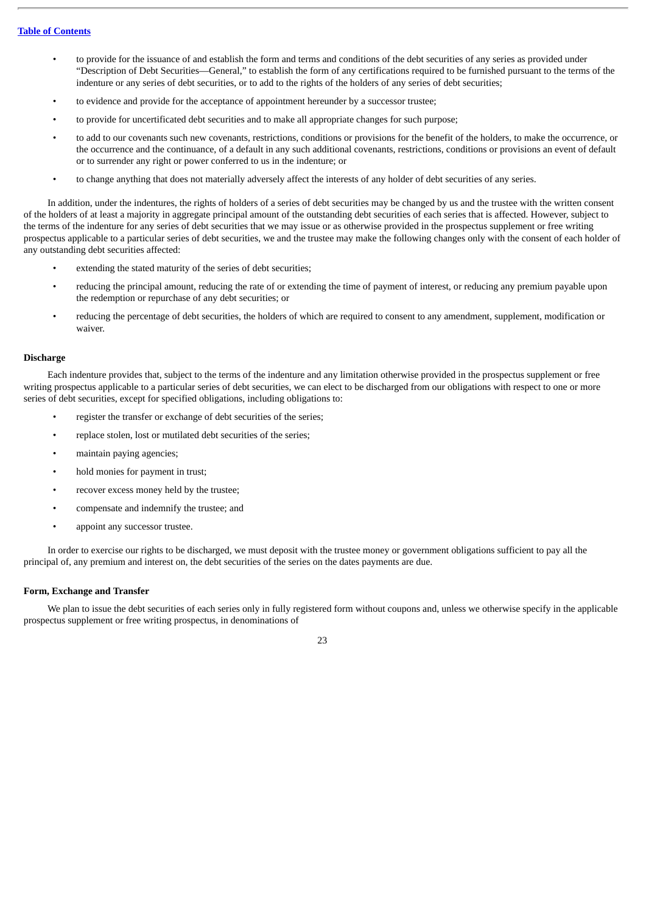- to provide for the issuance of and establish the form and terms and conditions of the debt securities of any series as provided under “Description of Debt Securities—General,” to establish the form of any certifications required to be furnished pursuant to the terms of the indenture or any series of debt securities, or to add to the rights of the holders of any series of debt securities;
- to evidence and provide for the acceptance of appointment hereunder by a successor trustee;
- to provide for uncertificated debt securities and to make all appropriate changes for such purpose;
- to add to our covenants such new covenants, restrictions, conditions or provisions for the benefit of the holders, to make the occurrence, or the occurrence and the continuance, of a default in any such additional covenants, restrictions, conditions or provisions an event of default or to surrender any right or power conferred to us in the indenture; or
- to change anything that does not materially adversely affect the interests of any holder of debt securities of any series.

In addition, under the indentures, the rights of holders of a series of debt securities may be changed by us and the trustee with the written consent of the holders of at least a majority in aggregate principal amount of the outstanding debt securities of each series that is affected. However, subject to the terms of the indenture for any series of debt securities that we may issue or as otherwise provided in the prospectus supplement or free writing prospectus applicable to a particular series of debt securities, we and the trustee may make the following changes only with the consent of each holder of any outstanding debt securities affected:

- extending the stated maturity of the series of debt securities;
- reducing the principal amount, reducing the rate of or extending the time of payment of interest, or reducing any premium payable upon the redemption or repurchase of any debt securities; or
- reducing the percentage of debt securities, the holders of which are required to consent to any amendment, supplement, modification or waiver.

**Discharge**

Each indenture provides that, subject to the terms of the indenture and any limitation otherwise provided in the prospectus supplement or free writing prospectus applicable to a particular series of debt securities, we can elect to be discharged from our obligations with respect to one or more series of debt securities, except for specified obligations, including obligations to:

- register the transfer or exchange of debt securities of the series;
- replace stolen, lost or mutilated debt securities of the series;
- maintain paying agencies;
- hold monies for payment in trust;
- recover excess money held by the trustee;
- compensate and indemnify the trustee; and
- appoint any successor trustee.

In order to exercise our rights to be discharged, we must deposit with the trustee money or government obligations sufficient to pay all the principal of, any premium and interest on, the debt securities of the series on the dates payments are due.

**Form, Exchange and Transfer**

We plan to issue the debt securities of each series only in fully registered form without coupons and, unless we otherwise specify in the applicable prospectus supplement or free writing prospectus, in denominations of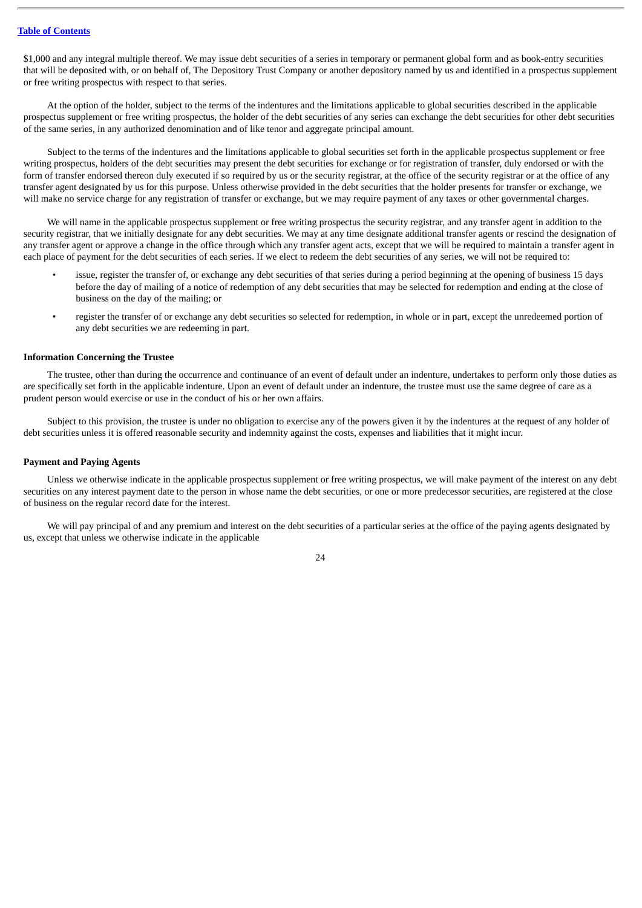$1,000 and any integral multiple thereof. We may issue debt securities of a series in temporary or permanent global form and as book-entry securities that will be deposited with, or on behalf of, The Depository Trust Company or another depository named by us and identified in a prospectus supplement or free writing prospectus with respect to that series.

At the option of the holder, subject to the terms of the indentures and the limitations applicable to global securities described in the applicable prospectus supplement or free writing prospectus, the holder of the debt securities of any series can exchange the debt securities for other debt securities of the same series, in any authorized denomination and of like tenor and aggregate principal amount.

Subject to the terms of the indentures and the limitations applicable to global securities set forth in the applicable prospectus supplement or free writing prospectus, holders of the debt securities may present the debt securities for exchange or for registration of transfer, duly endorsed or with the form of transfer endorsed thereon duly executed if so required by us or the security registrar, at the office of the security registrar or at the office of any transfer agent designated by us for this purpose. Unless otherwise provided in the debt securities that the holder presents for transfer or exchange, we will make no service charge for any registration of transfer or exchange, but we may require payment of any taxes or other governmental charges.

We will name in the applicable prospectus supplement or free writing prospectus the security registrar, and any transfer agent in addition to the security registrar, that we initially designate for any debt securities. We may at any time designate additional transfer agents or rescind the designation of any transfer agent or approve a change in the office through which any transfer agent acts, except that we will be required to maintain a transfer agent in each place of payment for the debt securities of each series. If we elect to redeem the debt securities of any series, we will not be required to:

- issue, register the transfer of, or exchange any debt securities of that series during a period beginning at the opening of business 15 days before the day of mailing of a notice of redemption of any debt securities that may be selected for redemption and ending at the close of business on the day of the mailing; or
- register the transfer of or exchange any debt securities so selected for redemption, in whole or in part, except the unredeemed portion of any debt securities we are redeeming in part.

**Information Concerning the Trustee**

The trustee, other than during the occurrence and continuance of an event of default under an indenture, undertakes to perform only those duties as are specifically set forth in the applicable indenture. Upon an event of default under an indenture, the trustee must use the same degree of care as a prudent person would exercise or use in the conduct of his or her own affairs.

Subject to this provision, the trustee is under no obligation to exercise any of the powers given it by the indentures at the request of any holder of debt securities unless it is offered reasonable security and indemnity against the costs, expenses and liabilities that it might incur.

**Payment and Paying Agents**

Unless we otherwise indicate in the applicable prospectus supplement or free writing prospectus, we will make payment of the interest on any debt securities on any interest payment date to the person in whose name the debt securities, or one or more predecessor securities, are registered at the close of business on the regular record date for the interest.

We will pay principal of and any premium and interest on the debt securities of a particular series at the office of the paying agents designated by us, except that unless we otherwise indicate in the applicable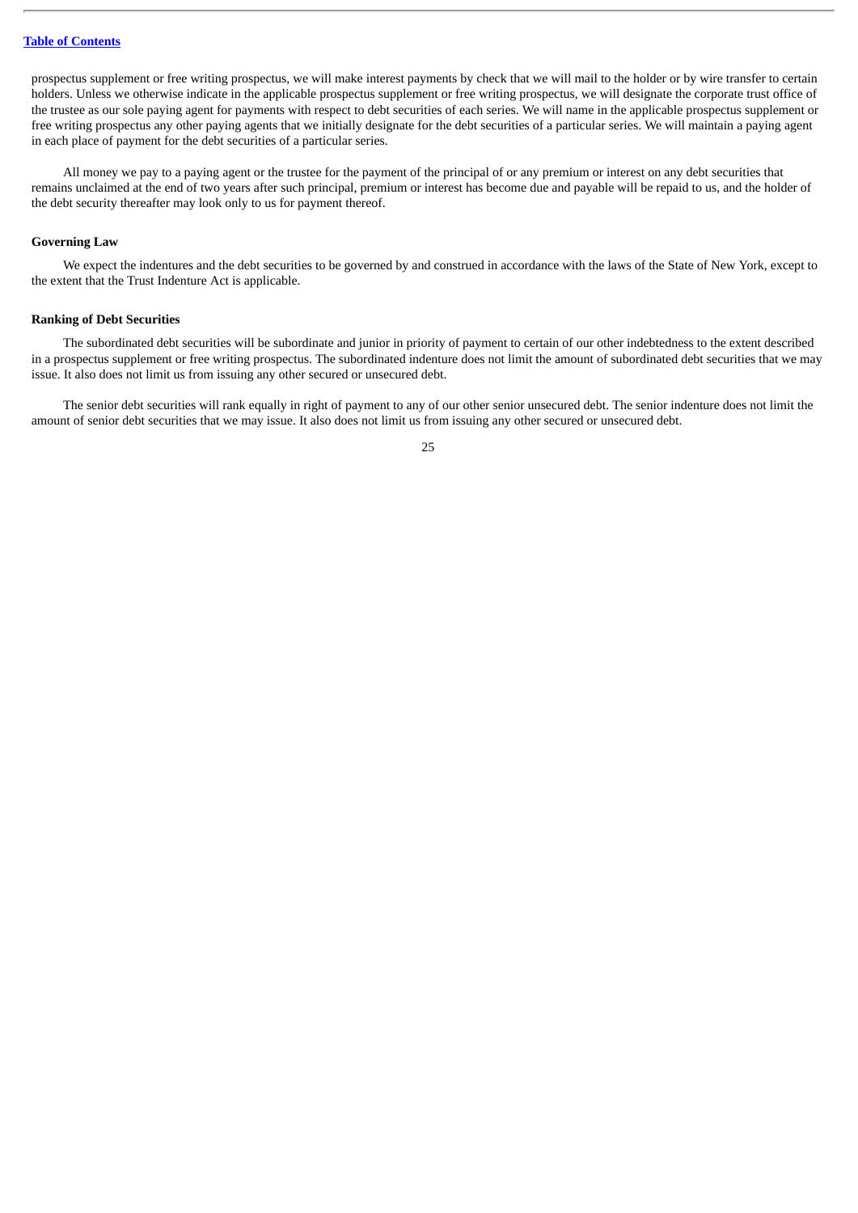prospectus supplement or free writing prospectus, we will make interest payments by check that we will mail to the holder or by wire transfer to certain holders. Unless we otherwise indicate in the applicable prospectus supplement or free writing prospectus, we will designate the corporate trust office of the trustee as our sole paying agent for payments with respect to debt securities of each series. We will name in the applicable prospectus supplement or free writing prospectus any other paying agents that we initially designate for the debt securities of a particular series. We will maintain a paying agent in each place of payment for the debt securities of a particular series.

All money we pay to a paying agent or the trustee for the payment of the principal of or any premium or interest on any debt securities that remains unclaimed at the end of two years after such principal, premium or interest has become due and payable will be repaid to us, and the holder of the debt security thereafter may look only to us for payment thereof.

**Governing Law**

We expect the indentures and the debt securities to be governed by and construed in accordance with the laws of the State of New York, except to the extent that the Trust Indenture Act is applicable.

**Ranking of Debt Securities**

The subordinated debt securities will be subordinate and junior in priority of payment to certain of our other indebtedness to the extent described in a prospectus supplement or free writing prospectus. The subordinated indenture does not limit the amount of subordinated debt securities that we may issue. It also does not limit us from issuing any other secured or unsecured debt.

The senior debt securities will rank equally in right of payment to any of our other senior unsecured debt. The senior indenture does not limit the amount of senior debt securities that we may issue. It also does not limit us from issuing any other secured or unsecured debt.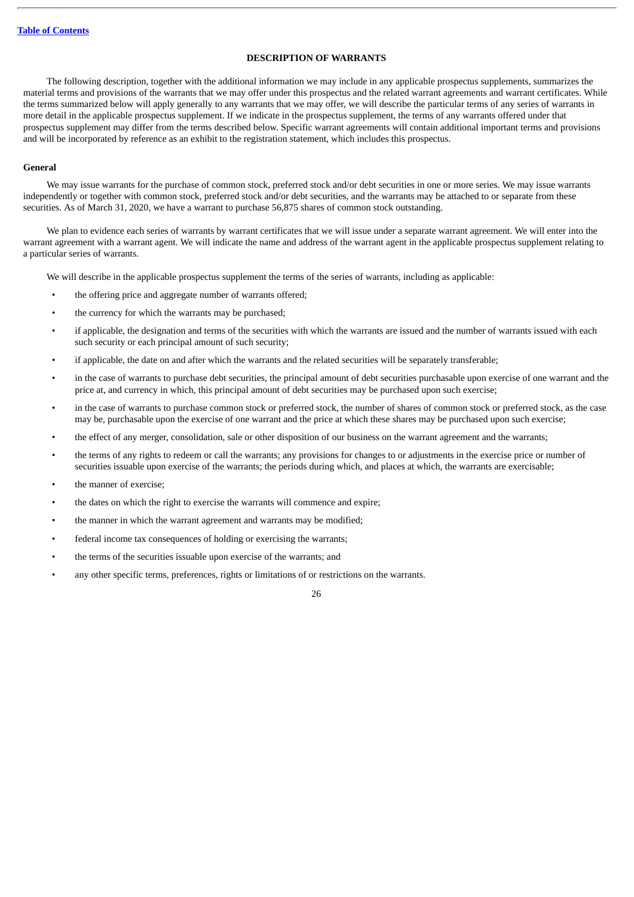## DESCRIPTION OF WARRANTS

The following description, together with the additional information we may include in any applicable prospectus supplements, summarizes the material terms and provisions of the warrants that we may offer under this prospectus and the related warrant agreements and warrant certificates. While the terms summarized below will apply generally to any warrants that we may offer, we will describe the particular terms of any series of warrants in more detail in the applicable prospectus supplement. If we indicate in the prospectus supplement, the terms of any warrants offered under that prospectus supplement may differ from the terms described below. Specific warrant agreements will contain additional important terms and provisions and will be incorporated by reference as an exhibit to the registration statement, which includes this prospectus.

### General

We may issue warrants for the purchase of common stock, preferred stock and/or debt securities in one or more series. We may issue warrants independently or together with common stock, preferred stock and/or debt securities, and the warrants may be attached to or separate from these securities. As of March 31, 2020, we have a warrant to purchase 56,875 shares of common stock outstanding.

We plan to evidence each series of warrants by warrant certificates that we will issue under a separate warrant agreement. We will enter into the warrant agreement with a warrant agent. We will indicate the name and address of the warrant agent in the applicable prospectus supplement relating to a particular series of warrants.

We will describe in the applicable prospectus supplement the terms of the series of warrants, including as applicable:

- the offering price and aggregate number of warrants offered;
- the currency for which the warrants may be purchased;
- if applicable, the designation and terms of the securities with which the warrants are issued and the number of warrants issued with each such security or each principal amount of such security;
- if applicable, the date on and after which the warrants and the related securities will be separately transferable;
- in the case of warrants to purchase debt securities, the principal amount of debt securities purchasable upon exercise of one warrant and the price at, and currency in which, this principal amount of debt securities may be purchased upon such exercise;
- in the case of warrants to purchase common stock or preferred stock, the number of shares of common stock or preferred stock, as the case may be, purchasable upon the exercise of one warrant and the price at which these shares may be purchased upon such exercise;
- the effect of any merger, consolidation, sale or other disposition of our business on the warrant agreement and the warrants;
- the terms of any rights to redeem or call the warrants; any provisions for changes to or adjustments in the exercise price or number of securities issuable upon exercise of the warrants; the periods during which, and places at which, the warrants are exercisable;
- the manner of exercise;
- the dates on which the right to exercise the warrants will commence and expire;
- the manner in which the warrant agreement and warrants may be modified;
- federal income tax consequences of holding or exercising the warrants;
- the terms of the securities issuable upon exercise of the warrants; and
- any other specific terms, preferences, rights or limitations of or restrictions on the warrants.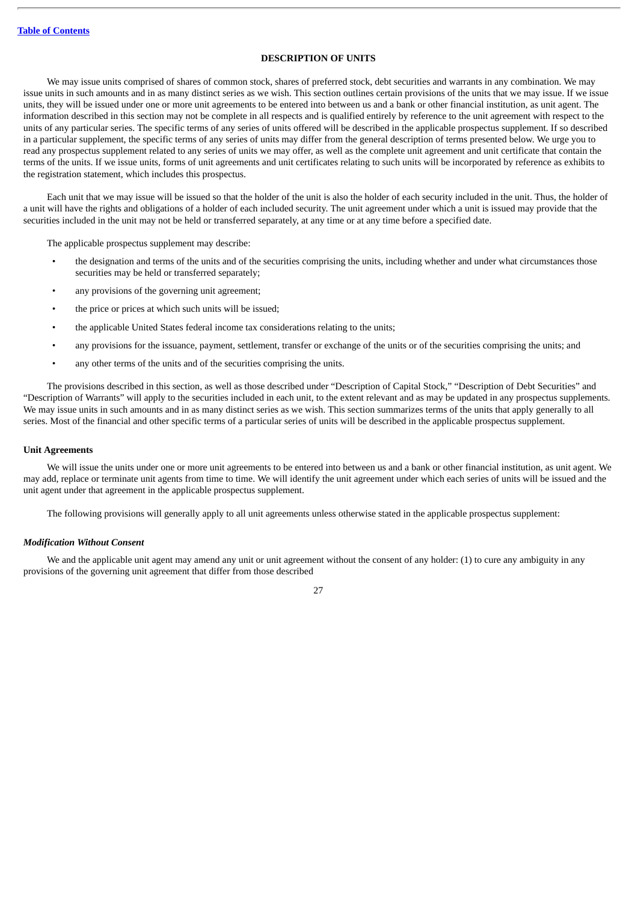## DESCRIPTION OF UNITS

We may issue units comprised of shares of common stock, shares of preferred stock, debt securities and warrants in any combination. We may issue units in such amounts and in as many distinct series as we wish. This section outlines certain provisions of the units that we may issue. If we issue units, they will be issued under one or more unit agreements to be entered into between us and a bank or other financial institution, as unit agent. The information described in this section may not be complete in all respects and is qualified entirely by reference to the unit agreement with respect to the units of any particular series. The specific terms of any series of units offered will be described in the applicable prospectus supplement. If so described in a particular supplement, the specific terms of any series of units may differ from the general description of terms presented below. We urge you to read any prospectus supplement related to any series of units we may offer, as well as the complete unit agreement and unit certificate that contain the terms of the units. If we issue units, forms of unit agreements and unit certificates relating to such units will be incorporated by reference as exhibits to the registration statement, which includes this prospectus.

Each unit that we may issue will be issued so that the holder of the unit is also the holder of each security included in the unit. Thus, the holder of a unit will have the rights and obligations of a holder of each included security. The unit agreement under which a unit is issued may provide that the securities included in the unit may not be held or transferred separately, at any time or at any time before a specified date.

The applicable prospectus supplement may describe:

- the designation and terms of the units and of the securities comprising the units, including whether and under what circumstances those securities may be held or transferred separately;
- any provisions of the governing unit agreement;
- the price or prices at which such units will be issued;
- the applicable United States federal income tax considerations relating to the units;
- any provisions for the issuance, payment, settlement, transfer or exchange of the units or of the securities comprising the units; and
- any other terms of the units and of the securities comprising the units.

The provisions described in this section, as well as those described under "Description of Capital Stock," "Description of Debt Securities" and "Description of Warrants" will apply to the securities included in each unit, to the extent relevant and as may be updated in any prospectus supplements. We may issue units in such amounts and in as many distinct series as we wish. This section summarizes terms of the units that apply generally to all series. Most of the financial and other specific terms of a particular series of units will be described in the applicable prospectus supplement.

### Unit Agreements

We will issue the units under one or more unit agreements to be entered into between us and a bank or other financial institution, as unit agent. We may add, replace or terminate unit agents from time to time. We will identify the unit agreement under which each series of units will be issued and the unit agent under that agreement in the applicable prospectus supplement.

The following provisions will generally apply to all unit agreements unless otherwise stated in the applicable prospectus supplement:

#### *Modification Without Consent*

We and the applicable unit agent may amend any unit or unit agreement without the consent of any holder: (1) to cure any ambiguity in any provisions of the governing unit agreement that differ from those described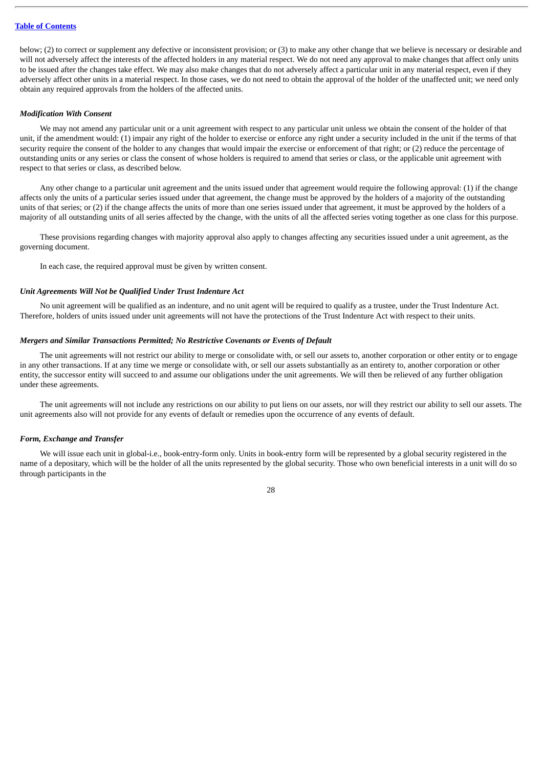below; (2) to correct or supplement any defective or inconsistent provision; or (3) to make any other change that we believe is necessary or desirable and will not adversely affect the interests of the affected holders in any material respect. We do not need any approval to make changes that affect only units to be issued after the changes take effect. We may also make changes that do not adversely affect a particular unit in any material respect, even if they adversely affect other units in a material respect. In those cases, we do not need to obtain the approval of the holder of the unaffected unit; we need only obtain any required approvals from the holders of the affected units.

***Modification With Consent***

We may not amend any particular unit or a unit agreement with respect to any particular unit unless we obtain the consent of the holder of that unit, if the amendment would: (1) impair any right of the holder to exercise or enforce any right under a security included in the unit if the terms of that security require the consent of the holder to any changes that would impair the exercise or enforcement of that right; or (2) reduce the percentage of outstanding units or any series or class the consent of whose holders is required to amend that series or class, or the applicable unit agreement with respect to that series or class, as described below.

Any other change to a particular unit agreement and the units issued under that agreement would require the following approval: (1) if the change affects only the units of a particular series issued under that agreement, the change must be approved by the holders of a majority of the outstanding units of that series; or (2) if the change affects the units of more than one series issued under that agreement, it must be approved by the holders of a majority of all outstanding units of all series affected by the change, with the units of all the affected series voting together as one class for this purpose.

These provisions regarding changes with majority approval also apply to changes affecting any securities issued under a unit agreement, as the governing document.

In each case, the required approval must be given by written consent.

***Unit Agreements Will Not be Qualified Under Trust Indenture Act***

No unit agreement will be qualified as an indenture, and no unit agent will be required to qualify as a trustee, under the Trust Indenture Act. Therefore, holders of units issued under unit agreements will not have the protections of the Trust Indenture Act with respect to their units.

***Mergers and Similar Transactions Permitted; No Restrictive Covenants or Events of Default***

The unit agreements will not restrict our ability to merge or consolidate with, or sell our assets to, another corporation or other entity or to engage in any other transactions. If at any time we merge or consolidate with, or sell our assets substantially as an entirety to, another corporation or other entity, the successor entity will succeed to and assume our obligations under the unit agreements. We will then be relieved of any further obligation under these agreements.

The unit agreements will not include any restrictions on our ability to put liens on our assets, nor will they restrict our ability to sell our assets. The unit agreements also will not provide for any events of default or remedies upon the occurrence of any events of default.

***Form, Exchange and Transfer***

We will issue each unit in global-i.e., book-entry-form only. Units in book-entry form will be represented by a global security registered in the name of a depositary, which will be the holder of all the units represented by the global security. Those who own beneficial interests in a unit will do so through participants in the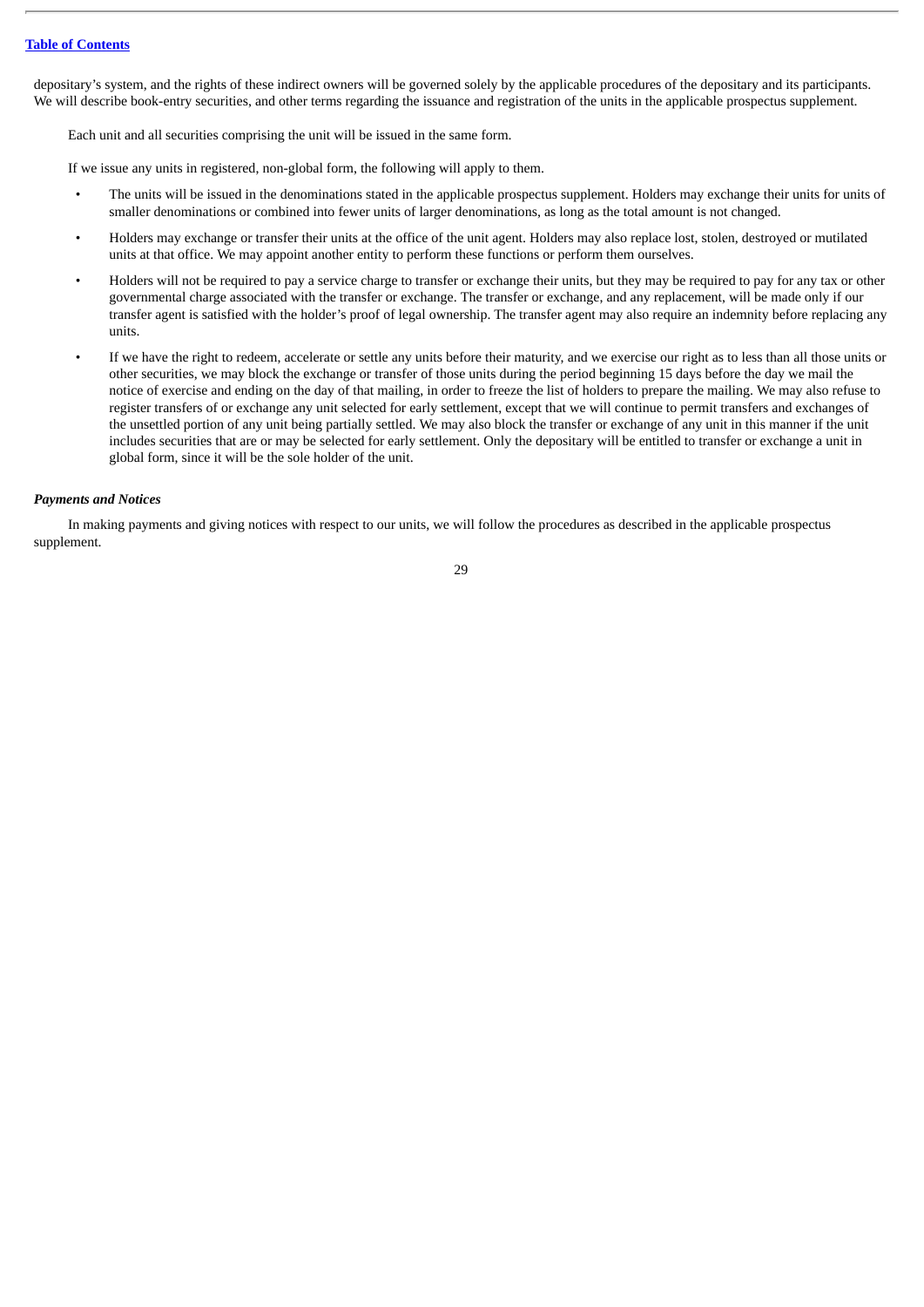depositary's system, and the rights of these indirect owners will be governed solely by the applicable procedures of the depositary and its participants. We will describe book-entry securities, and other terms regarding the issuance and registration of the units in the applicable prospectus supplement.

Each unit and all securities comprising the unit will be issued in the same form.

If we issue any units in registered, non-global form, the following will apply to them.

- The units will be issued in the denominations stated in the applicable prospectus supplement. Holders may exchange their units for units of smaller denominations or combined into fewer units of larger denominations, as long as the total amount is not changed.
- Holders may exchange or transfer their units at the office of the unit agent. Holders may also replace lost, stolen, destroyed or mutilated units at that office. We may appoint another entity to perform these functions or perform them ourselves.
- Holders will not be required to pay a service charge to transfer or exchange their units, but they may be required to pay for any tax or other governmental charge associated with the transfer or exchange. The transfer or exchange, and any replacement, will be made only if our transfer agent is satisfied with the holder's proof of legal ownership. The transfer agent may also require an indemnity before replacing any units.
- If we have the right to redeem, accelerate or settle any units before their maturity, and we exercise our right as to less than all those units or other securities, we may block the exchange or transfer of those units during the period beginning 15 days before the day we mail the notice of exercise and ending on the day of that mailing, in order to freeze the list of holders to prepare the mailing. We may also refuse to register transfers of or exchange any unit selected for early settlement, except that we will continue to permit transfers and exchanges of the unsettled portion of any unit being partially settled. We may also block the transfer or exchange of any unit in this manner if the unit includes securities that are or may be selected for early settlement. Only the depositary will be entitled to transfer or exchange a unit in global form, since it will be the sole holder of the unit.

***Payments and Notices***

In making payments and giving notices with respect to our units, we will follow the procedures as described in the applicable prospectus supplement.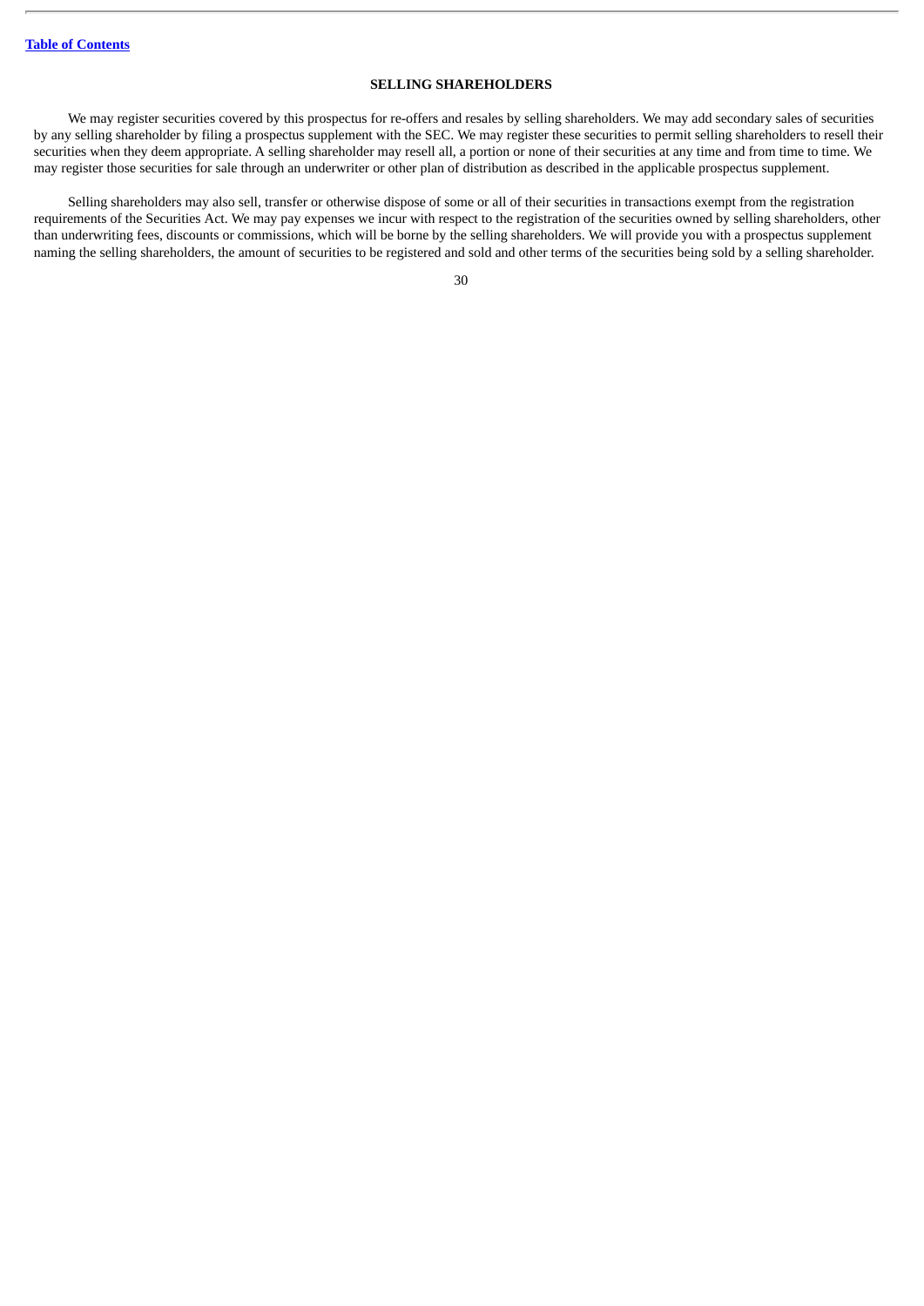## SELLING SHAREHOLDERS

We may register securities covered by this prospectus for re-offers and resales by selling shareholders. We may add secondary sales of securities by any selling shareholder by filing a prospectus supplement with the SEC. We may register these securities to permit selling shareholders to resell their securities when they deem appropriate. A selling shareholder may resell all, a portion or none of their securities at any time and from time to time. We may register those securities for sale through an underwriter or other plan of distribution as described in the applicable prospectus supplement.

Selling shareholders may also sell, transfer or otherwise dispose of some or all of their securities in transactions exempt from the registration requirements of the Securities Act. We may pay expenses we incur with respect to the registration of the securities owned by selling shareholders, other than underwriting fees, discounts or commissions, which will be borne by the selling shareholders. We will provide you with a prospectus supplement naming the selling shareholders, the amount of securities to be registered and sold and other terms of the securities being sold by a selling shareholder.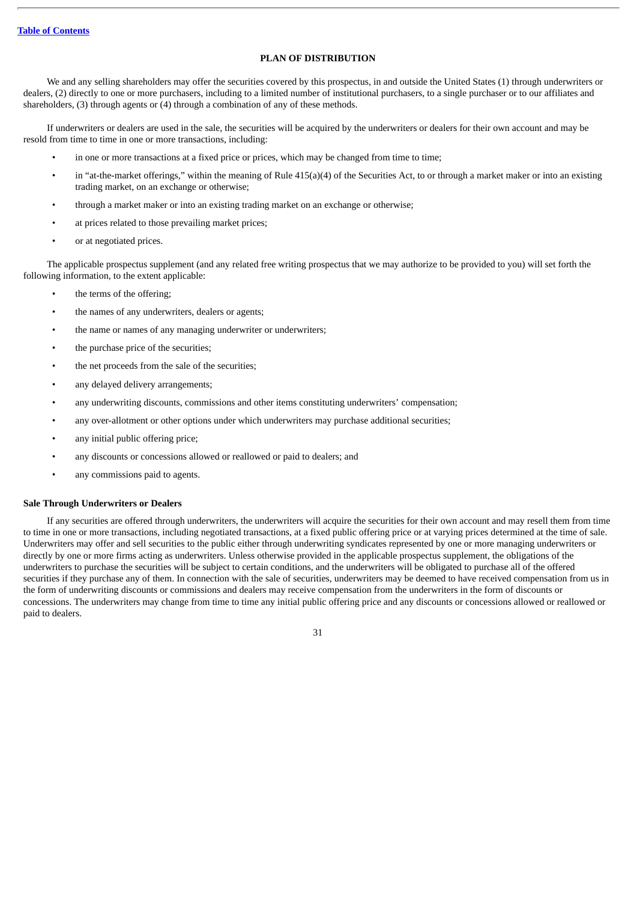## PLAN OF DISTRIBUTION

We and any selling shareholders may offer the securities covered by this prospectus, in and outside the United States (1) through underwriters or dealers, (2) directly to one or more purchasers, including to a limited number of institutional purchasers, to a single purchaser or to our affiliates and shareholders, (3) through agents or (4) through a combination of any of these methods.

If underwriters or dealers are used in the sale, the securities will be acquired by the underwriters or dealers for their own account and may be resold from time to time in one or more transactions, including:

- in one or more transactions at a fixed price or prices, which may be changed from time to time;
- in "at-the-market offerings," within the meaning of Rule 415(a)(4) of the Securities Act, to or through a market maker or into an existing trading market, on an exchange or otherwise;
- through a market maker or into an existing trading market on an exchange or otherwise;
- at prices related to those prevailing market prices;
- or at negotiated prices.

The applicable prospectus supplement (and any related free writing prospectus that we may authorize to be provided to you) will set forth the following information, to the extent applicable:

- the terms of the offering;
- the names of any underwriters, dealers or agents;
- the name or names of any managing underwriter or underwriters;
- the purchase price of the securities;
- the net proceeds from the sale of the securities;
- any delayed delivery arrangements;
- any underwriting discounts, commissions and other items constituting underwriters' compensation;
- any over-allotment or other options under which underwriters may purchase additional securities;
- any initial public offering price;
- any discounts or concessions allowed or reallowed or paid to dealers; and
- any commissions paid to agents.

### Sale Through Underwriters or Dealers

If any securities are offered through underwriters, the underwriters will acquire the securities for their own account and may resell them from time to time in one or more transactions, including negotiated transactions, at a fixed public offering price or at varying prices determined at the time of sale. Underwriters may offer and sell securities to the public either through underwriting syndicates represented by one or more managing underwriters or directly by one or more firms acting as underwriters. Unless otherwise provided in the applicable prospectus supplement, the obligations of the underwriters to purchase the securities will be subject to certain conditions, and the underwriters will be obligated to purchase all of the offered securities if they purchase any of them. In connection with the sale of securities, underwriters may be deemed to have received compensation from us in the form of underwriting discounts or commissions and dealers may receive compensation from the underwriters in the form of discounts or concessions. The underwriters may change from time to time any initial public offering price and any discounts or concessions allowed or reallowed or paid to dealers.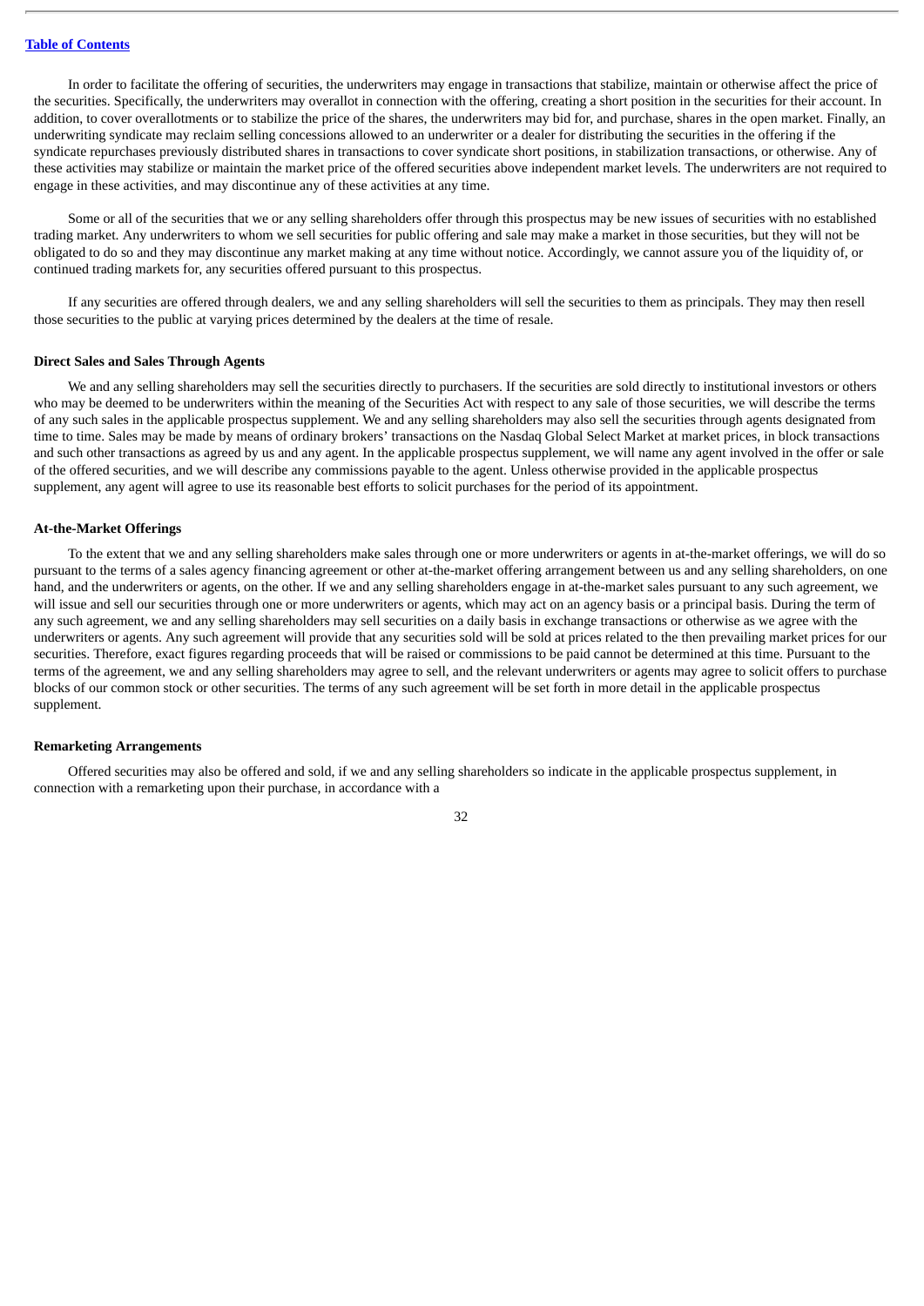In order to facilitate the offering of securities, the underwriters may engage in transactions that stabilize, maintain or otherwise affect the price of the securities. Specifically, the underwriters may overallot in connection with the offering, creating a short position in the securities for their account. In addition, to cover overallotments or to stabilize the price of the shares, the underwriters may bid for, and purchase, shares in the open market. Finally, an underwriting syndicate may reclaim selling concessions allowed to an underwriter or a dealer for distributing the securities in the offering if the syndicate repurchases previously distributed shares in transactions to cover syndicate short positions, in stabilization transactions, or otherwise. Any of these activities may stabilize or maintain the market price of the offered securities above independent market levels. The underwriters are not required to engage in these activities, and may discontinue any of these activities at any time.

Some or all of the securities that we or any selling shareholders offer through this prospectus may be new issues of securities with no established trading market. Any underwriters to whom we sell securities for public offering and sale may make a market in those securities, but they will not be obligated to do so and they may discontinue any market making at any time without notice. Accordingly, we cannot assure you of the liquidity of, or continued trading markets for, any securities offered pursuant to this prospectus.

If any securities are offered through dealers, we and any selling shareholders will sell the securities to them as principals. They may then resell those securities to the public at varying prices determined by the dealers at the time of resale.

### Direct Sales and Sales Through Agents

We and any selling shareholders may sell the securities directly to purchasers. If the securities are sold directly to institutional investors or others who may be deemed to be underwriters within the meaning of the Securities Act with respect to any sale of those securities, we will describe the terms of any such sales in the applicable prospectus supplement. We and any selling shareholders may also sell the securities through agents designated from time to time. Sales may be made by means of ordinary brokers' transactions on the Nasdaq Global Select Market at market prices, in block transactions and such other transactions as agreed by us and any agent. In the applicable prospectus supplement, we will name any agent involved in the offer or sale of the offered securities, and we will describe any commissions payable to the agent. Unless otherwise provided in the applicable prospectus supplement, any agent will agree to use its reasonable best efforts to solicit purchases for the period of its appointment.

### At-the-Market Offerings

To the extent that we and any selling shareholders make sales through one or more underwriters or agents in at-the-market offerings, we will do so pursuant to the terms of a sales agency financing agreement or other at-the-market offering arrangement between us and any selling shareholders, on one hand, and the underwriters or agents, on the other. If we and any selling shareholders engage in at-the-market sales pursuant to any such agreement, we will issue and sell our securities through one or more underwriters or agents, which may act on an agency basis or a principal basis. During the term of any such agreement, we and any selling shareholders may sell securities on a daily basis in exchange transactions or otherwise as we agree with the underwriters or agents. Any such agreement will provide that any securities sold will be sold at prices related to the then prevailing market prices for our securities. Therefore, exact figures regarding proceeds that will be raised or commissions to be paid cannot be determined at this time. Pursuant to the terms of the agreement, we and any selling shareholders may agree to sell, and the relevant underwriters or agents may agree to solicit offers to purchase blocks of our common stock or other securities. The terms of any such agreement will be set forth in more detail in the applicable prospectus supplement.

### Remarketing Arrangements

Offered securities may also be offered and sold, if we and any selling shareholders so indicate in the applicable prospectus supplement, in connection with a remarketing upon their purchase, in accordance with a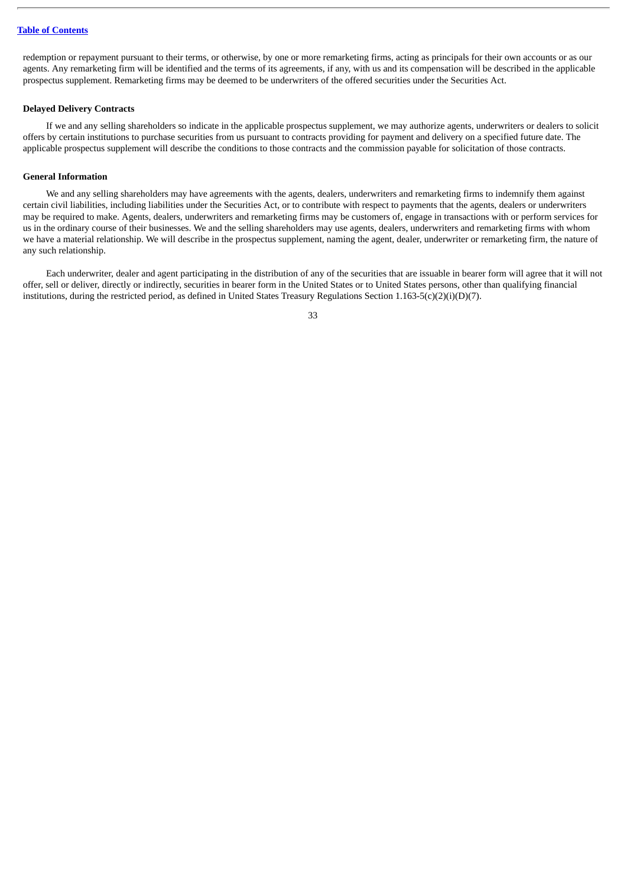redemption or repayment pursuant to their terms, or otherwise, by one or more remarketing firms, acting as principals for their own accounts or as our agents. Any remarketing firm will be identified and the terms of its agreements, if any, with us and its compensation will be described in the applicable prospectus supplement. Remarketing firms may be deemed to be underwriters of the offered securities under the Securities Act.

**Delayed Delivery Contracts**

If we and any selling shareholders so indicate in the applicable prospectus supplement, we may authorize agents, underwriters or dealers to solicit offers by certain institutions to purchase securities from us pursuant to contracts providing for payment and delivery on a specified future date. The applicable prospectus supplement will describe the conditions to those contracts and the commission payable for solicitation of those contracts.

**General Information**

We and any selling shareholders may have agreements with the agents, dealers, underwriters and remarketing firms to indemnify them against certain civil liabilities, including liabilities under the Securities Act, or to contribute with respect to payments that the agents, dealers or underwriters may be required to make. Agents, dealers, underwriters and remarketing firms may be customers of, engage in transactions with or perform services for us in the ordinary course of their businesses. We and the selling shareholders may use agents, dealers, underwriters and remarketing firms with whom we have a material relationship. We will describe in the prospectus supplement, naming the agent, dealer, underwriter or remarketing firm, the nature of any such relationship.

Each underwriter, dealer and agent participating in the distribution of any of the securities that are issuable in bearer form will agree that it will not offer, sell or deliver, directly or indirectly, securities in bearer form in the United States or to United States persons, other than qualifying financial institutions, during the restricted period, as defined in United States Treasury Regulations Section 1.163-5(c)(2)(i)(D)(7).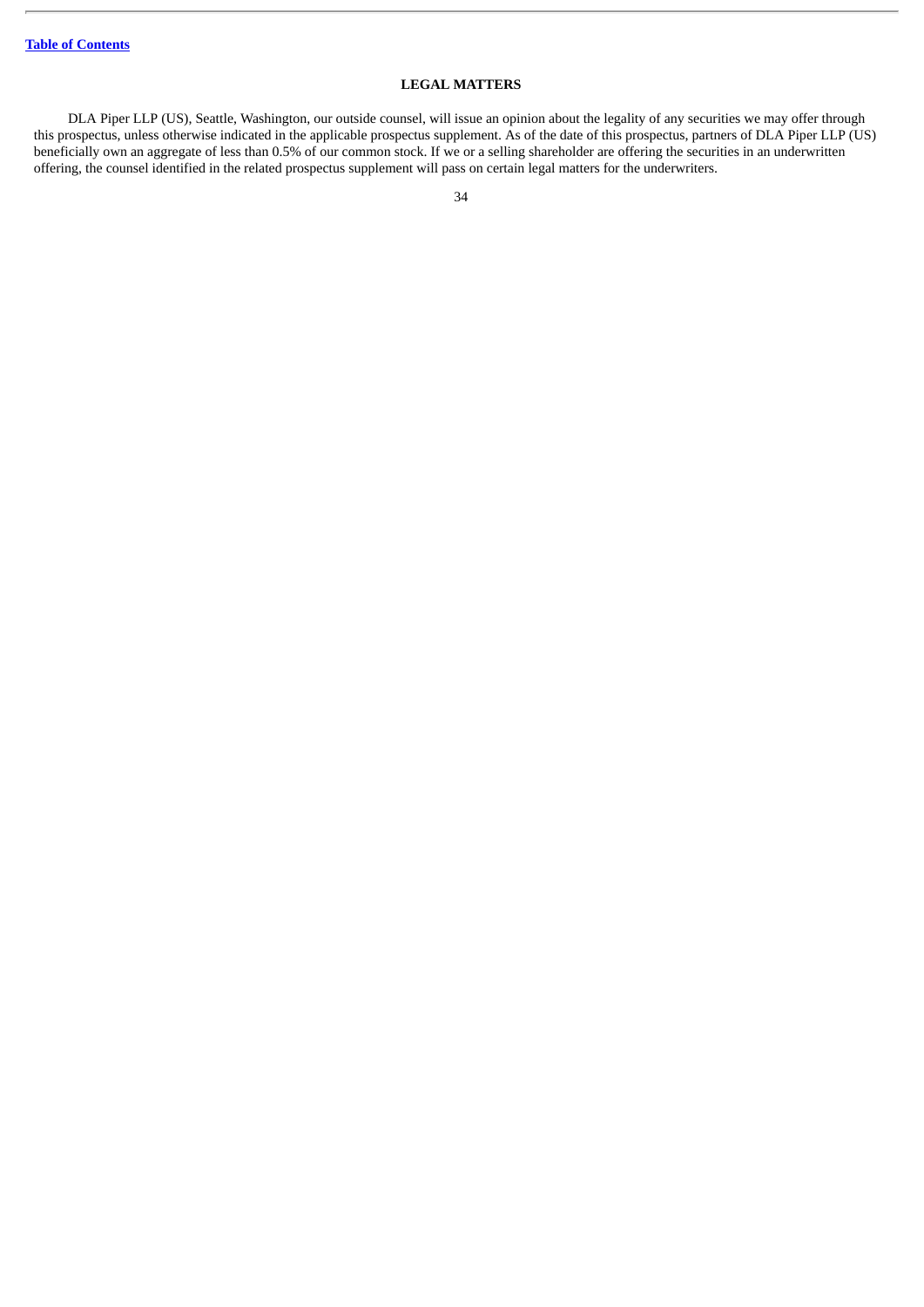## LEGAL MATTERS

DLA Piper LLP (US), Seattle, Washington, our outside counsel, will issue an opinion about the legality of any securities we may offer through this prospectus, unless otherwise indicated in the applicable prospectus supplement. As of the date of this prospectus, partners of DLA Piper LLP (US) beneficially own an aggregate of less than 0.5% of our common stock. If we or a selling shareholder are offering the securities in an underwritten offering, the counsel identified in the related prospectus supplement will pass on certain legal matters for the underwriters.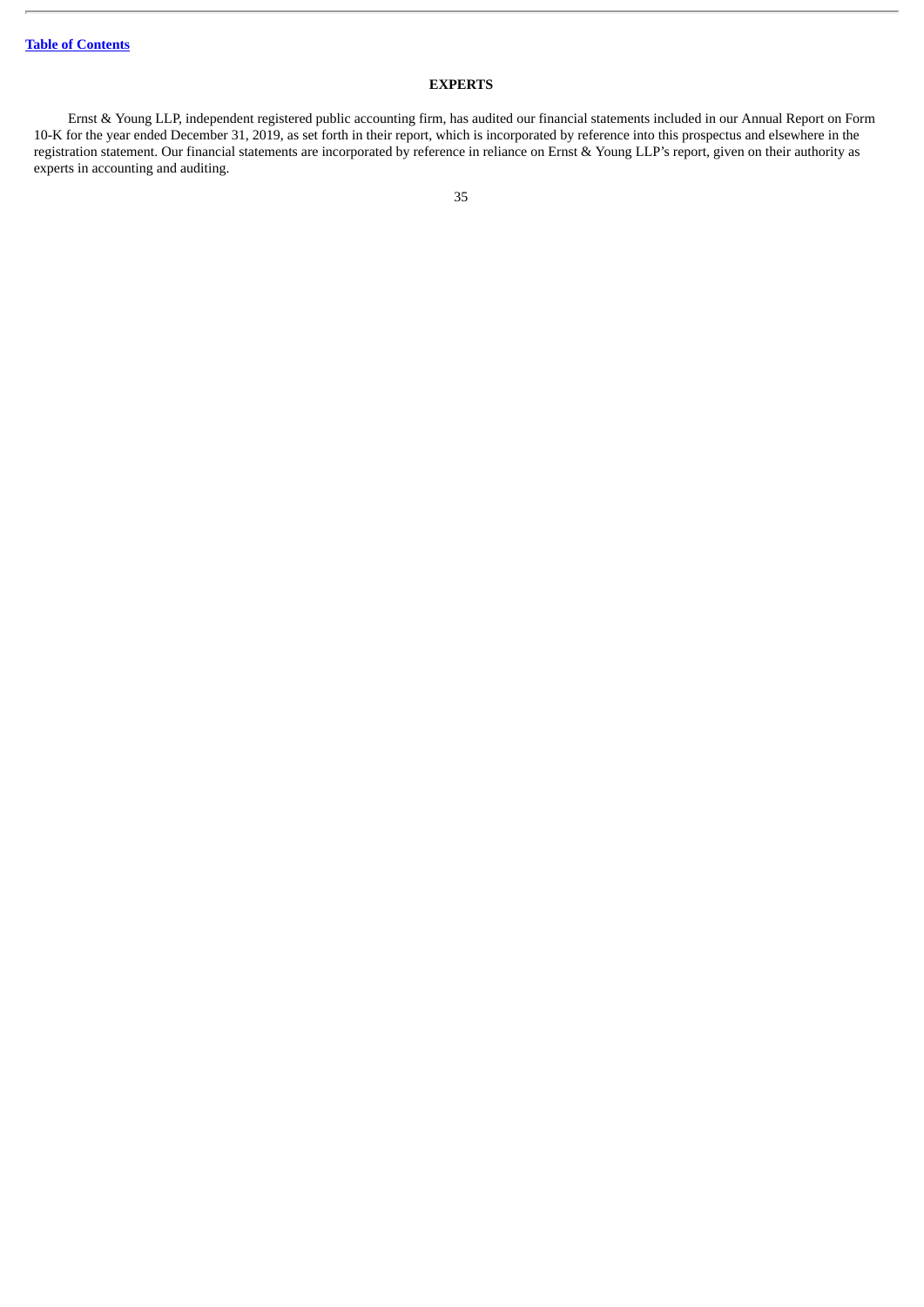## EXPERTS

Ernst & Young LLP, independent registered public accounting firm, has audited our financial statements included in our Annual Report on Form 10-K for the year ended December 31, 2019, as set forth in their report, which is incorporated by reference into this prospectus and elsewhere in the registration statement. Our financial statements are incorporated by reference in reliance on Ernst & Young LLP's report, given on their authority as experts in accounting and auditing.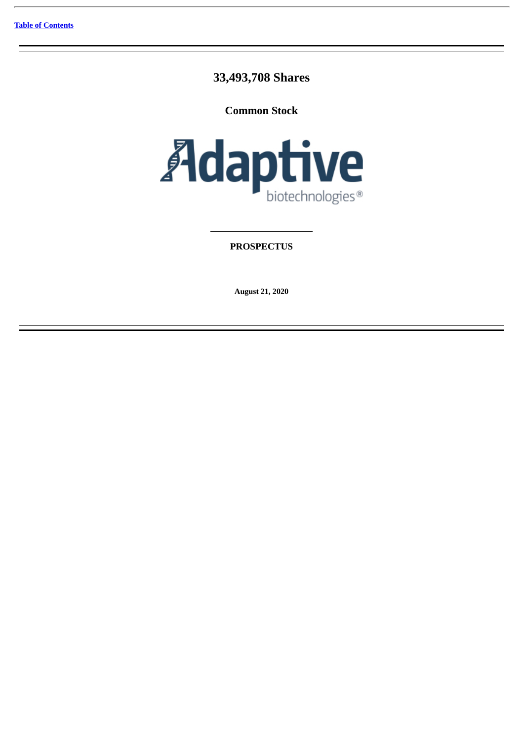[Table of Contents](#)

# 33,493,708 Shares

## Common Stock

Adaptive biotechnologies®

**PROSPECTUS**

**August 21, 2020**